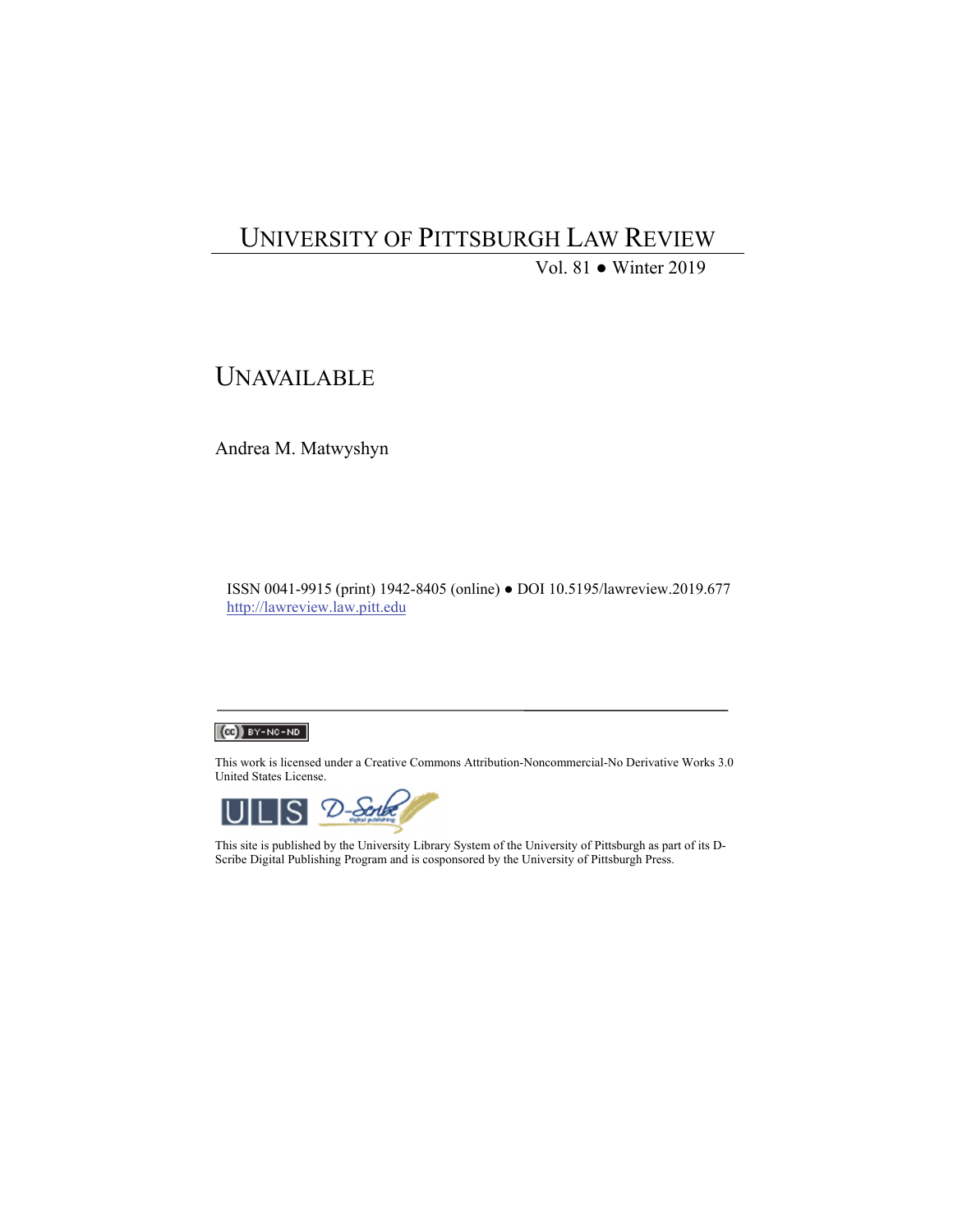# UNIVERSITY OF PITTSBURGH LAW REVIEW

Vol. 81 ● Winter 2019

## UNAVAILABLE

Andrea M. Matwyshyn

ISSN 0041-9915 (print) 1942-8405 (online) ● DOI 10.5195/lawreview.2019.677
http://lawreview.law.pitt.edu

---

This work is licensed under a Creative Commons Attribution-Noncommercial-No Derivative Works 3.0 United States License.

This site is published by the University Library System of the University of Pittsburgh as part of its D-Scribe Digital Publishing Program and is cosponsored by the University of Pittsburgh Press.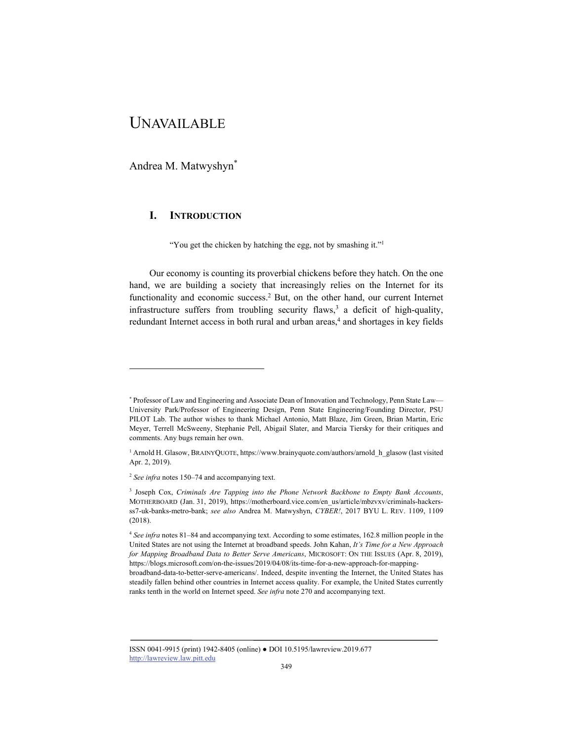# UNAVAILABLE

Andrea M. Matwyshyn[*]

## I. INTRODUCTION

"You get the chicken by hatching the egg, not by smashing it."[1]

Our economy is counting its proverbial chickens before they hatch. On the one hand, we are building a society that increasingly relies on the Internet for its functionality and economic success.[2] But, on the other hand, our current Internet infrastructure suffers from troubling security flaws,[3] a deficit of high-quality, redundant Internet access in both rural and urban areas,[4] and shortages in key fields

---

[*] Professor of Law and Engineering and Associate Dean of Innovation and Technology, Penn State Law—University Park/Professor of Engineering Design, Penn State Engineering/Founding Director, PSU PILOT Lab. The author wishes to thank Michael Antonio, Matt Blaze, Jim Green, Brian Martin, Eric Meyer, Terrell McSweeny, Stephanie Pell, Abigail Slater, and Marcia Tiersky for their critiques and comments. Any bugs remain her own.

[1] Arnold H. Glasow, BRAINYQUOTE, https://www.brainyquote.com/authors/arnold_h_glasow (last visited Apr. 2, 2019).

[2] *See infra* notes 150–74 and accompanying text.

[3] Joseph Cox, *Criminals Are Tapping into the Phone Network Backbone to Empty Bank Accounts*, MOTHERBOARD (Jan. 31, 2019), https://motherboard.vice.com/en_us/article/mbzvxv/criminals-hackers-ss7-uk-banks-metro-bank; *see also* Andrea M. Matwyshyn, *CYBER!*, 2017 BYU L. REV. 1109, 1109 (2018).

[4] *See infra* notes 81–84 and accompanying text. According to some estimates, 162.8 million people in the United States are not using the Internet at broadband speeds. John Kahan, *It's Time for a New Approach for Mapping Broadband Data to Better Serve Americans*, MICROSOFT: ON THE ISSUES (Apr. 8, 2019), https://blogs.microsoft.com/on-the-issues/2019/04/08/its-time-for-a-new-approach-for-mapping-broadband-data-to-better-serve-americans/. Indeed, despite inventing the Internet, the United States has steadily fallen behind other countries in Internet access quality. For example, the United States currently ranks tenth in the world on Internet speed. *See infra* note 270 and accompanying text.

ISSN 0041-9915 (print) 1942-8405 (online) ● DOI 10.5195/lawreview.2019.677
http://lawreview.law.pitt.edu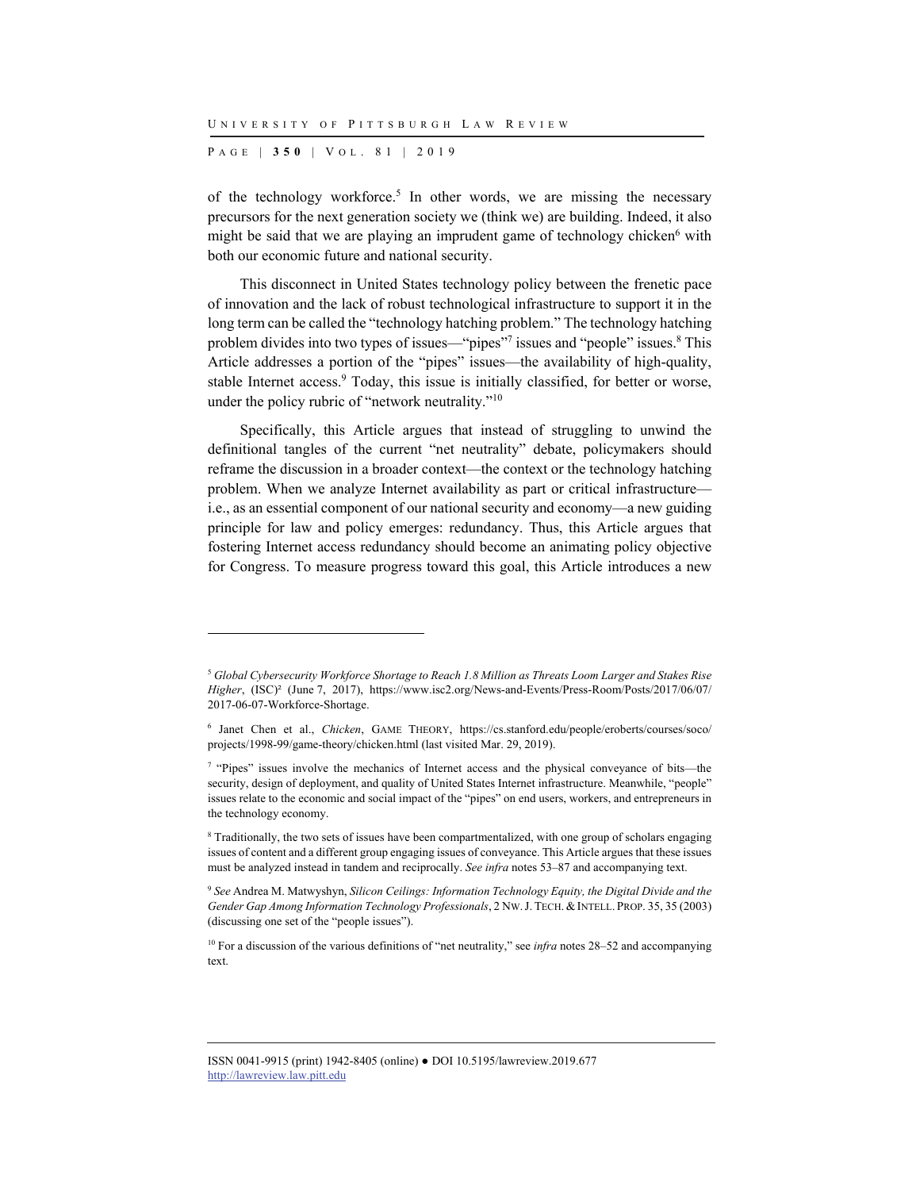of the technology workforce.[5] In other words, we are missing the necessary precursors for the next generation society we (think we) are building. Indeed, it also might be said that we are playing an imprudent game of technology chicken[6] with both our economic future and national security.

This disconnect in United States technology policy between the frenetic pace of innovation and the lack of robust technological infrastructure to support it in the long term can be called the "technology hatching problem." The technology hatching problem divides into two types of issues—"pipes"[7] issues and "people" issues.[8] This Article addresses a portion of the "pipes" issues—the availability of high-quality, stable Internet access.[9] Today, this issue is initially classified, for better or worse, under the policy rubric of "network neutrality."[10]

Specifically, this Article argues that instead of struggling to unwind the definitional tangles of the current "net neutrality" debate, policymakers should reframe the discussion in a broader context—the context or the technology hatching problem. When we analyze Internet availability as part or critical infrastructure—i.e., as an essential component of our national security and economy—a new guiding principle for law and policy emerges: redundancy. Thus, this Article argues that fostering Internet access redundancy should become an animating policy objective for Congress. To measure progress toward this goal, this Article introduces a new

---

[5] *Global Cybersecurity Workforce Shortage to Reach 1.8 Million as Threats Loom Larger and Stakes Rise Higher*, (ISC)² (June 7, 2017), https://www.isc2.org/News-and-Events/Press-Room/Posts/2017/06/07/2017-06-07-Workforce-Shortage.

[6] Janet Chen et al., *Chicken*, GAME THEORY, https://cs.stanford.edu/people/eroberts/courses/soco/projects/1998-99/game-theory/chicken.html (last visited Mar. 29, 2019).

[7] "Pipes" issues involve the mechanics of Internet access and the physical conveyance of bits—the security, design of deployment, and quality of United States Internet infrastructure. Meanwhile, "people" issues relate to the economic and social impact of the "pipes" on end users, workers, and entrepreneurs in the technology economy.

[8] Traditionally, the two sets of issues have been compartmentalized, with one group of scholars engaging issues of content and a different group engaging issues of conveyance. This Article argues that these issues must be analyzed instead in tandem and reciprocally. *See infra* notes 53–87 and accompanying text.

[9] *See* Andrea M. Matwyshyn, *Silicon Ceilings: Information Technology Equity, the Digital Divide and the Gender Gap Among Information Technology Professionals*, 2 NW. J. TECH. & INTELL. PROP. 35, 35 (2003) (discussing one set of the "people issues").

[10] For a discussion of the various definitions of "net neutrality," see *infra* notes 28–52 and accompanying text.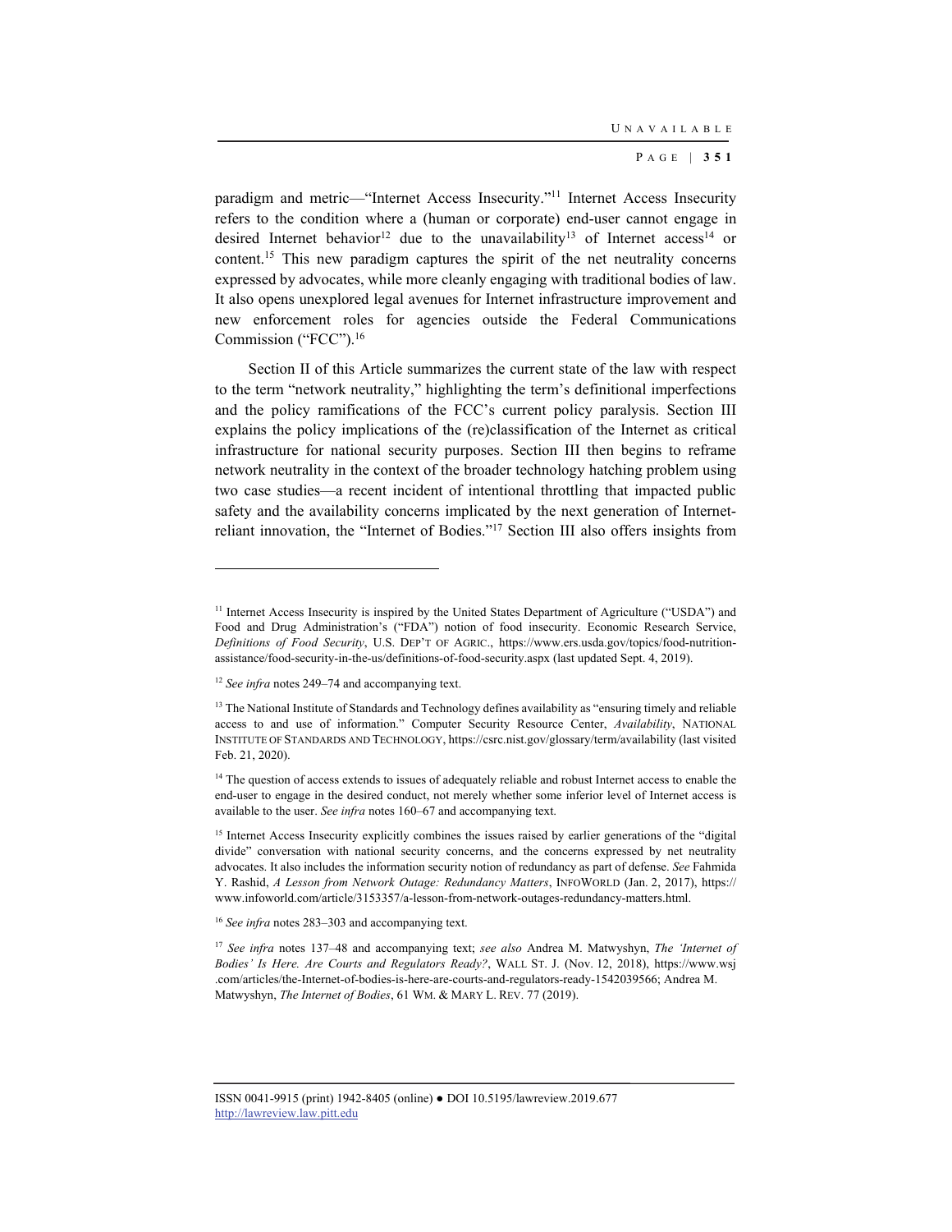paradigm and metric—"Internet Access Insecurity."[11] Internet Access Insecurity refers to the condition where a (human or corporate) end-user cannot engage in desired Internet behavior[12] due to the unavailability[13] of Internet access[14] or content.[15] This new paradigm captures the spirit of the net neutrality concerns expressed by advocates, while more cleanly engaging with traditional bodies of law. It also opens unexplored legal avenues for Internet infrastructure improvement and new enforcement roles for agencies outside the Federal Communications Commission ("FCC").[16]

Section II of this Article summarizes the current state of the law with respect to the term "network neutrality," highlighting the term's definitional imperfections and the policy ramifications of the FCC's current policy paralysis. Section III explains the policy implications of the (re)classification of the Internet as critical infrastructure for national security purposes. Section III then begins to reframe network neutrality in the context of the broader technology hatching problem using two case studies—a recent incident of intentional throttling that impacted public safety and the availability concerns implicated by the next generation of Internet-reliant innovation, the "Internet of Bodies."[17] Section III also offers insights from

---

[11] Internet Access Insecurity is inspired by the United States Department of Agriculture ("USDA") and Food and Drug Administration's ("FDA") notion of food insecurity. Economic Research Service, *Definitions of Food Security*, U.S. DEP'T OF AGRIC., https://www.ers.usda.gov/topics/food-nutrition-assistance/food-security-in-the-us/definitions-of-food-security.aspx (last updated Sept. 4, 2019).

[12] *See infra* notes 249–74 and accompanying text.

[13] The National Institute of Standards and Technology defines availability as "ensuring timely and reliable access to and use of information." Computer Security Resource Center, *Availability*, NATIONAL INSTITUTE OF STANDARDS AND TECHNOLOGY, https://csrc.nist.gov/glossary/term/availability (last visited Feb. 21, 2020).

[14] The question of access extends to issues of adequately reliable and robust Internet access to enable the end-user to engage in the desired conduct, not merely whether some inferior level of Internet access is available to the user. *See infra* notes 160–67 and accompanying text.

[15] Internet Access Insecurity explicitly combines the issues raised by earlier generations of the "digital divide" conversation with national security concerns, and the concerns expressed by net neutrality advocates. It also includes the information security notion of redundancy as part of defense. *See* Fahmida Y. Rashid, *A Lesson from Network Outage: Redundancy Matters*, INFOWORLD (Jan. 2, 2017), https://www.infoworld.com/article/3153357/a-lesson-from-network-outages-redundancy-matters.html.

[16] *See infra* notes 283–303 and accompanying text.

[17] *See infra* notes 137–48 and accompanying text; *see also* Andrea M. Matwyshyn, *The 'Internet of Bodies' Is Here. Are Courts and Regulators Ready?*, WALL ST. J. (Nov. 12, 2018), https://www.wsj.com/articles/the-Internet-of-bodies-is-here-are-courts-and-regulators-ready-1542039566; Andrea M. Matwyshyn, *The Internet of Bodies*, 61 WM. & MARY L. REV. 77 (2019).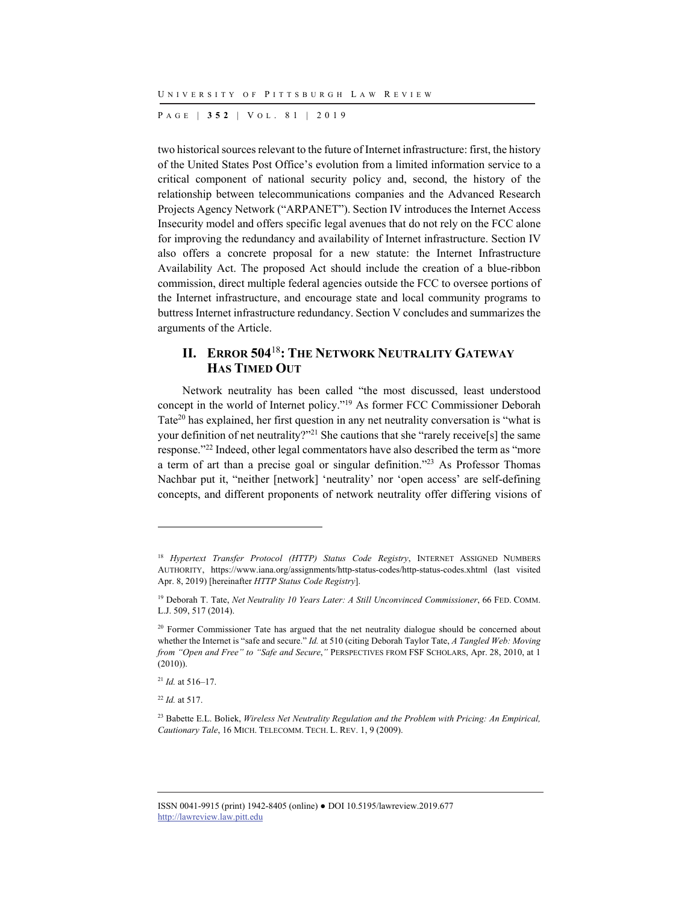two historical sources relevant to the future of Internet infrastructure: first, the history of the United States Post Office's evolution from a limited information service to a critical component of national security policy and, second, the history of the relationship between telecommunications companies and the Advanced Research Projects Agency Network ("ARPANET"). Section IV introduces the Internet Access Insecurity model and offers specific legal avenues that do not rely on the FCC alone for improving the redundancy and availability of Internet infrastructure. Section IV also offers a concrete proposal for a new statute: the Internet Infrastructure Availability Act. The proposed Act should include the creation of a blue-ribbon commission, direct multiple federal agencies outside the FCC to oversee portions of the Internet infrastructure, and encourage state and local community programs to buttress Internet infrastructure redundancy. Section V concludes and summarizes the arguments of the Article.

## II. Error 504[18]: The Network Neutrality Gateway Has Timed Out

Network neutrality has been called "the most discussed, least understood concept in the world of Internet policy."[19] As former FCC Commissioner Deborah Tate[20] has explained, her first question in any net neutrality conversation is "what is your definition of net neutrality?"[21] She cautions that she "rarely receive[s] the same response."[22] Indeed, other legal commentators have also described the term as "more a term of art than a precise goal or singular definition."[23] As Professor Thomas Nachbar put it, "neither [network] 'neutrality' nor 'open access' are self-defining concepts, and different proponents of network neutrality offer differing visions of

---

[18] *Hypertext Transfer Protocol (HTTP) Status Code Registry*, INTERNET ASSIGNED NUMBERS AUTHORITY, https://www.iana.org/assignments/http-status-codes/http-status-codes.xhtml (last visited Apr. 8, 2019) [hereinafter *HTTP Status Code Registry*].

[19] Deborah T. Tate, *Net Neutrality 10 Years Later: A Still Unconvinced Commissioner*, 66 FED. COMM. L.J. 509, 517 (2014).

[20] Former Commissioner Tate has argued that the net neutrality dialogue should be concerned about whether the Internet is "safe and secure." *Id.* at 510 (citing Deborah Taylor Tate, *A Tangled Web: Moving from "Open and Free" to "Safe and Secure*,*"* PERSPECTIVES FROM FSF SCHOLARS, Apr. 28, 2010, at 1 (2010)).

[21] *Id.* at 516–17.

[22] *Id.* at 517.

[23] Babette E.L. Boliek, *Wireless Net Neutrality Regulation and the Problem with Pricing: An Empirical, Cautionary Tale*, 16 MICH. TELECOMM. TECH. L. REV. 1, 9 (2009).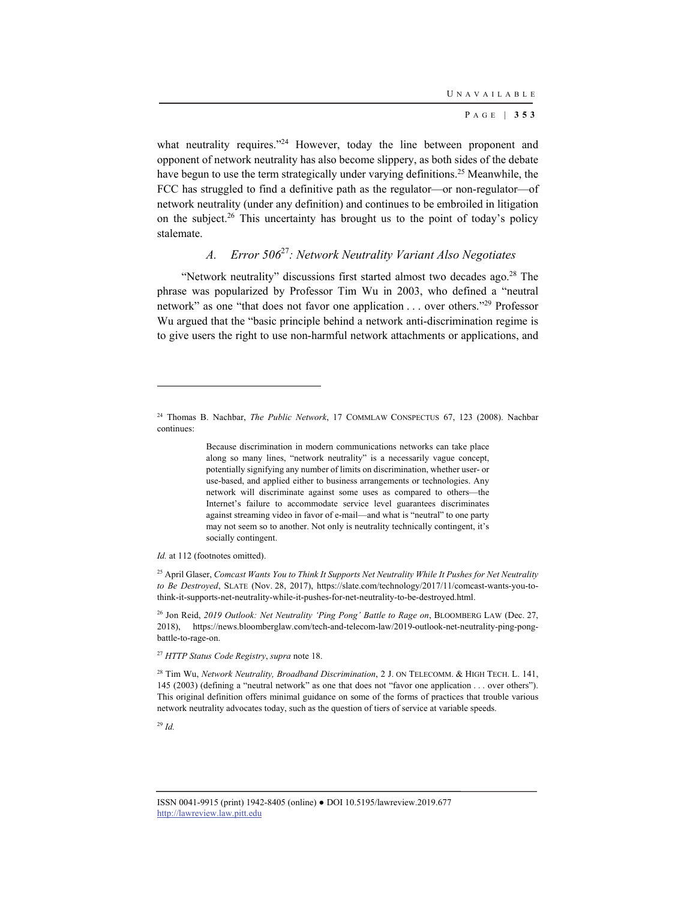what neutrality requires."[24] However, today the line between proponent and opponent of network neutrality has also become slippery, as both sides of the debate have begun to use the term strategically under varying definitions.[25] Meanwhile, the FCC has struggled to find a definitive path as the regulator—or non-regulator—of network neutrality (under any definition) and continues to be embroiled in litigation on the subject.[26] This uncertainty has brought us to the point of today's policy stalemate.

### *A. Error 506[27]: Network Neutrality Variant Also Negotiates*

"Network neutrality" discussions first started almost two decades ago.[28] The phrase was popularized by Professor Tim Wu in 2003, who defined a "neutral network" as one "that does not favor one application . . . over others."[29] Professor Wu argued that the "basic principle behind a network anti-discrimination regime is to give users the right to use non-harmful network attachments or applications, and

---

[24] Thomas B. Nachbar, *The Public Network*, 17 COMMLAW CONSPECTUS 67, 123 (2008). Nachbar continues:

> Because discrimination in modern communications networks can take place along so many lines, "network neutrality" is a necessarily vague concept, potentially signifying any number of limits on discrimination, whether user- or use-based, and applied either to business arrangements or technologies. Any network will discriminate against some uses as compared to others—the Internet's failure to accommodate service level guarantees discriminates against streaming video in favor of e-mail—and what is "neutral" to one party may not seem so to another. Not only is neutrality technically contingent, it's socially contingent.

*Id.* at 112 (footnotes omitted).

[25] April Glaser, *Comcast Wants You to Think It Supports Net Neutrality While It Pushes for Net Neutrality to Be Destroyed*, SLATE (Nov. 28, 2017), https://slate.com/technology/2017/11/comcast-wants-you-to-think-it-supports-net-neutrality-while-it-pushes-for-net-neutrality-to-be-destroyed.html.

[26] Jon Reid, *2019 Outlook: Net Neutrality 'Ping Pong' Battle to Rage on*, BLOOMBERG LAW (Dec. 27, 2018), https://news.bloomberglaw.com/tech-and-telecom-law/2019-outlook-net-neutrality-ping-pong-battle-to-rage-on.

[27] *HTTP Status Code Registry*, *supra* note 18.

[28] Tim Wu, *Network Neutrality, Broadband Discrimination*, 2 J. ON TELECOMM. & HIGH TECH. L. 141, 145 (2003) (defining a "neutral network" as one that does not "favor one application . . . over others"). This original definition offers minimal guidance on some of the forms of practices that trouble various network neutrality advocates today, such as the question of tiers of service at variable speeds.

[29] *Id.*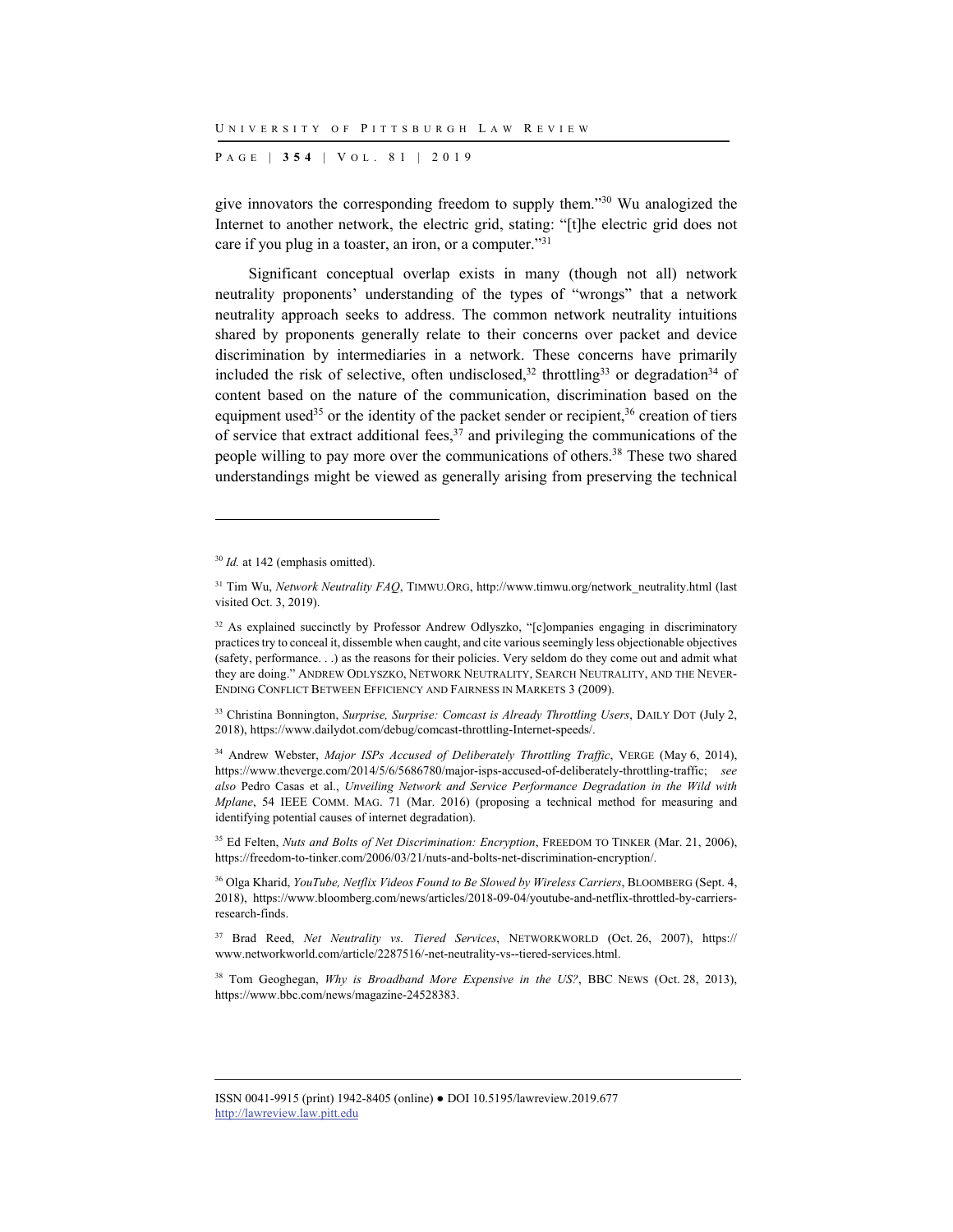give innovators the corresponding freedom to supply them."[30] Wu analogized the Internet to another network, the electric grid, stating: "[t]he electric grid does not care if you plug in a toaster, an iron, or a computer."[31]

Significant conceptual overlap exists in many (though not all) network neutrality proponents' understanding of the types of "wrongs" that a network neutrality approach seeks to address. The common network neutrality intuitions shared by proponents generally relate to their concerns over packet and device discrimination by intermediaries in a network. These concerns have primarily included the risk of selective, often undisclosed,[32] throttling[33] or degradation[34] of content based on the nature of the communication, discrimination based on the equipment used[35] or the identity of the packet sender or recipient,[36] creation of tiers of service that extract additional fees,[37] and privileging the communications of the people willing to pay more over the communications of others.[38] These two shared understandings might be viewed as generally arising from preserving the technical

---

[30] *Id.* at 142 (emphasis omitted).

[31] Tim Wu, *Network Neutrality FAQ*, TIMWU.ORG, http://www.timwu.org/network_neutrality.html (last visited Oct. 3, 2019).

[32] As explained succinctly by Professor Andrew Odlyszko, "[c]ompanies engaging in discriminatory practices try to conceal it, dissemble when caught, and cite various seemingly less objectionable objectives (safety, performance. . .) as the reasons for their policies. Very seldom do they come out and admit what they are doing." ANDREW ODLYSZKO, NETWORK NEUTRALITY, SEARCH NEUTRALITY, AND THE NEVER-ENDING CONFLICT BETWEEN EFFICIENCY AND FAIRNESS IN MARKETS 3 (2009).

[33] Christina Bonnington, *Surprise, Surprise: Comcast is Already Throttling Users*, DAILY DOT (July 2, 2018), https://www.dailydot.com/debug/comcast-throttling-Internet-speeds/.

[34] Andrew Webster, *Major ISPs Accused of Deliberately Throttling Traffic*, VERGE (May 6, 2014), https://www.theverge.com/2014/5/6/5686780/major-isps-accused-of-deliberately-throttling-traffic; *see also* Pedro Casas et al., *Unveiling Network and Service Performance Degradation in the Wild with Mplane*, 54 IEEE COMM. MAG. 71 (Mar. 2016) (proposing a technical method for measuring and identifying potential causes of internet degradation).

[35] Ed Felten, *Nuts and Bolts of Net Discrimination: Encryption*, FREEDOM TO TINKER (Mar. 21, 2006), https://freedom-to-tinker.com/2006/03/21/nuts-and-bolts-net-discrimination-encryption/.

[36] Olga Kharid, *YouTube, Netflix Videos Found to Be Slowed by Wireless Carriers*, BLOOMBERG (Sept. 4, 2018), https://www.bloomberg.com/news/articles/2018-09-04/youtube-and-netflix-throttled-by-carriers-research-finds.

[37] Brad Reed, *Net Neutrality vs. Tiered Services*, NETWORKWORLD (Oct. 26, 2007), https://www.networkworld.com/article/2287516/-net-neutrality-vs--tiered-services.html.

[38] Tom Geoghegan, *Why is Broadband More Expensive in the US?*, BBC NEWS (Oct. 28, 2013), https://www.bbc.com/news/magazine-24528383.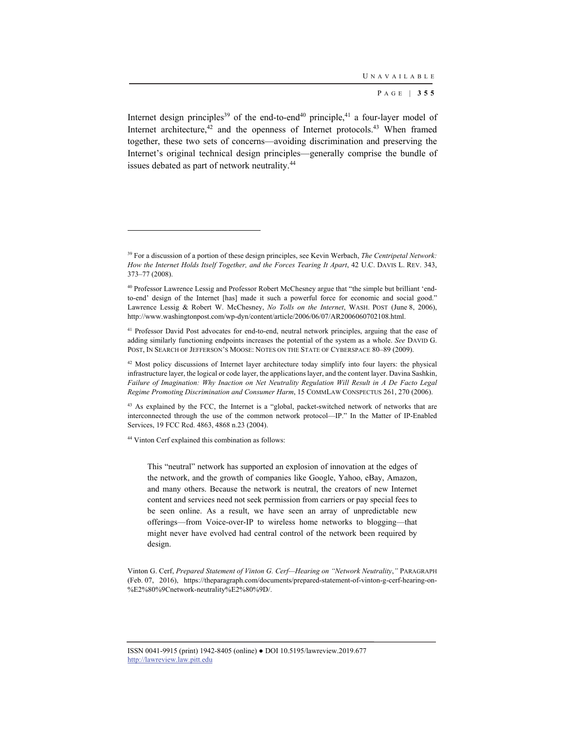Internet design principles[39] of the end-to-end[40] principle,[41] a four-layer model of Internet architecture,[42] and the openness of Internet protocols.[43] When framed together, these two sets of concerns—avoiding discrimination and preserving the Internet's original technical design principles—generally comprise the bundle of issues debated as part of network neutrality.[44]

---

[39] For a discussion of a portion of these design principles, see Kevin Werbach, *The Centripetal Network: How the Internet Holds Itself Together, and the Forces Tearing It Apart*, 42 U.C. DAVIS L. REV. 343, 373–77 (2008).

[40] Professor Lawrence Lessig and Professor Robert McChesney argue that "the simple but brilliant 'end-to-end' design of the Internet [has] made it such a powerful force for economic and social good." Lawrence Lessig & Robert W. McChesney, *No Tolls on the Internet*, WASH. POST (June 8, 2006), http://www.washingtonpost.com/wp-dyn/content/article/2006/06/07/AR2006060702108.html.

[41] Professor David Post advocates for end-to-end, neutral network principles, arguing that the ease of adding similarly functioning endpoints increases the potential of the system as a whole. *See* DAVID G. POST, IN SEARCH OF JEFFERSON'S MOOSE: NOTES ON THE STATE OF CYBERSPACE 80–89 (2009).

[42] Most policy discussions of Internet layer architecture today simplify into four layers: the physical infrastructure layer, the logical or code layer, the applications layer, and the content layer. Davina Sashkin, *Failure of Imagination: Why Inaction on Net Neutrality Regulation Will Result in A De Facto Legal Regime Promoting Discrimination and Consumer Harm*, 15 COMMLAW CONSPECTUS 261, 270 (2006).

[43] As explained by the FCC, the Internet is a "global, packet-switched network of networks that are interconnected through the use of the common network protocol—IP." In the Matter of IP-Enabled Services, 19 FCC Rcd. 4863, 4868 n.23 (2004).

[44] Vinton Cerf explained this combination as follows:

> This "neutral" network has supported an explosion of innovation at the edges of the network, and the growth of companies like Google, Yahoo, eBay, Amazon, and many others. Because the network is neutral, the creators of new Internet content and services need not seek permission from carriers or pay special fees to be seen online. As a result, we have seen an array of unpredictable new offerings—from Voice-over-IP to wireless home networks to blogging—that might never have evolved had central control of the network been required by design.

Vinton G. Cerf, *Prepared Statement of Vinton G. Cerf—Hearing on "Network Neutrality*,*"* PARAGRAPH (Feb. 07, 2016), https://theparagraph.com/documents/prepared-statement-of-vinton-g-cerf-hearing-on-%E2%80%9Cnetwork-neutrality%E2%80%9D/.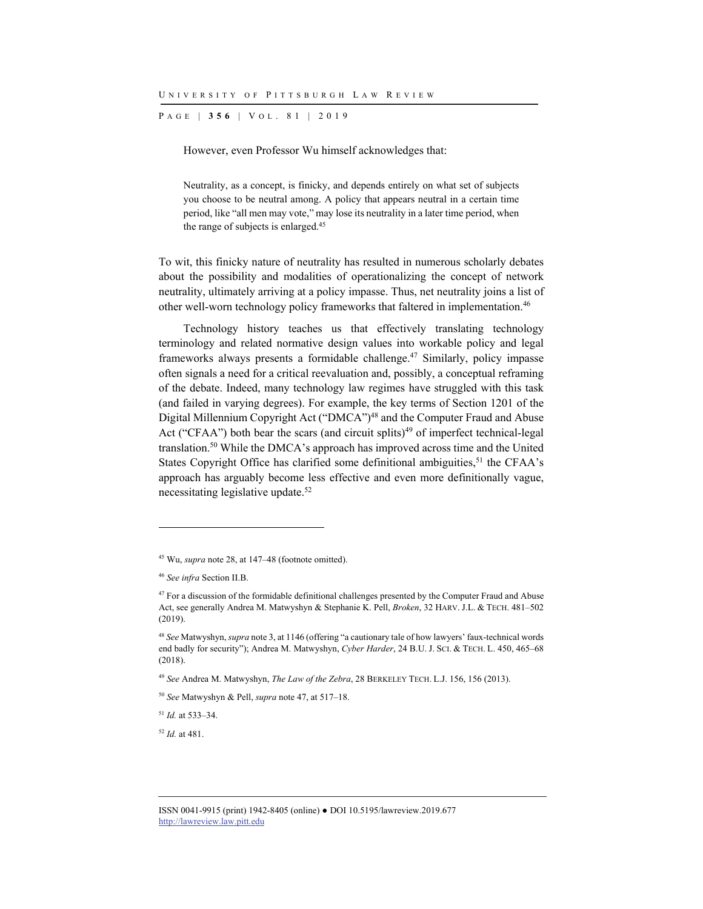However, even Professor Wu himself acknowledges that:

> Neutrality, as a concept, is finicky, and depends entirely on what set of subjects you choose to be neutral among. A policy that appears neutral in a certain time period, like "all men may vote," may lose its neutrality in a later time period, when the range of subjects is enlarged.[45]

To wit, this finicky nature of neutrality has resulted in numerous scholarly debates about the possibility and modalities of operationalizing the concept of network neutrality, ultimately arriving at a policy impasse. Thus, net neutrality joins a list of other well-worn technology policy frameworks that faltered in implementation.[46]

Technology history teaches us that effectively translating technology terminology and related normative design values into workable policy and legal frameworks always presents a formidable challenge.[47] Similarly, policy impasse often signals a need for a critical reevaluation and, possibly, a conceptual reframing of the debate. Indeed, many technology law regimes have struggled with this task (and failed in varying degrees). For example, the key terms of Section 1201 of the Digital Millennium Copyright Act ("DMCA")[48] and the Computer Fraud and Abuse Act ("CFAA") both bear the scars (and circuit splits)[49] of imperfect technical-legal translation.[50] While the DMCA's approach has improved across time and the United States Copyright Office has clarified some definitional ambiguities,[51] the CFAA's approach has arguably become less effective and even more definitionally vague, necessitating legislative update.[52]

---

[45] Wu, *supra* note 28, at 147–48 (footnote omitted).

[46] *See infra* Section II.B.

[47] For a discussion of the formidable definitional challenges presented by the Computer Fraud and Abuse Act, see generally Andrea M. Matwyshyn & Stephanie K. Pell, *Broken*, 32 HARV. J.L. & TECH. 481–502 (2019).

[48] *See* Matwyshyn, *supra* note 3, at 1146 (offering "a cautionary tale of how lawyers' faux-technical words end badly for security"); Andrea M. Matwyshyn, *Cyber Harder*, 24 B.U. J. SCI. & TECH. L. 450, 465–68 (2018).

[49] *See* Andrea M. Matwyshyn, *The Law of the Zebra*, 28 BERKELEY TECH. L.J. 156, 156 (2013).

[50] *See* Matwyshyn & Pell, *supra* note 47, at 517–18.

[51] *Id.* at 533–34.

[52] *Id.* at 481.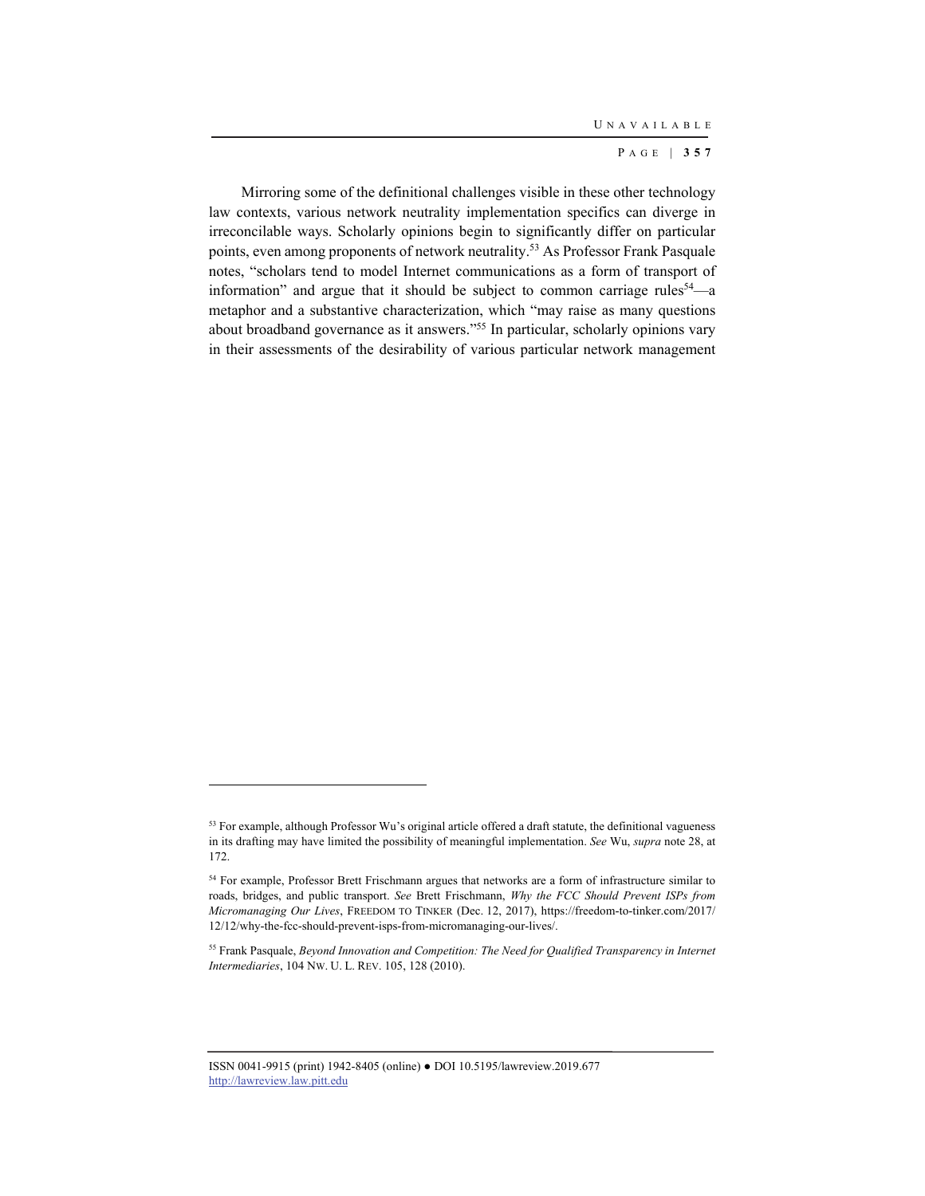Mirroring some of the definitional challenges visible in these other technology law contexts, various network neutrality implementation specifics can diverge in irreconcilable ways. Scholarly opinions begin to significantly differ on particular points, even among proponents of network neutrality.[53] As Professor Frank Pasquale notes, "scholars tend to model Internet communications as a form of transport of information" and argue that it should be subject to common carriage rules[54]—a metaphor and a substantive characterization, which "may raise as many questions about broadband governance as it answers."[55] In particular, scholarly opinions vary in their assessments of the desirability of various particular network management

---

[53] For example, although Professor Wu's original article offered a draft statute, the definitional vagueness in its drafting may have limited the possibility of meaningful implementation. *See* Wu, *supra* note 28, at 172.

[54] For example, Professor Brett Frischmann argues that networks are a form of infrastructure similar to roads, bridges, and public transport. *See* Brett Frischmann, *Why the FCC Should Prevent ISPs from Micromanaging Our Lives*, FREEDOM TO TINKER (Dec. 12, 2017), https://freedom-to-tinker.com/2017/12/12/why-the-fcc-should-prevent-isps-from-micromanaging-our-lives/.

[55] Frank Pasquale, *Beyond Innovation and Competition: The Need for Qualified Transparency in Internet Intermediaries*, 104 NW. U. L. REV. 105, 128 (2010).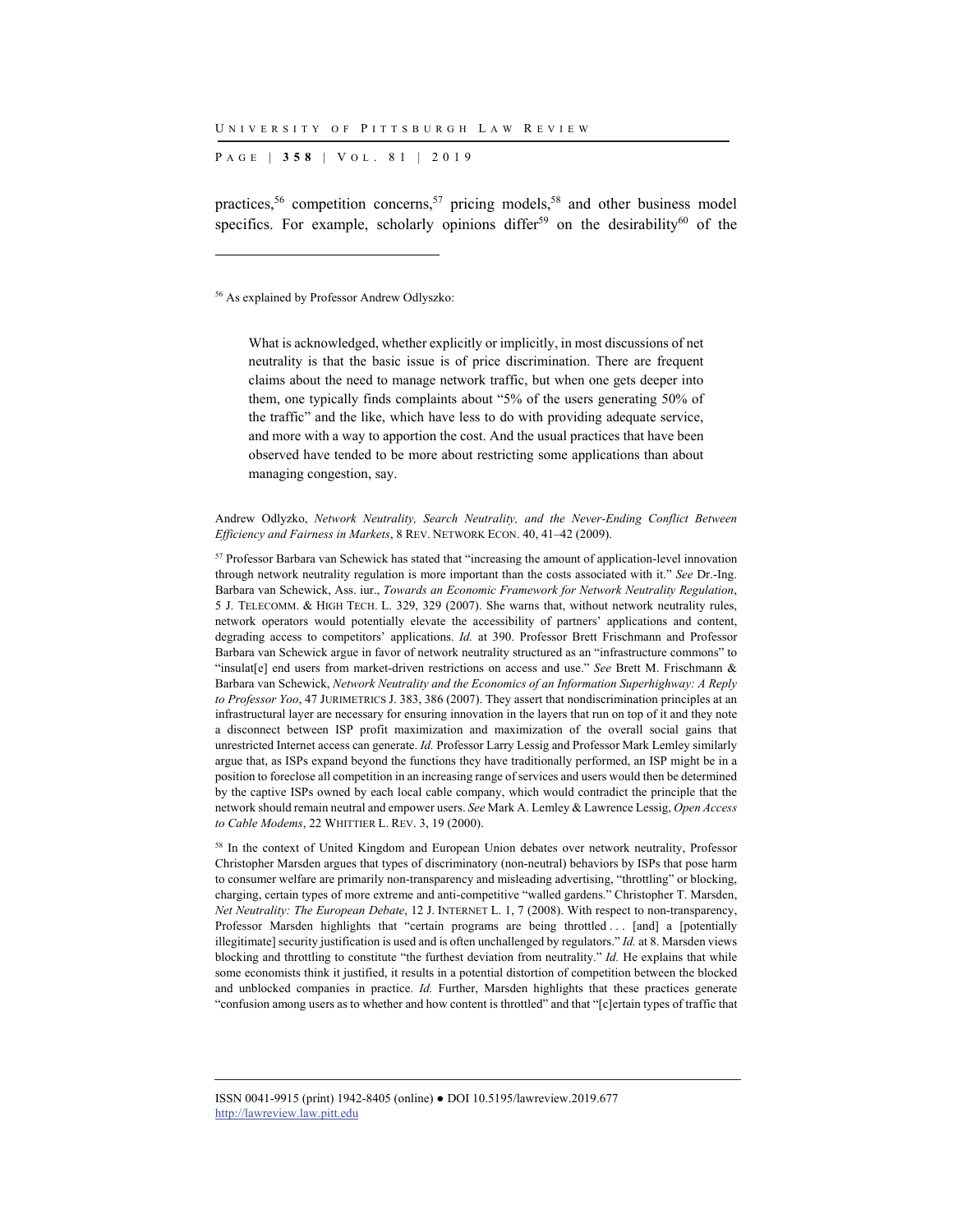practices,[56] competition concerns,[57] pricing models,[58] and other business model specifics. For example, scholarly opinions differ[59] on the desirability[60] of the

---

[56] As explained by Professor Andrew Odlyszko:

> What is acknowledged, whether explicitly or implicitly, in most discussions of net neutrality is that the basic issue is of price discrimination. There are frequent claims about the need to manage network traffic, but when one gets deeper into them, one typically finds complaints about "5% of the users generating 50% of the traffic" and the like, which have less to do with providing adequate service, and more with a way to apportion the cost. And the usual practices that have been observed have tended to be more about restricting some applications than about managing congestion, say.

Andrew Odlyzko, *Network Neutrality, Search Neutrality, and the Never-Ending Conflict Between Efficiency and Fairness in Markets*, 8 REV. NETWORK ECON. 40, 41–42 (2009).

[57] Professor Barbara van Schewick has stated that "increasing the amount of application-level innovation through network neutrality regulation is more important than the costs associated with it." *See* Dr.-Ing. Barbara van Schewick, Ass. iur., *Towards an Economic Framework for Network Neutrality Regulation*, 5 J. TELECOMM. & HIGH TECH. L. 329, 329 (2007). She warns that, without network neutrality rules, network operators would potentially elevate the accessibility of partners' applications and content, degrading access to competitors' applications. *Id.* at 390. Professor Brett Frischmann and Professor Barbara van Schewick argue in favor of network neutrality structured as an "infrastructure commons" to "insulat[e] end users from market-driven restrictions on access and use." *See* Brett M. Frischmann & Barbara van Schewick, *Network Neutrality and the Economics of an Information Superhighway: A Reply to Professor Yoo*, 47 JURIMETRICS J. 383, 386 (2007). They assert that nondiscrimination principles at an infrastructural layer are necessary for ensuring innovation in the layers that run on top of it and they note a disconnect between ISP profit maximization and maximization of the overall social gains that unrestricted Internet access can generate. *Id.* Professor Larry Lessig and Professor Mark Lemley similarly argue that, as ISPs expand beyond the functions they have traditionally performed, an ISP might be in a position to foreclose all competition in an increasing range of services and users would then be determined by the captive ISPs owned by each local cable company, which would contradict the principle that the network should remain neutral and empower users. *See* Mark A. Lemley & Lawrence Lessig, *Open Access to Cable Modems*, 22 WHITTIER L. REV. 3, 19 (2000).

[58] In the context of United Kingdom and European Union debates over network neutrality, Professor Christopher Marsden argues that types of discriminatory (non-neutral) behaviors by ISPs that pose harm to consumer welfare are primarily non-transparency and misleading advertising, "throttling" or blocking, charging, certain types of more extreme and anti-competitive "walled gardens." Christopher T. Marsden, *Net Neutrality: The European Debate*, 12 J. INTERNET L. 1, 7 (2008). With respect to non-transparency, Professor Marsden highlights that "certain programs are being throttled . . . [and] a [potentially illegitimate] security justification is used and is often unchallenged by regulators." *Id.* at 8. Marsden views blocking and throttling to constitute "the furthest deviation from neutrality." *Id.* He explains that while some economists think it justified, it results in a potential distortion of competition between the blocked and unblocked companies in practice. *Id.* Further, Marsden highlights that these practices generate "confusion among users as to whether and how content is throttled" and that "[c]ertain types of traffic that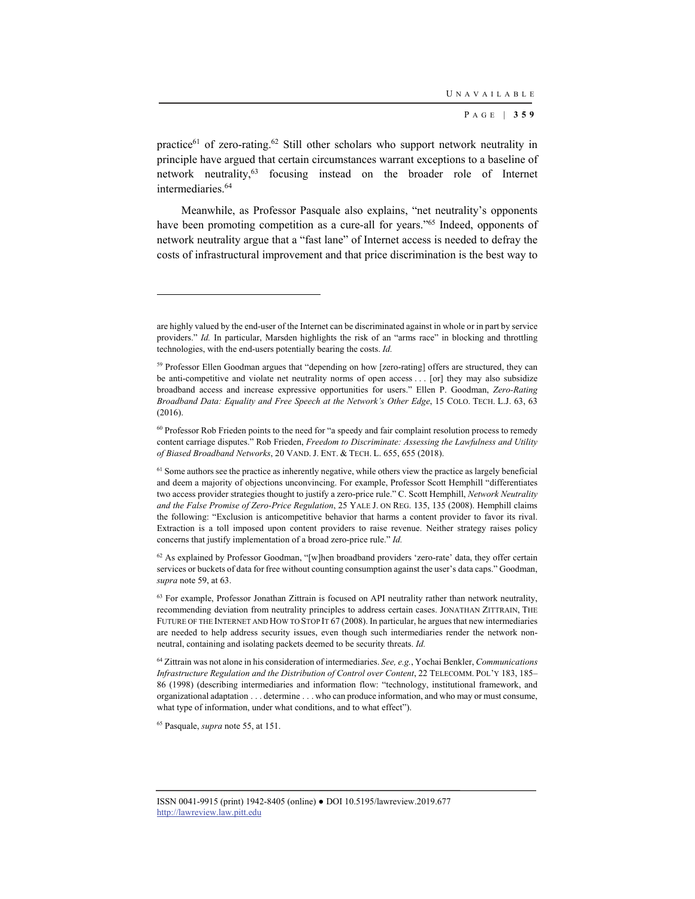practice[61] of zero-rating.[62] Still other scholars who support network neutrality in principle have argued that certain circumstances warrant exceptions to a baseline of network neutrality,[63] focusing instead on the broader role of Internet intermediaries.[64]

Meanwhile, as Professor Pasquale also explains, "net neutrality's opponents have been promoting competition as a cure-all for years."[65] Indeed, opponents of network neutrality argue that a "fast lane" of Internet access is needed to defray the costs of infrastructural improvement and that price discrimination is the best way to

---

are highly valued by the end-user of the Internet can be discriminated against in whole or in part by service providers." *Id.* In particular, Marsden highlights the risk of an "arms race" in blocking and throttling technologies, with the end-users potentially bearing the costs. *Id.*

[59] Professor Ellen Goodman argues that "depending on how [zero-rating] offers are structured, they can be anti-competitive and violate net neutrality norms of open access . . . [or] they may also subsidize broadband access and increase expressive opportunities for users." Ellen P. Goodman, *Zero-Rating Broadband Data: Equality and Free Speech at the Network's Other Edge*, 15 COLO. TECH. L.J. 63, 63 (2016).

[60] Professor Rob Frieden points to the need for "a speedy and fair complaint resolution process to remedy content carriage disputes." Rob Frieden, *Freedom to Discriminate: Assessing the Lawfulness and Utility of Biased Broadband Networks*, 20 VAND. J. ENT. & TECH. L. 655, 655 (2018).

[61] Some authors see the practice as inherently negative, while others view the practice as largely beneficial and deem a majority of objections unconvincing. For example, Professor Scott Hemphill "differentiates two access provider strategies thought to justify a zero-price rule." C. Scott Hemphill, *Network Neutrality and the False Promise of Zero-Price Regulation*, 25 YALE J. ON REG. 135, 135 (2008). Hemphill claims the following: "Exclusion is anticompetitive behavior that harms a content provider to favor its rival. Extraction is a toll imposed upon content providers to raise revenue. Neither strategy raises policy concerns that justify implementation of a broad zero-price rule." *Id.*

[62] As explained by Professor Goodman, "[w]hen broadband providers 'zero-rate' data, they offer certain services or buckets of data for free without counting consumption against the user's data caps." Goodman, *supra* note 59, at 63.

[63] For example, Professor Jonathan Zittrain is focused on API neutrality rather than network neutrality, recommending deviation from neutrality principles to address certain cases. JONATHAN ZITTRAIN, THE FUTURE OF THE INTERNET AND HOW TO STOP IT 67 (2008). In particular, he argues that new intermediaries are needed to help address security issues, even though such intermediaries render the network non-neutral, containing and isolating packets deemed to be security threats. *Id.*

[64] Zittrain was not alone in his consideration of intermediaries. *See, e.g.*, Yochai Benkler, *Communications Infrastructure Regulation and the Distribution of Control over Content*, 22 TELECOMM. POL'Y 183, 185–86 (1998) (describing intermediaries and information flow: "technology, institutional framework, and organizational adaptation . . . determine . . . who can produce information, and who may or must consume, what type of information, under what conditions, and to what effect").

[65] Pasquale, *supra* note 55, at 151.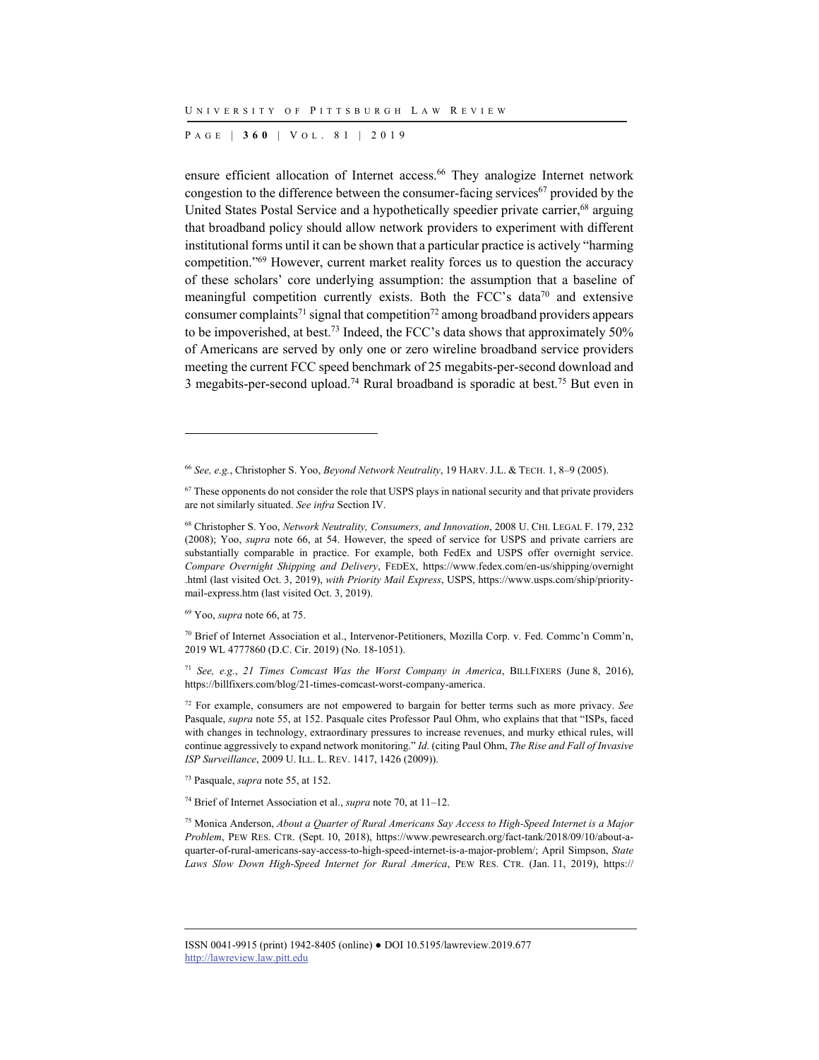ensure efficient allocation of Internet access.[66] They analogize Internet network congestion to the difference between the consumer-facing services[67] provided by the United States Postal Service and a hypothetically speedier private carrier,[68] arguing that broadband policy should allow network providers to experiment with different institutional forms until it can be shown that a particular practice is actively "harming competition."[69] However, current market reality forces us to question the accuracy of these scholars' core underlying assumption: the assumption that a baseline of meaningful competition currently exists. Both the FCC's data[70] and extensive consumer complaints[71] signal that competition[72] among broadband providers appears to be impoverished, at best.[73] Indeed, the FCC's data shows that approximately 50% of Americans are served by only one or zero wireline broadband service providers meeting the current FCC speed benchmark of 25 megabits-per-second download and 3 megabits-per-second upload.[74] Rural broadband is sporadic at best.[75] But even in

---

[66] *See, e.g.*, Christopher S. Yoo, *Beyond Network Neutrality*, 19 HARV. J.L. & TECH. 1, 8–9 (2005).

[67] These opponents do not consider the role that USPS plays in national security and that private providers are not similarly situated. *See infra* Section IV.

[68] Christopher S. Yoo, *Network Neutrality, Consumers, and Innovation*, 2008 U. CHI. LEGAL F. 179, 232 (2008); Yoo, *supra* note 66, at 54. However, the speed of service for USPS and private carriers are substantially comparable in practice. For example, both FedEx and USPS offer overnight service. *Compare Overnight Shipping and Delivery*, FEDEX, https://www.fedex.com/en-us/shipping/overnight.html (last visited Oct. 3, 2019), *with Priority Mail Express*, USPS, https://www.usps.com/ship/priority-mail-express.htm (last visited Oct. 3, 2019).

[69] Yoo, *supra* note 66, at 75.

[70] Brief of Internet Association et al., Intervenor-Petitioners, Mozilla Corp. v. Fed. Commc'n Comm'n, 2019 WL 4777860 (D.C. Cir. 2019) (No. 18-1051).

[71] *See, e.g.*, *21 Times Comcast Was the Worst Company in America*, BILLFIXERS (June 8, 2016), https://billfixers.com/blog/21-times-comcast-worst-company-america.

[72] For example, consumers are not empowered to bargain for better terms such as more privacy. *See* Pasquale, *supra* note 55, at 152. Pasquale cites Professor Paul Ohm, who explains that that "ISPs, faced with changes in technology, extraordinary pressures to increase revenues, and murky ethical rules, will continue aggressively to expand network monitoring." *Id.* (citing Paul Ohm, *The Rise and Fall of Invasive ISP Surveillance*, 2009 U. ILL. L. REV. 1417, 1426 (2009)).

[73] Pasquale, *supra* note 55, at 152.

[74] Brief of Internet Association et al., *supra* note 70, at 11–12.

[75] Monica Anderson, *About a Quarter of Rural Americans Say Access to High-Speed Internet is a Major Problem*, PEW RES. CTR. (Sept. 10, 2018), https://www.pewresearch.org/fact-tank/2018/09/10/about-a-quarter-of-rural-americans-say-access-to-high-speed-internet-is-a-major-problem/; April Simpson, *State Laws Slow Down High-Speed Internet for Rural America*, PEW RES. CTR. (Jan. 11, 2019), https://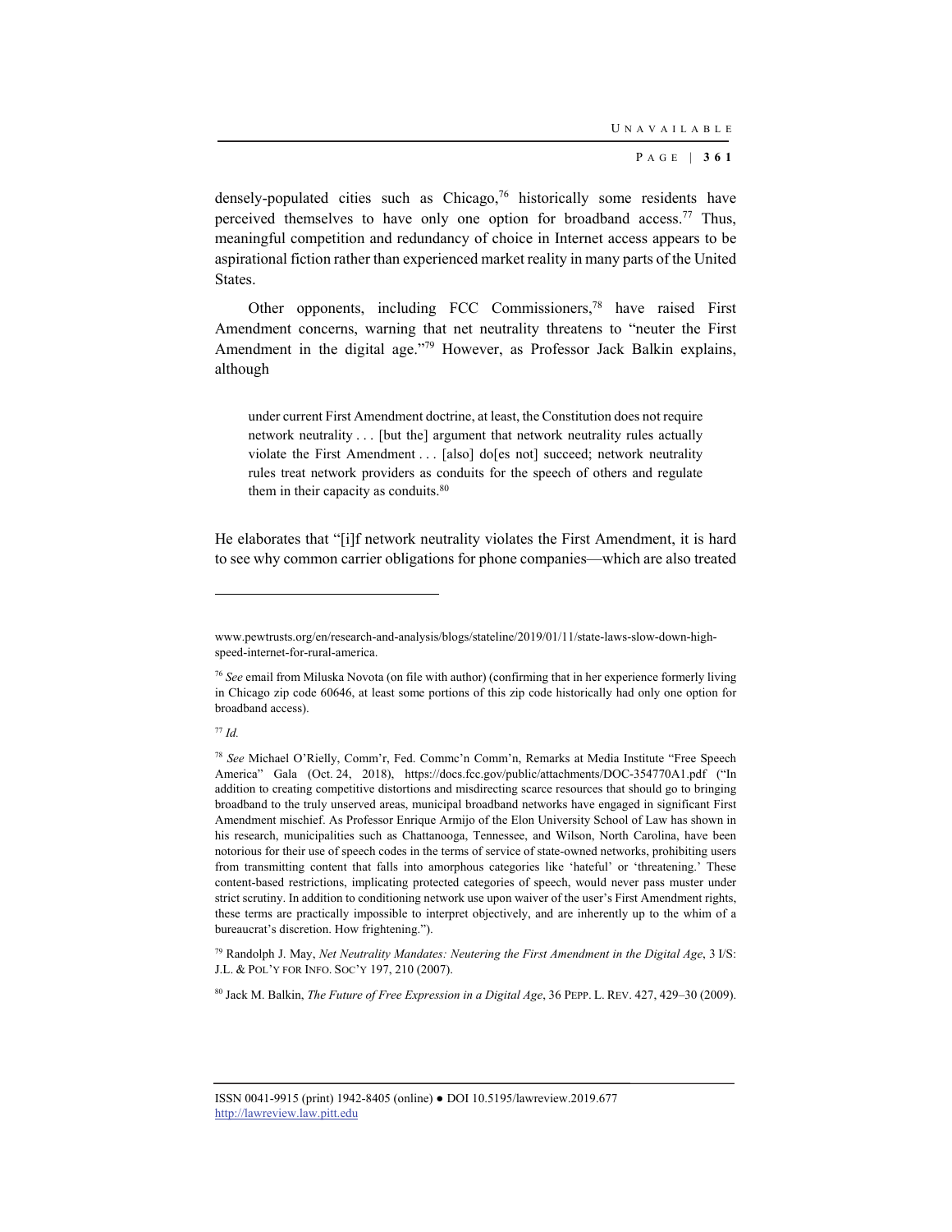densely-populated cities such as Chicago,[76] historically some residents have perceived themselves to have only one option for broadband access.[77] Thus, meaningful competition and redundancy of choice in Internet access appears to be aspirational fiction rather than experienced market reality in many parts of the United States.

Other opponents, including FCC Commissioners,[78] have raised First Amendment concerns, warning that net neutrality threatens to "neuter the First Amendment in the digital age."[79] However, as Professor Jack Balkin explains, although

> under current First Amendment doctrine, at least, the Constitution does not require network neutrality . . . [but the] argument that network neutrality rules actually violate the First Amendment . . . [also] do[es not] succeed; network neutrality rules treat network providers as conduits for the speech of others and regulate them in their capacity as conduits.[80]

He elaborates that "[i]f network neutrality violates the First Amendment, it is hard to see why common carrier obligations for phone companies—which are also treated

---

www.pewtrusts.org/en/research-and-analysis/blogs/stateline/2019/01/11/state-laws-slow-down-high-speed-internet-for-rural-america.

[76] *See* email from Miluska Novota (on file with author) (confirming that in her experience formerly living in Chicago zip code 60646, at least some portions of this zip code historically had only one option for broadband access).

[77] *Id.*

[78] *See* Michael O'Rielly, Comm'r, Fed. Commc'n Comm'n, Remarks at Media Institute "Free Speech America" Gala (Oct. 24, 2018), https://docs.fcc.gov/public/attachments/DOC-354770A1.pdf ("In addition to creating competitive distortions and misdirecting scarce resources that should go to bringing broadband to the truly unserved areas, municipal broadband networks have engaged in significant First Amendment mischief. As Professor Enrique Armijo of the Elon University School of Law has shown in his research, municipalities such as Chattanooga, Tennessee, and Wilson, North Carolina, have been notorious for their use of speech codes in the terms of service of state-owned networks, prohibiting users from transmitting content that falls into amorphous categories like 'hateful' or 'threatening.' These content-based restrictions, implicating protected categories of speech, would never pass muster under strict scrutiny. In addition to conditioning network use upon waiver of the user's First Amendment rights, these terms are practically impossible to interpret objectively, and are inherently up to the whim of a bureaucrat's discretion. How frightening.").

[79] Randolph J. May, *Net Neutrality Mandates: Neutering the First Amendment in the Digital Age*, 3 I/S: J.L. & POL'Y FOR INFO. SOC'Y 197, 210 (2007).

[80] Jack M. Balkin, *The Future of Free Expression in a Digital Age*, 36 PEPP. L. REV. 427, 429–30 (2009).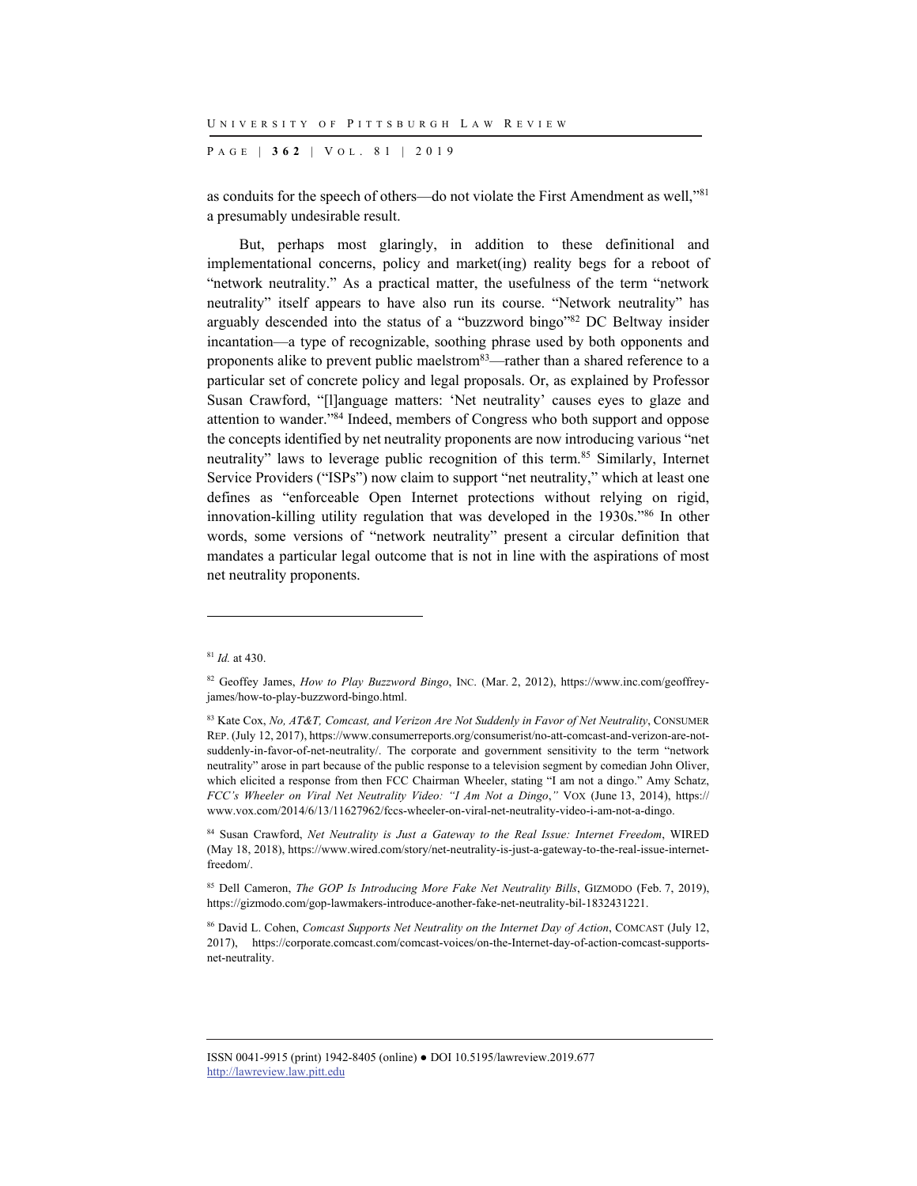as conduits for the speech of others—do not violate the First Amendment as well,"[81] a presumably undesirable result.

But, perhaps most glaringly, in addition to these definitional and implementational concerns, policy and market(ing) reality begs for a reboot of "network neutrality." As a practical matter, the usefulness of the term "network neutrality" itself appears to have also run its course. "Network neutrality" has arguably descended into the status of a "buzzword bingo"[82] DC Beltway insider incantation—a type of recognizable, soothing phrase used by both opponents and proponents alike to prevent public maelstrom[83]—rather than a shared reference to a particular set of concrete policy and legal proposals. Or, as explained by Professor Susan Crawford, "[l]anguage matters: 'Net neutrality' causes eyes to glaze and attention to wander."[84] Indeed, members of Congress who both support and oppose the concepts identified by net neutrality proponents are now introducing various "net neutrality" laws to leverage public recognition of this term.[85] Similarly, Internet Service Providers ("ISPs") now claim to support "net neutrality," which at least one defines as "enforceable Open Internet protections without relying on rigid, innovation-killing utility regulation that was developed in the 1930s."[86] In other words, some versions of "network neutrality" present a circular definition that mandates a particular legal outcome that is not in line with the aspirations of most net neutrality proponents.

---

[81] *Id.* at 430.

[82] Geoffrey James, *How to Play Buzzword Bingo*, INC. (Mar. 2, 2012), https://www.inc.com/geoffrey-james/how-to-play-buzzword-bingo.html.

[83] Kate Cox, *No, AT&T, Comcast, and Verizon Are Not Suddenly in Favor of Net Neutrality*, CONSUMER REP. (July 12, 2017), https://www.consumerreports.org/consumerist/no-att-comcast-and-verizon-are-not-suddenly-in-favor-of-net-neutrality/. The corporate and government sensitivity to the term "network neutrality" arose in part because of the public response to a television segment by comedian John Oliver, which elicited a response from then FCC Chairman Wheeler, stating "I am not a dingo." Amy Schatz, *FCC's Wheeler on Viral Net Neutrality Video: "I Am Not a Dingo*,*"* VOX (June 13, 2014), https://www.vox.com/2014/6/13/11627962/fccs-wheeler-on-viral-net-neutrality-video-i-am-not-a-dingo.

[84] Susan Crawford, *Net Neutrality is Just a Gateway to the Real Issue: Internet Freedom*, WIRED (May 18, 2018), https://www.wired.com/story/net-neutrality-is-just-a-gateway-to-the-real-issue-internet-freedom/.

[85] Dell Cameron, *The GOP Is Introducing More Fake Net Neutrality Bills*, GIZMODO (Feb. 7, 2019), https://gizmodo.com/gop-lawmakers-introduce-another-fake-net-neutrality-bil-1832431221.

[86] David L. Cohen, *Comcast Supports Net Neutrality on the Internet Day of Action*, COMCAST (July 12, 2017), https://corporate.comcast.com/comcast-voices/on-the-Internet-day-of-action-comcast-supports-net-neutrality.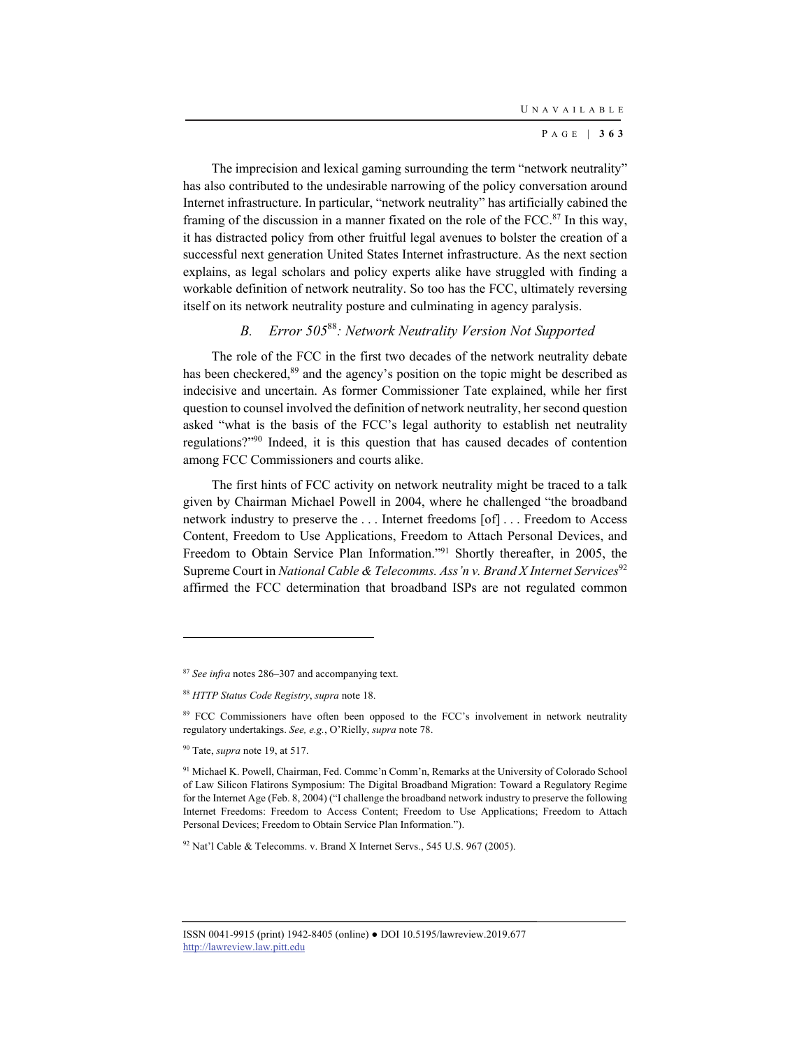The imprecision and lexical gaming surrounding the term "network neutrality" has also contributed to the undesirable narrowing of the policy conversation around Internet infrastructure. In particular, "network neutrality" has artificially cabined the framing of the discussion in a manner fixated on the role of the FCC.[87] In this way, it has distracted policy from other fruitful legal avenues to bolster the creation of a successful next generation United States Internet infrastructure. As the next section explains, as legal scholars and policy experts alike have struggled with finding a workable definition of network neutrality. So too has the FCC, ultimately reversing itself on its network neutrality posture and culminating in agency paralysis.

### B. *Error 505*[88]*: Network Neutrality Version Not Supported*

The role of the FCC in the first two decades of the network neutrality debate has been checkered,[89] and the agency's position on the topic might be described as indecisive and uncertain. As former Commissioner Tate explained, while her first question to counsel involved the definition of network neutrality, her second question asked "what is the basis of the FCC's legal authority to establish net neutrality regulations?"[90] Indeed, it is this question that has caused decades of contention among FCC Commissioners and courts alike.

The first hints of FCC activity on network neutrality might be traced to a talk given by Chairman Michael Powell in 2004, where he challenged "the broadband network industry to preserve the . . . Internet freedoms [of] . . . Freedom to Access Content, Freedom to Use Applications, Freedom to Attach Personal Devices, and Freedom to Obtain Service Plan Information."[91] Shortly thereafter, in 2005, the Supreme Court in *National Cable & Telecomms. Ass'n v. Brand X Internet Services*[92] affirmed the FCC determination that broadband ISPs are not regulated common

---

[87] *See infra* notes 286–307 and accompanying text.

[88] *HTTP Status Code Registry*, *supra* note 18.

[89] FCC Commissioners have often been opposed to the FCC's involvement in network neutrality regulatory undertakings. *See, e.g.*, O'Rielly, *supra* note 78.

[90] Tate, *supra* note 19, at 517.

[91] Michael K. Powell, Chairman, Fed. Commc'n Comm'n, Remarks at the University of Colorado School of Law Silicon Flatirons Symposium: The Digital Broadband Migration: Toward a Regulatory Regime for the Internet Age (Feb. 8, 2004) ("I challenge the broadband network industry to preserve the following Internet Freedoms: Freedom to Access Content; Freedom to Use Applications; Freedom to Attach Personal Devices; Freedom to Obtain Service Plan Information.").

[92] Nat'l Cable & Telecomms. v. Brand X Internet Servs., 545 U.S. 967 (2005).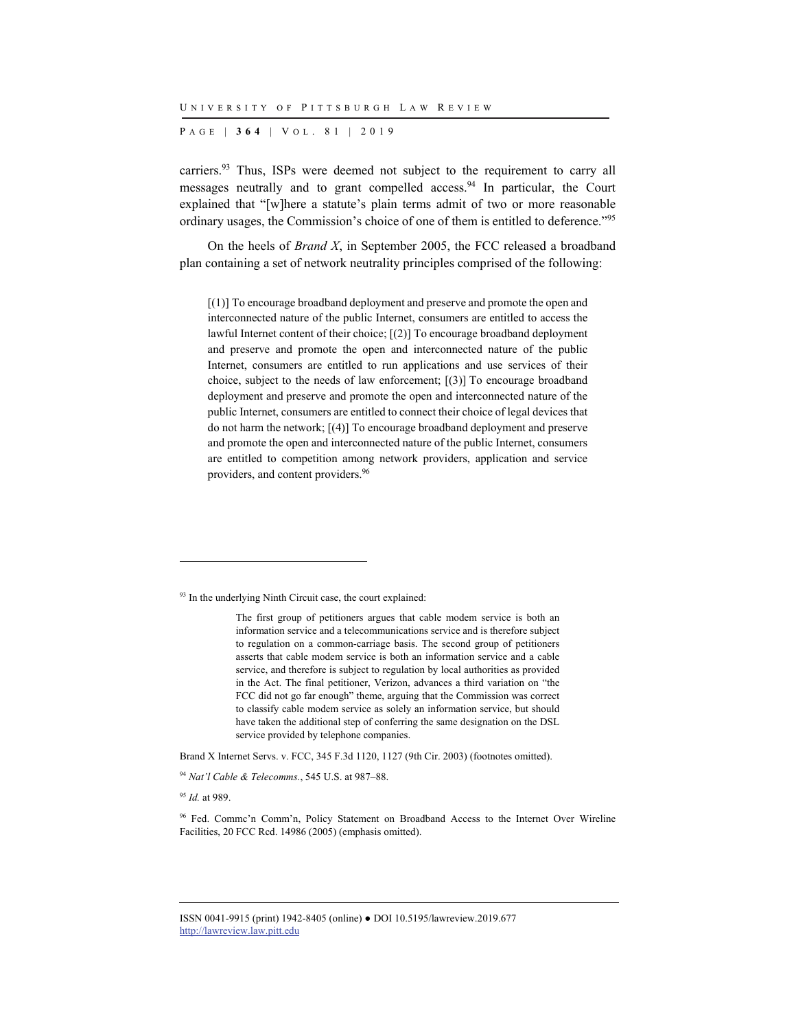carriers.[93] Thus, ISPs were deemed not subject to the requirement to carry all messages neutrally and to grant compelled access.[94] In particular, the Court explained that "[w]here a statute's plain terms admit of two or more reasonable ordinary usages, the Commission's choice of one of them is entitled to deference."[95]

On the heels of *Brand X*, in September 2005, the FCC released a broadband plan containing a set of network neutrality principles comprised of the following:

> [(1)] To encourage broadband deployment and preserve and promote the open and interconnected nature of the public Internet, consumers are entitled to access the lawful Internet content of their choice; [(2)] To encourage broadband deployment and preserve and promote the open and interconnected nature of the public Internet, consumers are entitled to run applications and use services of their choice, subject to the needs of law enforcement; [(3)] To encourage broadband deployment and preserve and promote the open and interconnected nature of the public Internet, consumers are entitled to connect their choice of legal devices that do not harm the network; [(4)] To encourage broadband deployment and preserve and promote the open and interconnected nature of the public Internet, consumers are entitled to competition among network providers, application and service providers, and content providers.[96]

---

[93] In the underlying Ninth Circuit case, the court explained:

> The first group of petitioners argues that cable modem service is both an information service and a telecommunications service and is therefore subject to regulation on a common-carriage basis. The second group of petitioners asserts that cable modem service is both an information service and a cable service, and therefore is subject to regulation by local authorities as provided in the Act. The final petitioner, Verizon, advances a third variation on "the FCC did not go far enough" theme, arguing that the Commission was correct to classify cable modem service as solely an information service, but should have taken the additional step of conferring the same designation on the DSL service provided by telephone companies.

Brand X Internet Servs. v. FCC, 345 F.3d 1120, 1127 (9th Cir. 2003) (footnotes omitted).

[94] *Nat'l Cable & Telecomms.*, 545 U.S. at 987–88.

[95] *Id.* at 989.

[96] Fed. Commc'n Comm'n, Policy Statement on Broadband Access to the Internet Over Wireline Facilities, 20 FCC Rcd. 14986 (2005) (emphasis omitted).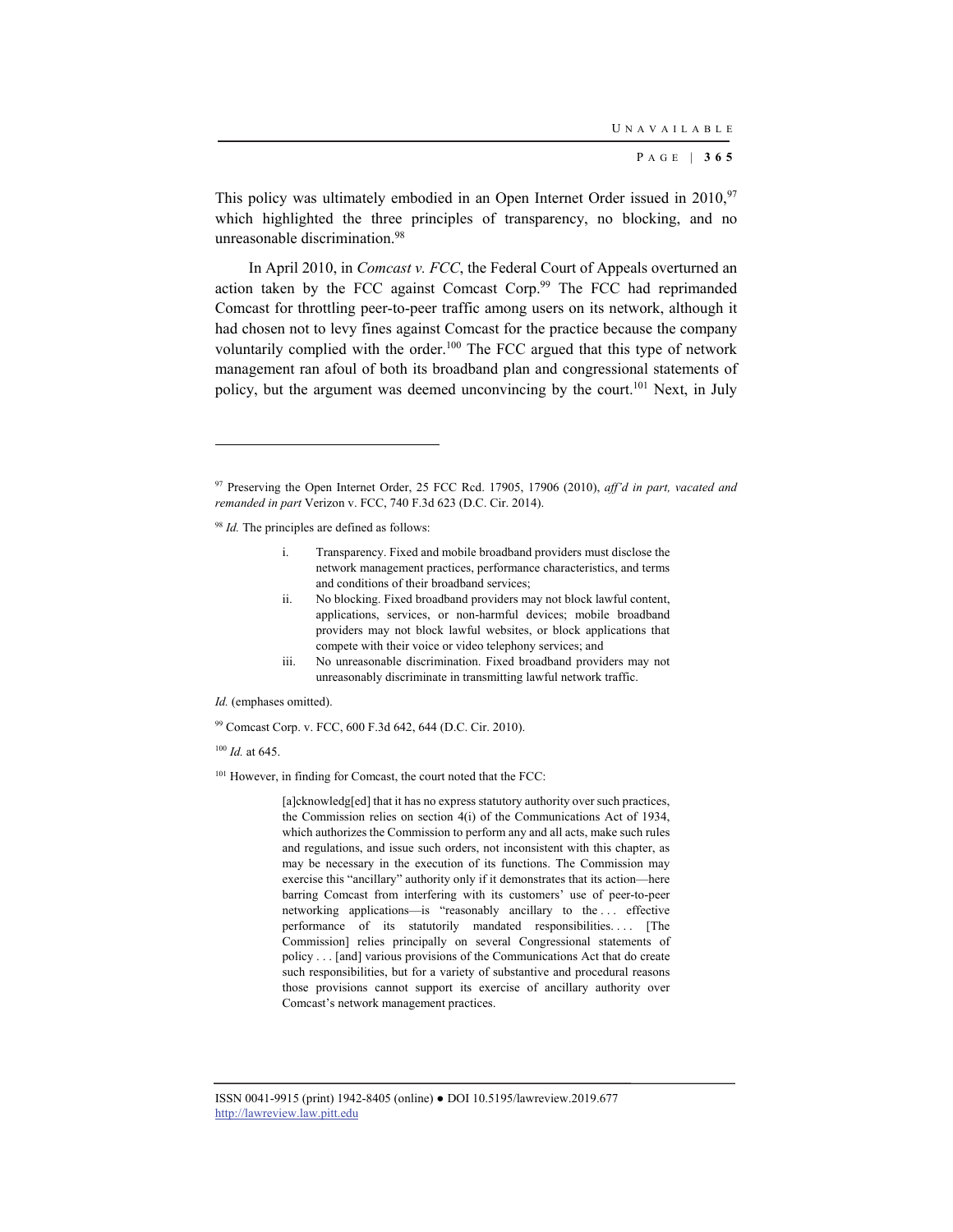This policy was ultimately embodied in an Open Internet Order issued in 2010,[97] which highlighted the three principles of transparency, no blocking, and no unreasonable discrimination.[98]

In April 2010, in *Comcast v. FCC*, the Federal Court of Appeals overturned an action taken by the FCC against Comcast Corp.[99] The FCC had reprimanded Comcast for throttling peer-to-peer traffic among users on its network, although it had chosen not to levy fines against Comcast for the practice because the company voluntarily complied with the order.[100] The FCC argued that this type of network management ran afoul of both its broadband plan and congressional statements of policy, but the argument was deemed unconvincing by the court.[101] Next, in July

---

[97] Preserving the Open Internet Order, 25 FCC Rcd. 17905, 17906 (2010), *aff'd in part, vacated and remanded in part* Verizon v. FCC, 740 F.3d 623 (D.C. Cir. 2014).

[98] *Id.* The principles are defined as follows:

> i. Transparency. Fixed and mobile broadband providers must disclose the network management practices, performance characteristics, and terms and conditions of their broadband services;
>
> ii. No blocking. Fixed broadband providers may not block lawful content, applications, services, or non-harmful devices; mobile broadband providers may not block lawful websites, or block applications that compete with their voice or video telephony services; and
>
> iii. No unreasonable discrimination. Fixed broadband providers may not unreasonably discriminate in transmitting lawful network traffic.

*Id.* (emphases omitted).

[99] Comcast Corp. v. FCC, 600 F.3d 642, 644 (D.C. Cir. 2010).

[100] *Id.* at 645.

[101] However, in finding for Comcast, the court noted that the FCC:

> [a]cknowledg[ed] that it has no express statutory authority over such practices, the Commission relies on section 4(i) of the Communications Act of 1934, which authorizes the Commission to perform any and all acts, make such rules and regulations, and issue such orders, not inconsistent with this chapter, as may be necessary in the execution of its functions. The Commission may exercise this "ancillary" authority only if it demonstrates that its action—here barring Comcast from interfering with its customers' use of peer-to-peer networking applications—is "reasonably ancillary to the . . . effective performance of its statutorily mandated responsibilities. . . . [The Commission] relies principally on several Congressional statements of policy . . . [and] various provisions of the Communications Act that do create such responsibilities, but for a variety of substantive and procedural reasons those provisions cannot support its exercise of ancillary authority over Comcast's network management practices.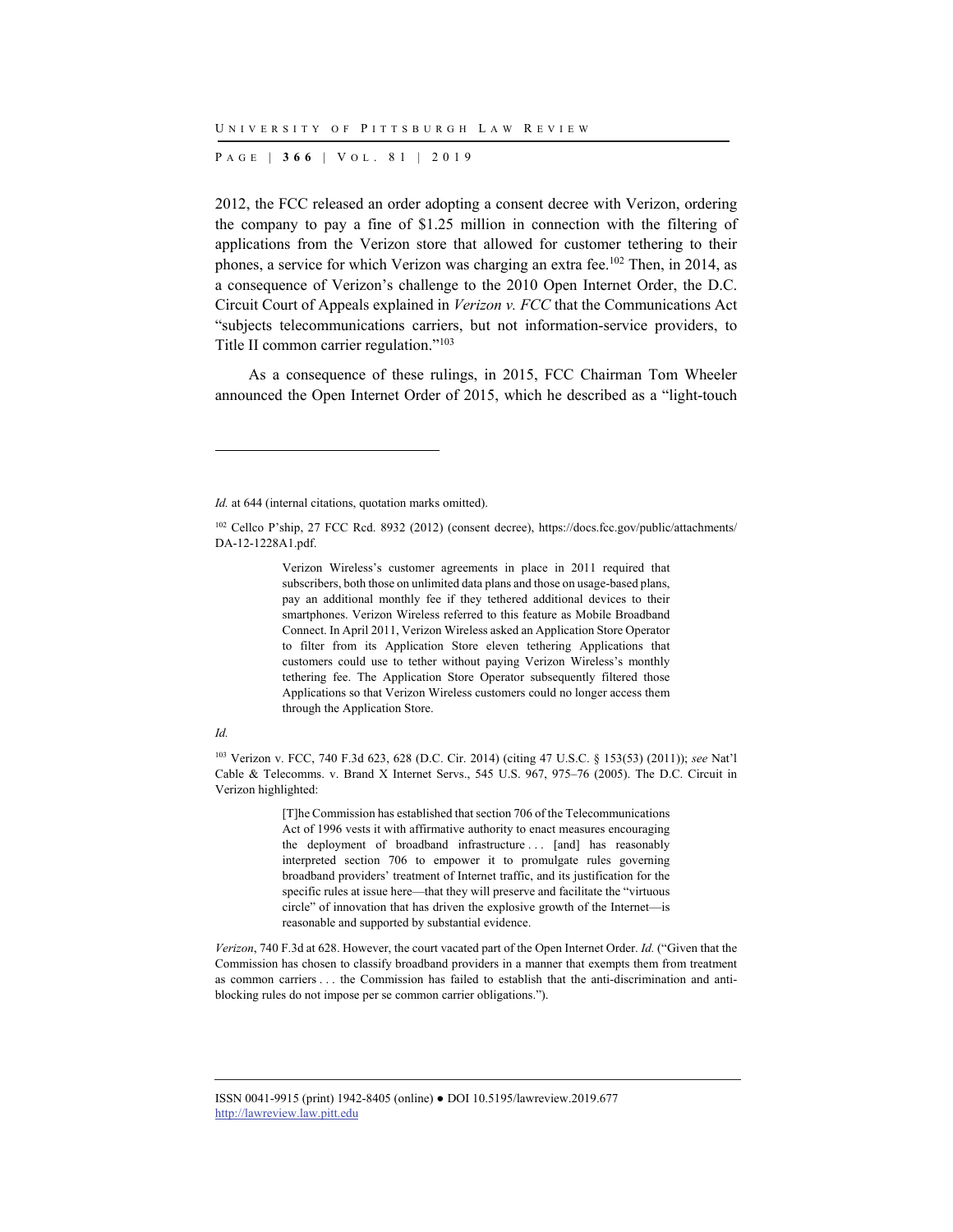2012, the FCC released an order adopting a consent decree with Verizon, ordering the company to pay a fine of $1.25 million in connection with the filtering of applications from the Verizon store that allowed for customer tethering to their phones, a service for which Verizon was charging an extra fee.[102] Then, in 2014, as a consequence of Verizon's challenge to the 2010 Open Internet Order, the D.C. Circuit Court of Appeals explained in *Verizon v. FCC* that the Communications Act "subjects telecommunications carriers, but not information-service providers, to Title II common carrier regulation."[103]

As a consequence of these rulings, in 2015, FCC Chairman Tom Wheeler announced the Open Internet Order of 2015, which he described as a "light-touch

---

*Id.* at 644 (internal citations, quotation marks omitted).

[102] Cellco P'ship, 27 FCC Rcd. 8932 (2012) (consent decree), https://docs.fcc.gov/public/attachments/DA-12-1228A1.pdf.

> Verizon Wireless's customer agreements in place in 2011 required that subscribers, both those on unlimited data plans and those on usage-based plans, pay an additional monthly fee if they tethered additional devices to their smartphones. Verizon Wireless referred to this feature as Mobile Broadband Connect. In April 2011, Verizon Wireless asked an Application Store Operator to filter from its Application Store eleven tethering Applications that customers could use to tether without paying Verizon Wireless's monthly tethering fee. The Application Store Operator subsequently filtered those Applications so that Verizon Wireless customers could no longer access them through the Application Store.

*Id.*

[103] Verizon v. FCC, 740 F.3d 623, 628 (D.C. Cir. 2014) (citing 47 U.S.C. § 153(53) (2011)); *see* Nat'l Cable & Telecomms. v. Brand X Internet Servs., 545 U.S. 967, 975–76 (2005). The D.C. Circuit in Verizon highlighted:

> [T]he Commission has established that section 706 of the Telecommunications Act of 1996 vests it with affirmative authority to enact measures encouraging the deployment of broadband infrastructure . . . [and] has reasonably interpreted section 706 to empower it to promulgate rules governing broadband providers' treatment of Internet traffic, and its justification for the specific rules at issue here—that they will preserve and facilitate the "virtuous circle" of innovation that has driven the explosive growth of the Internet—is reasonable and supported by substantial evidence.

*Verizon*, 740 F.3d at 628. However, the court vacated part of the Open Internet Order. *Id.* ("Given that the Commission has chosen to classify broadband providers in a manner that exempts them from treatment as common carriers . . . the Commission has failed to establish that the anti-discrimination and anti-blocking rules do not impose per se common carrier obligations.").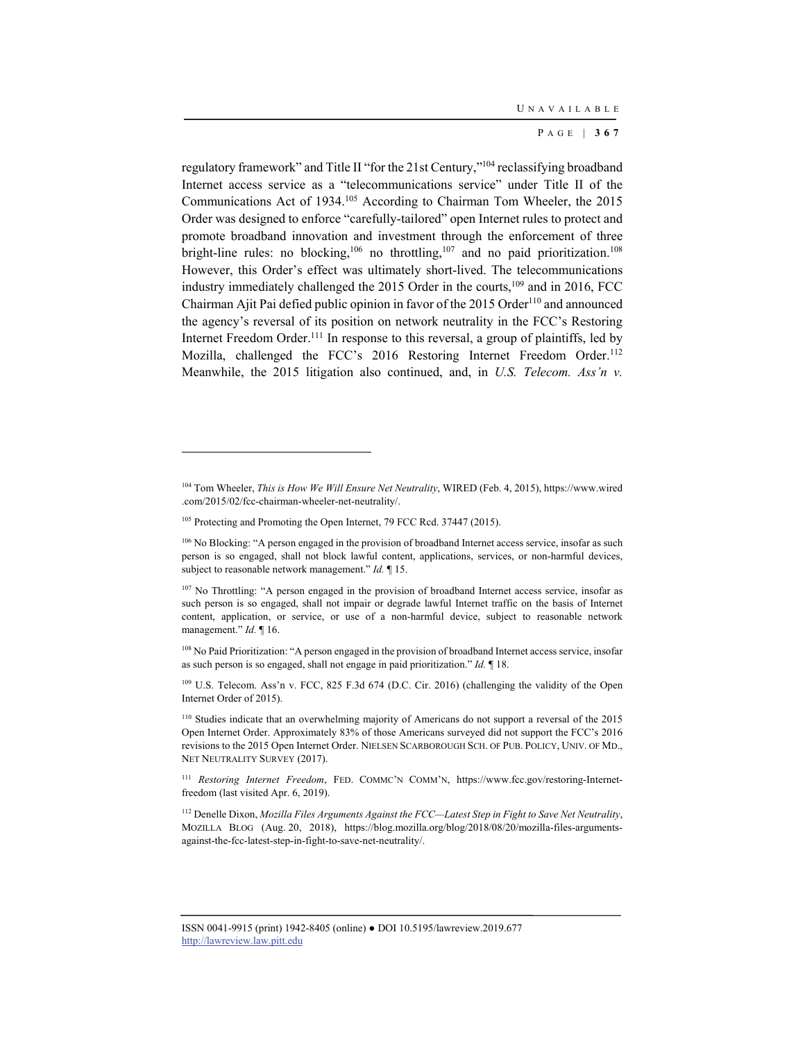regulatory framework" and Title II "for the 21st Century,"[104] reclassifying broadband Internet access service as a "telecommunications service" under Title II of the Communications Act of 1934.[105] According to Chairman Tom Wheeler, the 2015 Order was designed to enforce "carefully-tailored" open Internet rules to protect and promote broadband innovation and investment through the enforcement of three bright-line rules: no blocking,[106] no throttling,[107] and no paid prioritization.[108] However, this Order's effect was ultimately short-lived. The telecommunications industry immediately challenged the 2015 Order in the courts,[109] and in 2016, FCC Chairman Ajit Pai defied public opinion in favor of the 2015 Order[110] and announced the agency's reversal of its position on network neutrality in the FCC's Restoring Internet Freedom Order.[111] In response to this reversal, a group of plaintiffs, led by Mozilla, challenged the FCC's 2016 Restoring Internet Freedom Order.[112] Meanwhile, the 2015 litigation also continued, and, in *U.S. Telecom. Ass'n v.*

---

[104] Tom Wheeler, *This is How We Will Ensure Net Neutrality*, WIRED (Feb. 4, 2015), https://www.wired.com/2015/02/fcc-chairman-wheeler-net-neutrality/.

[105] Protecting and Promoting the Open Internet, 79 FCC Rcd. 37447 (2015).

[106] No Blocking: "A person engaged in the provision of broadband Internet access service, insofar as such person is so engaged, shall not block lawful content, applications, services, or non-harmful devices, subject to reasonable network management." *Id.* ¶ 15.

[107] No Throttling: "A person engaged in the provision of broadband Internet access service, insofar as such person is so engaged, shall not impair or degrade lawful Internet traffic on the basis of Internet content, application, or service, or use of a non-harmful device, subject to reasonable network management." *Id.* ¶ 16.

[108] No Paid Prioritization: "A person engaged in the provision of broadband Internet access service, insofar as such person is so engaged, shall not engage in paid prioritization." *Id.* ¶ 18.

[109] U.S. Telecom. Ass'n v. FCC, 825 F.3d 674 (D.C. Cir. 2016) (challenging the validity of the Open Internet Order of 2015).

[110] Studies indicate that an overwhelming majority of Americans do not support a reversal of the 2015 Open Internet Order. Approximately 83% of those Americans surveyed did not support the FCC's 2016 revisions to the 2015 Open Internet Order. NIELSEN SCARBOROUGH SCH. OF PUB. POLICY, UNIV. OF MD., NET NEUTRALITY SURVEY (2017).

[111] *Restoring Internet Freedom*, FED. COMMC'N COMM'N, https://www.fcc.gov/restoring-Internet-freedom (last visited Apr. 6, 2019).

[112] Denelle Dixon, *Mozilla Files Arguments Against the FCC—Latest Step in Fight to Save Net Neutrality*, MOZILLA BLOG (Aug. 20, 2018), https://blog.mozilla.org/blog/2018/08/20/mozilla-files-arguments-against-the-fcc-latest-step-in-fight-to-save-net-neutrality/.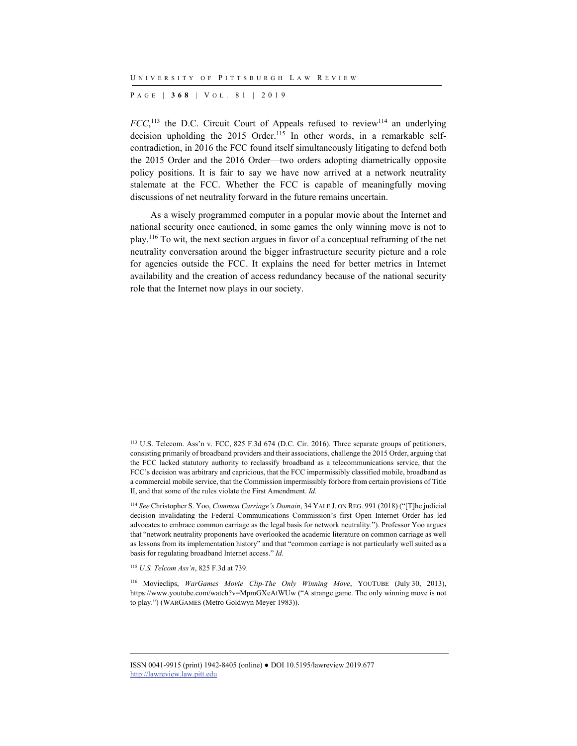*FCC*,[113] the D.C. Circuit Court of Appeals refused to review[114] an underlying decision upholding the 2015 Order.[115] In other words, in a remarkable self-contradiction, in 2016 the FCC found itself simultaneously litigating to defend both the 2015 Order and the 2016 Order—two orders adopting diametrically opposite policy positions. It is fair to say we have now arrived at a network neutrality stalemate at the FCC. Whether the FCC is capable of meaningfully moving discussions of net neutrality forward in the future remains uncertain.

As a wisely programmed computer in a popular movie about the Internet and national security once cautioned, in some games the only winning move is not to play.[116] To wit, the next section argues in favor of a conceptual reframing of the net neutrality conversation around the bigger infrastructure security picture and a role for agencies outside the FCC. It explains the need for better metrics in Internet availability and the creation of access redundancy because of the national security role that the Internet now plays in our society.

---

[113] U.S. Telecom. Ass'n v. FCC, 825 F.3d 674 (D.C. Cir. 2016). Three separate groups of petitioners, consisting primarily of broadband providers and their associations, challenge the 2015 Order, arguing that the FCC lacked statutory authority to reclassify broadband as a telecommunications service, that the FCC's decision was arbitrary and capricious, that the FCC impermissibly classified mobile, broadband as a commercial mobile service, that the Commission impermissibly forbore from certain provisions of Title II, and that some of the rules violate the First Amendment. *Id.*

[114] *See* Christopher S. Yoo, *Common Carriage's Domain*, 34 YALE J. ON REG. 991 (2018) ("[T]he judicial decision invalidating the Federal Communications Commission's first Open Internet Order has led advocates to embrace common carriage as the legal basis for network neutrality."). Professor Yoo argues that "network neutrality proponents have overlooked the academic literature on common carriage as well as lessons from its implementation history" and that "common carriage is not particularly well suited as a basis for regulating broadband Internet access." *Id.*

[115] *U.S. Telcom Ass'n*, 825 F.3d at 739.

[116] Movieclips, *WarGames Movie Clip-The Only Winning Move*, YOUTUBE (July 30, 2013), https://www.youtube.com/watch?v=MpmGXeAtWUw ("A strange game. The only winning move is not to play.") (WARGAMES (Metro Goldwyn Meyer 1983)).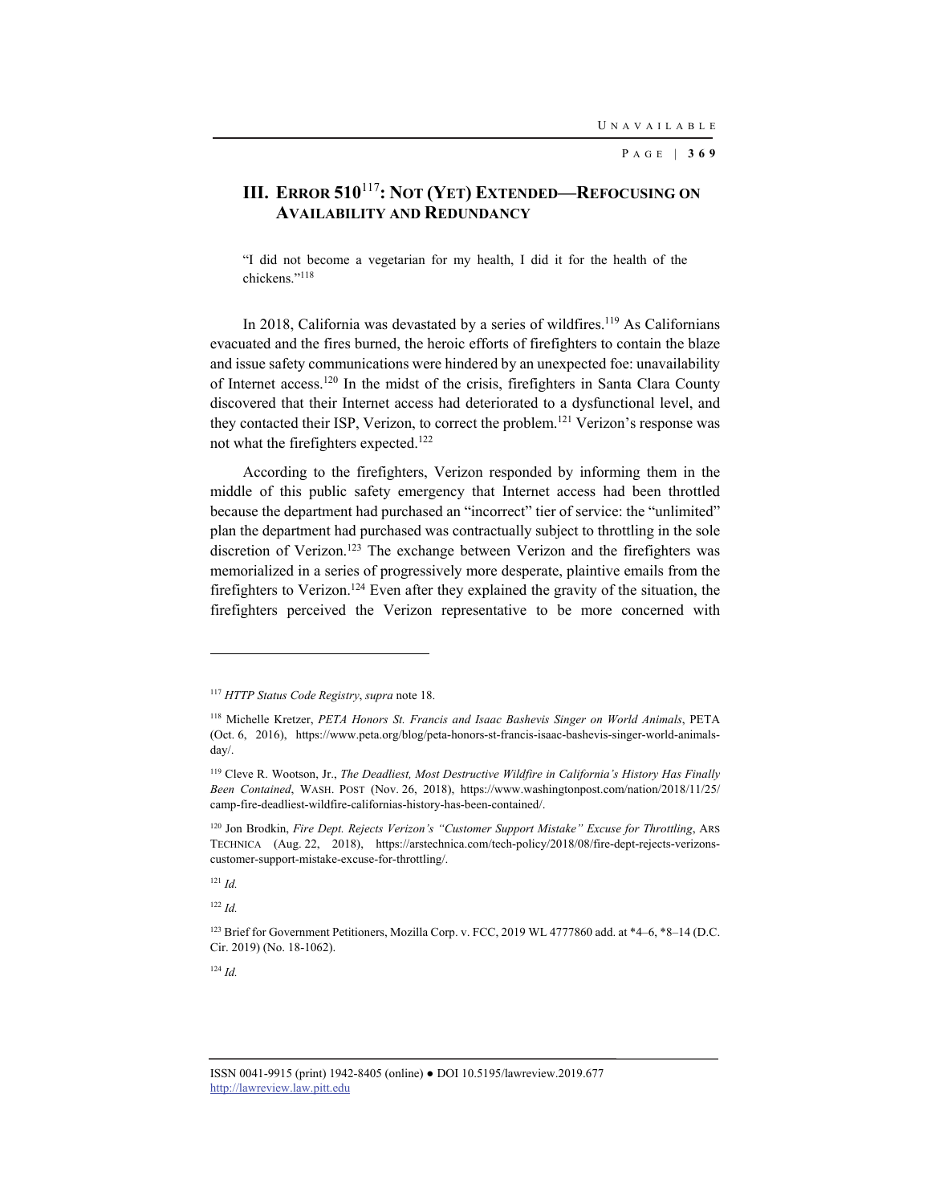## III. ERROR 510[117]: NOT (YET) EXTENDED—REFOCUSING ON AVAILABILITY AND REDUNDANCY

> "I did not become a vegetarian for my health, I did it for the health of the chickens."[118]

In 2018, California was devastated by a series of wildfires.[119] As Californians evacuated and the fires burned, the heroic efforts of firefighters to contain the blaze and issue safety communications were hindered by an unexpected foe: unavailability of Internet access.[120] In the midst of the crisis, firefighters in Santa Clara County discovered that their Internet access had deteriorated to a dysfunctional level, and they contacted their ISP, Verizon, to correct the problem.[121] Verizon's response was not what the firefighters expected.[122]

According to the firefighters, Verizon responded by informing them in the middle of this public safety emergency that Internet access had been throttled because the department had purchased an "incorrect" tier of service: the "unlimited" plan the department had purchased was contractually subject to throttling in the sole discretion of Verizon.[123] The exchange between Verizon and the firefighters was memorialized in a series of progressively more desperate, plaintive emails from the firefighters to Verizon.[124] Even after they explained the gravity of the situation, the firefighters perceived the Verizon representative to be more concerned with

---

[117] *HTTP Status Code Registry*, *supra* note 18.

[118] Michelle Kretzer, *PETA Honors St. Francis and Isaac Bashevis Singer on World Animals*, PETA (Oct. 6, 2016), https://www.peta.org/blog/peta-honors-st-francis-isaac-bashevis-singer-world-animals-day/.

[119] Cleve R. Wootson, Jr., *The Deadliest, Most Destructive Wildfire in California's History Has Finally Been Contained*, WASH. POST (Nov. 26, 2018), https://www.washingtonpost.com/nation/2018/11/25/camp-fire-deadliest-wildfire-californias-history-has-been-contained/.

[120] Jon Brodkin, *Fire Dept. Rejects Verizon's "Customer Support Mistake" Excuse for Throttling*, ARS TECHNICA (Aug. 22, 2018), https://arstechnica.com/tech-policy/2018/08/fire-dept-rejects-verizons-customer-support-mistake-excuse-for-throttling/.

[121] *Id.*

[122] *Id.*

[123] Brief for Government Petitioners, Mozilla Corp. v. FCC, 2019 WL 4777860 add. at *4–6, *8–14 (D.C. Cir. 2019) (No. 18-1062).

[124] *Id.*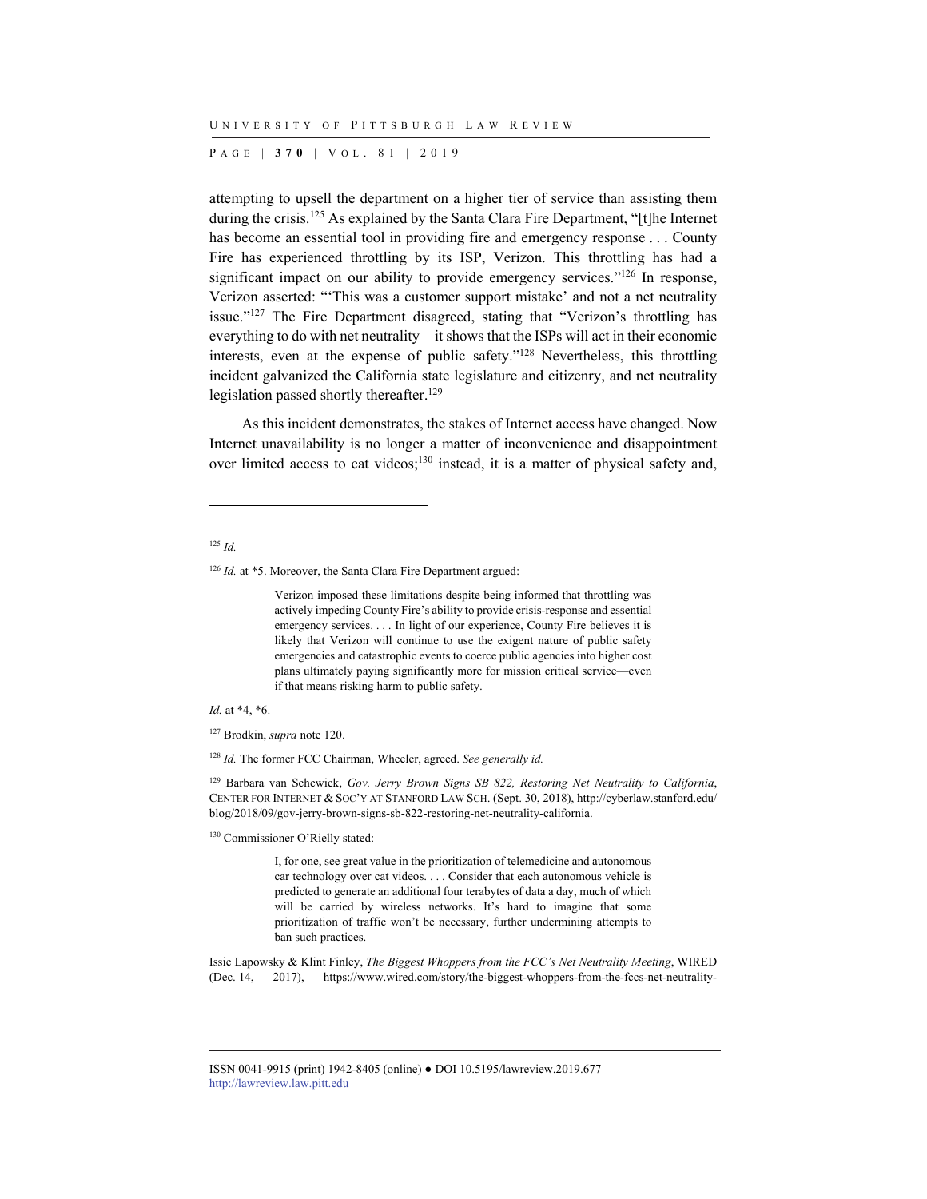attempting to upsell the department on a higher tier of service than assisting them during the crisis.[125] As explained by the Santa Clara Fire Department, "[t]he Internet has become an essential tool in providing fire and emergency response . . . County Fire has experienced throttling by its ISP, Verizon. This throttling has had a significant impact on our ability to provide emergency services."[126] In response, Verizon asserted: "'This was a customer support mistake' and not a net neutrality issue."[127] The Fire Department disagreed, stating that "Verizon's throttling has everything to do with net neutrality—it shows that the ISPs will act in their economic interests, even at the expense of public safety."[128] Nevertheless, this throttling incident galvanized the California state legislature and citizenry, and net neutrality legislation passed shortly thereafter.[129]

As this incident demonstrates, the stakes of Internet access have changed. Now Internet unavailability is no longer a matter of inconvenience and disappointment over limited access to cat videos;[130] instead, it is a matter of physical safety and,

---

[125] *Id.*

[126] *Id.* at *5. Moreover, the Santa Clara Fire Department argued:

> Verizon imposed these limitations despite being informed that throttling was actively impeding County Fire's ability to provide crisis-response and essential emergency services. . . . In light of our experience, County Fire believes it is likely that Verizon will continue to use the exigent nature of public safety emergencies and catastrophic events to coerce public agencies into higher cost plans ultimately paying significantly more for mission critical service—even if that means risking harm to public safety.

*Id.* at *4, *6.

[127] Brodkin, *supra* note 120.

[128] *Id.* The former FCC Chairman, Wheeler, agreed. *See generally id.*

[129] Barbara van Schewick, *Gov. Jerry Brown Signs SB 822, Restoring Net Neutrality to California*, CENTER FOR INTERNET & SOC'Y AT STANFORD LAW SCH. (Sept. 30, 2018), http://cyberlaw.stanford.edu/blog/2018/09/gov-jerry-brown-signs-sb-822-restoring-net-neutrality-california.

[130] Commissioner O'Rielly stated:

> I, for one, see great value in the prioritization of telemedicine and autonomous car technology over cat videos. . . . Consider that each autonomous vehicle is predicted to generate an additional four terabytes of data a day, much of which will be carried by wireless networks. It's hard to imagine that some prioritization of traffic won't be necessary, further undermining attempts to ban such practices.

Issie Lapowsky & Klint Finley, *The Biggest Whoppers from the FCC's Net Neutrality Meeting*, WIRED (Dec. 14, 2017), https://www.wired.com/story/the-biggest-whoppers-from-the-fccs-net-neutrality-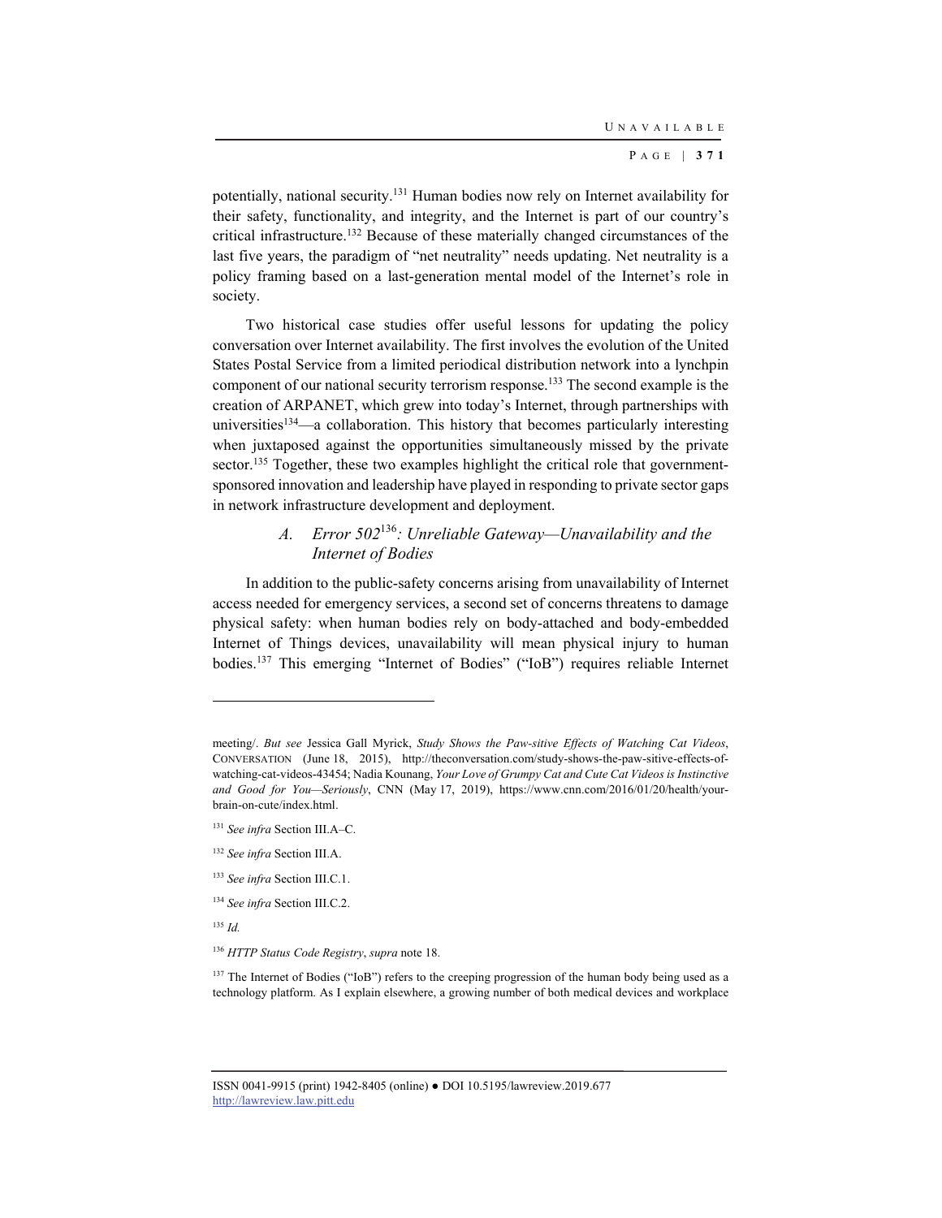potentially, national security.[131] Human bodies now rely on Internet availability for their safety, functionality, and integrity, and the Internet is part of our country's critical infrastructure.[132] Because of these materially changed circumstances of the last five years, the paradigm of "net neutrality" needs updating. Net neutrality is a policy framing based on a last-generation mental model of the Internet's role in society.

Two historical case studies offer useful lessons for updating the policy conversation over Internet availability. The first involves the evolution of the United States Postal Service from a limited periodical distribution network into a lynchpin component of our national security terrorism response.[133] The second example is the creation of ARPANET, which grew into today's Internet, through partnerships with universities[134]—a collaboration. This history that becomes particularly interesting when juxtaposed against the opportunities simultaneously missed by the private sector.[135] Together, these two examples highlight the critical role that government-sponsored innovation and leadership have played in responding to private sector gaps in network infrastructure development and deployment.

### A. *Error 502*[136]*: Unreliable Gateway—Unavailability and the Internet of Bodies*

In addition to the public-safety concerns arising from unavailability of Internet access needed for emergency services, a second set of concerns threatens to damage physical safety: when human bodies rely on body-attached and body-embedded Internet of Things devices, unavailability will mean physical injury to human bodies.[137] This emerging "Internet of Bodies" ("IoB") requires reliable Internet

---

meeting/. *But see* Jessica Gall Myrick, *Study Shows the Paw-sitive Effects of Watching Cat Videos*, CONVERSATION (June 18, 2015), http://theconversation.com/study-shows-the-paw-sitive-effects-of-watching-cat-videos-43454; Nadia Kounang, *Your Love of Grumpy Cat and Cute Cat Videos is Instinctive and Good for You—Seriously*, CNN (May 17, 2019), https://www.cnn.com/2016/01/20/health/your-brain-on-cute/index.html.

[131] *See infra* Section III.A–C.

[132] *See infra* Section III.A.

[133] *See infra* Section III.C.1.

[134] *See infra* Section III.C.2.

[135] *Id.*

[136] *HTTP Status Code Registry*, *supra* note 18.

[137] The Internet of Bodies ("IoB") refers to the creeping progression of the human body being used as a technology platform. As I explain elsewhere, a growing number of both medical devices and workplace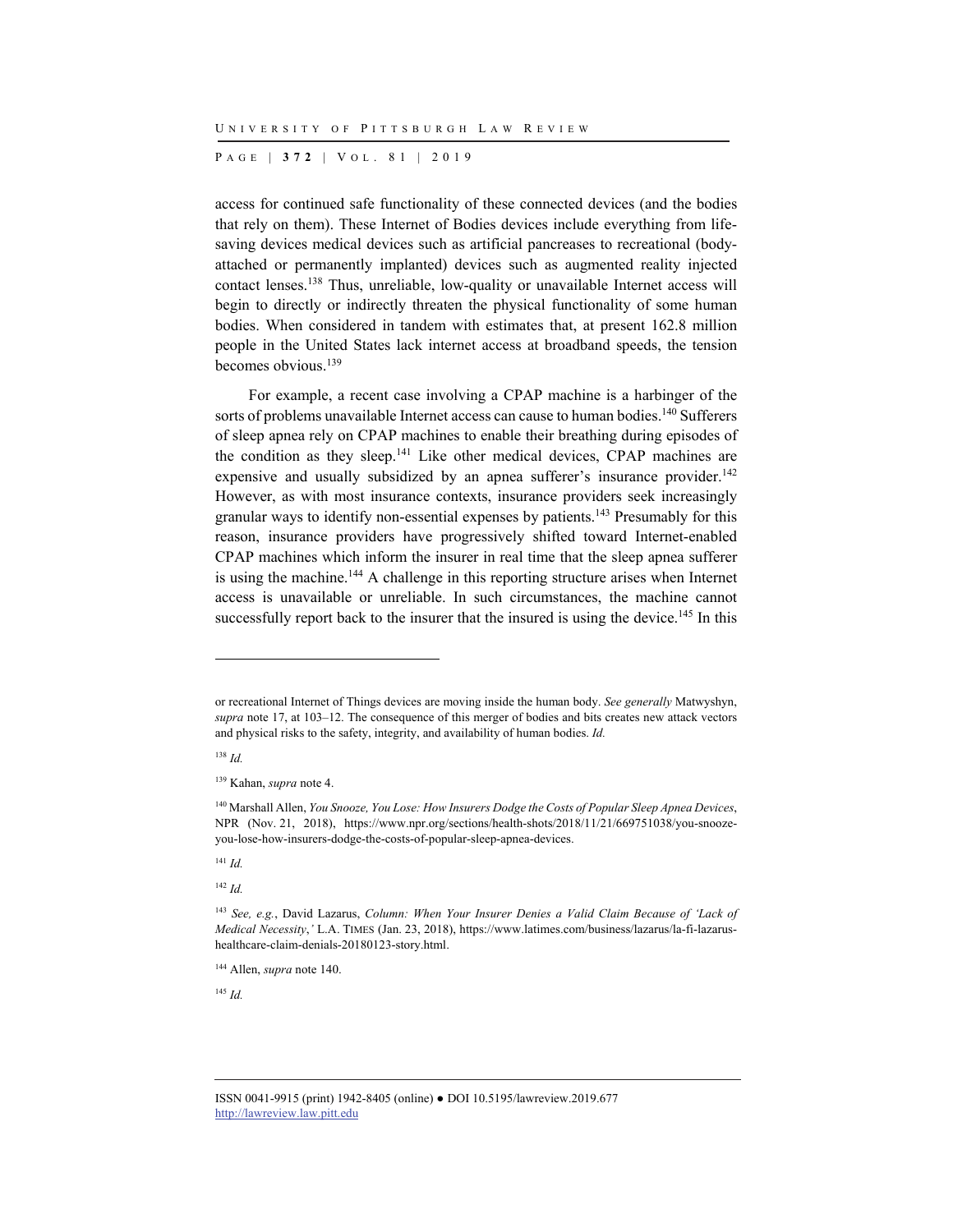access for continued safe functionality of these connected devices (and the bodies that rely on them). These Internet of Bodies devices include everything from life-saving devices medical devices such as artificial pancreases to recreational (body-attached or permanently implanted) devices such as augmented reality injected contact lenses.[138] Thus, unreliable, low-quality or unavailable Internet access will begin to directly or indirectly threaten the physical functionality of some human bodies. When considered in tandem with estimates that, at present 162.8 million people in the United States lack internet access at broadband speeds, the tension becomes obvious.[139]

For example, a recent case involving a CPAP machine is a harbinger of the sorts of problems unavailable Internet access can cause to human bodies.[140] Sufferers of sleep apnea rely on CPAP machines to enable their breathing during episodes of the condition as they sleep.[141] Like other medical devices, CPAP machines are expensive and usually subsidized by an apnea sufferer's insurance provider.[142] However, as with most insurance contexts, insurance providers seek increasingly granular ways to identify non-essential expenses by patients.[143] Presumably for this reason, insurance providers have progressively shifted toward Internet-enabled CPAP machines which inform the insurer in real time that the sleep apnea sufferer is using the machine.[144] A challenge in this reporting structure arises when Internet access is unavailable or unreliable. In such circumstances, the machine cannot successfully report back to the insurer that the insured is using the device.[145] In this

---

or recreational Internet of Things devices are moving inside the human body. *See generally* Matwyshyn, *supra* note 17, at 103–12. The consequence of this merger of bodies and bits creates new attack vectors and physical risks to the safety, integrity, and availability of human bodies. *Id.*

[138] *Id.*

[139] Kahan, *supra* note 4.

[140] Marshall Allen, *You Snooze, You Lose: How Insurers Dodge the Costs of Popular Sleep Apnea Devices*, NPR (Nov. 21, 2018), https://www.npr.org/sections/health-shots/2018/11/21/669751038/you-snooze-you-lose-how-insurers-dodge-the-costs-of-popular-sleep-apnea-devices.

[141] *Id.*

[142] *Id.*

[143] *See, e.g.*, David Lazarus, *Column: When Your Insurer Denies a Valid Claim Because of 'Lack of Medical Necessity*,*'* L.A. TIMES (Jan. 23, 2018), https://www.latimes.com/business/lazarus/la-fi-lazarus-healthcare-claim-denials-20180123-story.html.

[144] Allen, *supra* note 140.

[145] *Id.*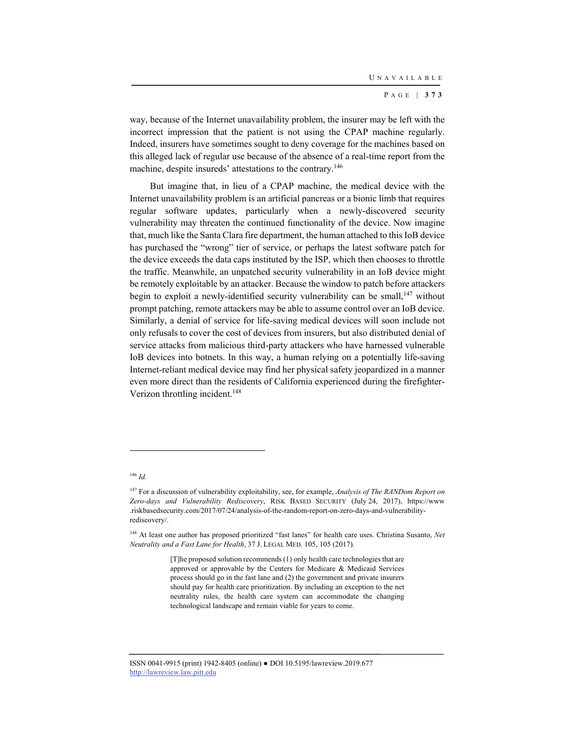way, because of the Internet unavailability problem, the insurer may be left with the incorrect impression that the patient is not using the CPAP machine regularly. Indeed, insurers have sometimes sought to deny coverage for the machines based on this alleged lack of regular use because of the absence of a real-time report from the machine, despite insureds' attestations to the contrary.[146]

But imagine that, in lieu of a CPAP machine, the medical device with the Internet unavailability problem is an artificial pancreas or a bionic limb that requires regular software updates, particularly when a newly-discovered security vulnerability may threaten the continued functionality of the device. Now imagine that, much like the Santa Clara fire department, the human attached to this IoB device has purchased the "wrong" tier of service, or perhaps the latest software patch for the device exceeds the data caps instituted by the ISP, which then chooses to throttle the traffic. Meanwhile, an unpatched security vulnerability in an IoB device might be remotely exploitable by an attacker. Because the window to patch before attackers begin to exploit a newly-identified security vulnerability can be small,[147] without prompt patching, remote attackers may be able to assume control over an IoB device. Similarly, a denial of service for life-saving medical devices will soon include not only refusals to cover the cost of devices from insurers, but also distributed denial of service attacks from malicious third-party attackers who have harnessed vulnerable IoB devices into botnets. In this way, a human relying on a potentially life-saving Internet-reliant medical device may find her physical safety jeopardized in a manner even more direct than the residents of California experienced during the firefighter-Verizon throttling incident.[148]

---

[146] *Id.*

[147] For a discussion of vulnerability exploitability, see, for example, *Analysis of The RANDom Report on Zero-days and Vulnerability Rediscovery*, RISK BASED SECURITY (July 24, 2017), https://www.riskbasedsecurity.com/2017/07/24/analysis-of-the-random-report-on-zero-days-and-vulnerability-rediscovery/.

[148] At least one author has proposed prioritized "fast lanes" for health care uses. Christina Susanto, *Net Neutrality and a Fast Lane for Health*, 37 J. LEGAL MED. 105, 105 (2017).

> [T]he proposed solution recommends (1) only health care technologies that are approved or approvable by the Centers for Medicare & Medicaid Services process should go in the fast lane and (2) the government and private insurers should pay for health care prioritization. By including an exception to the net neutrality rules, the health care system can accommodate the changing technological landscape and remain viable for years to come.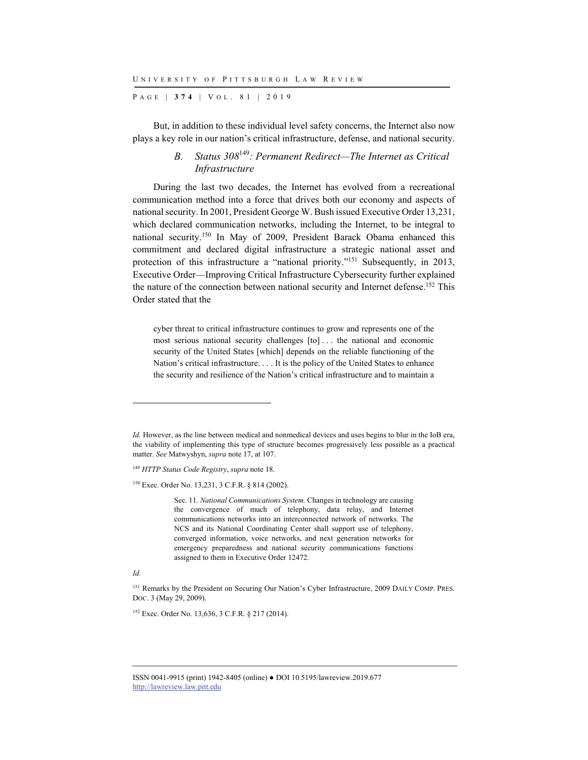But, in addition to these individual level safety concerns, the Internet also now plays a key role in our nation's critical infrastructure, defense, and national security.

### B. *Status 308*[149]*: Permanent Redirect—The Internet as Critical Infrastructure*

During the last two decades, the Internet has evolved from a recreational communication method into a force that drives both our economy and aspects of national security. In 2001, President George W. Bush issued Executive Order 13,231, which declared communication networks, including the Internet, to be integral to national security.[150] In May of 2009, President Barack Obama enhanced this commitment and declared digital infrastructure a strategic national asset and protection of this infrastructure a "national priority."[151] Subsequently, in 2013, Executive Order—Improving Critical Infrastructure Cybersecurity further explained the nature of the connection between national security and Internet defense.[152] This Order stated that the

> cyber threat to critical infrastructure continues to grow and represents one of the most serious national security challenges [to] . . . the national and economic security of the United States [which] depends on the reliable functioning of the Nation's critical infrastructure. . . . It is the policy of the United States to enhance the security and resilience of the Nation's critical infrastructure and to maintain a

---

*Id.* However, as the line between medical and nonmedical devices and uses begins to blur in the IoB era, the viability of implementing this type of structure becomes progressively less possible as a practical matter. *See* Matwyshyn, *supra* note 17, at 107.

[149] *HTTP Status Code Registry*, *supra* note 18.

[150] Exec. Order No. 13,231, 3 C.F.R. § 814 (2002).

> Sec. 11. *National Communications System.* Changes in technology are causing the convergence of much of telephony, data relay, and Internet communications networks into an interconnected network of networks. The NCS and its National Coordinating Center shall support use of telephony, converged information, voice networks, and next generation networks for emergency preparedness and national security communications functions assigned to them in Executive Order 12472.

*Id.*

[151] Remarks by the President on Securing Our Nation's Cyber Infrastructure, 2009 DAILY COMP. PRES. DOC. 3 (May 29, 2009).

[152] Exec. Order No. 13,636, 3 C.F.R. § 217 (2014).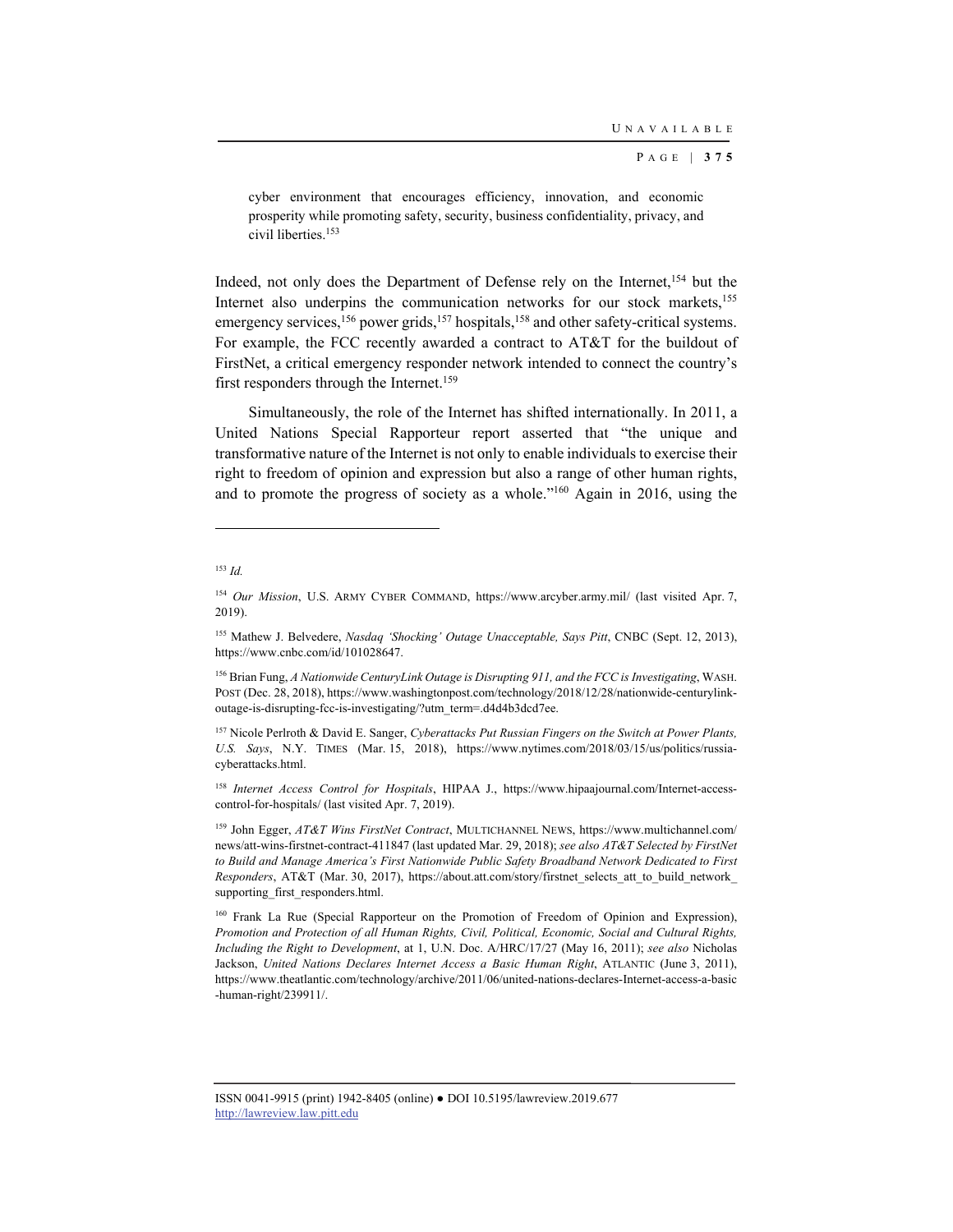> cyber environment that encourages efficiency, innovation, and economic prosperity while promoting safety, security, business confidentiality, privacy, and civil liberties.[153]

Indeed, not only does the Department of Defense rely on the Internet,[154] but the Internet also underpins the communication networks for our stock markets,[155] emergency services,[156] power grids,[157] hospitals,[158] and other safety-critical systems. For example, the FCC recently awarded a contract to AT&T for the buildout of FirstNet, a critical emergency responder network intended to connect the country's first responders through the Internet.[159]

Simultaneously, the role of the Internet has shifted internationally. In 2011, a United Nations Special Rapporteur report asserted that "the unique and transformative nature of the Internet is not only to enable individuals to exercise their right to freedom of opinion and expression but also a range of other human rights, and to promote the progress of society as a whole."[160] Again in 2016, using the

---

[153] *Id.*

[154] *Our Mission*, U.S. ARMY CYBER COMMAND, https://www.arcyber.army.mil/ (last visited Apr. 7, 2019).

[155] Mathew J. Belvedere, *Nasdaq 'Shocking' Outage Unacceptable, Says Pitt*, CNBC (Sept. 12, 2013), https://www.cnbc.com/id/101028647.

[156] Brian Fung, *A Nationwide CenturyLink Outage is Disrupting 911, and the FCC is Investigating*, WASH. POST (Dec. 28, 2018), https://www.washingtonpost.com/technology/2018/12/28/nationwide-centurylink-outage-is-disrupting-fcc-is-investigating/?utm_term=.d4d4b3dcd7ee.

[157] Nicole Perlroth & David E. Sanger, *Cyberattacks Put Russian Fingers on the Switch at Power Plants, U.S. Says*, N.Y. TIMES (Mar. 15, 2018), https://www.nytimes.com/2018/03/15/us/politics/russia-cyberattacks.html.

[158] *Internet Access Control for Hospitals*, HIPAA J., https://www.hipaajournal.com/Internet-access-control-for-hospitals/ (last visited Apr. 7, 2019).

[159] John Egger, *AT&T Wins FirstNet Contract*, MULTICHANNEL NEWS, https://www.multichannel.com/news/att-wins-firstnet-contract-411847 (last updated Mar. 29, 2018); *see also AT&T Selected by FirstNet to Build and Manage America's First Nationwide Public Safety Broadband Network Dedicated to First Responders*, AT&T (Mar. 30, 2017), https://about.att.com/story/firstnet_selects_att_to_build_network_supporting_first_responders.html.

[160] Frank La Rue (Special Rapporteur on the Promotion of Freedom of Opinion and Expression), *Promotion and Protection of all Human Rights, Civil, Political, Economic, Social and Cultural Rights, Including the Right to Development*, at 1, U.N. Doc. A/HRC/17/27 (May 16, 2011); *see also* Nicholas Jackson, *United Nations Declares Internet Access a Basic Human Right*, ATLANTIC (June 3, 2011), https://www.theatlantic.com/technology/archive/2011/06/united-nations-declares-Internet-access-a-basic-human-right/239911/.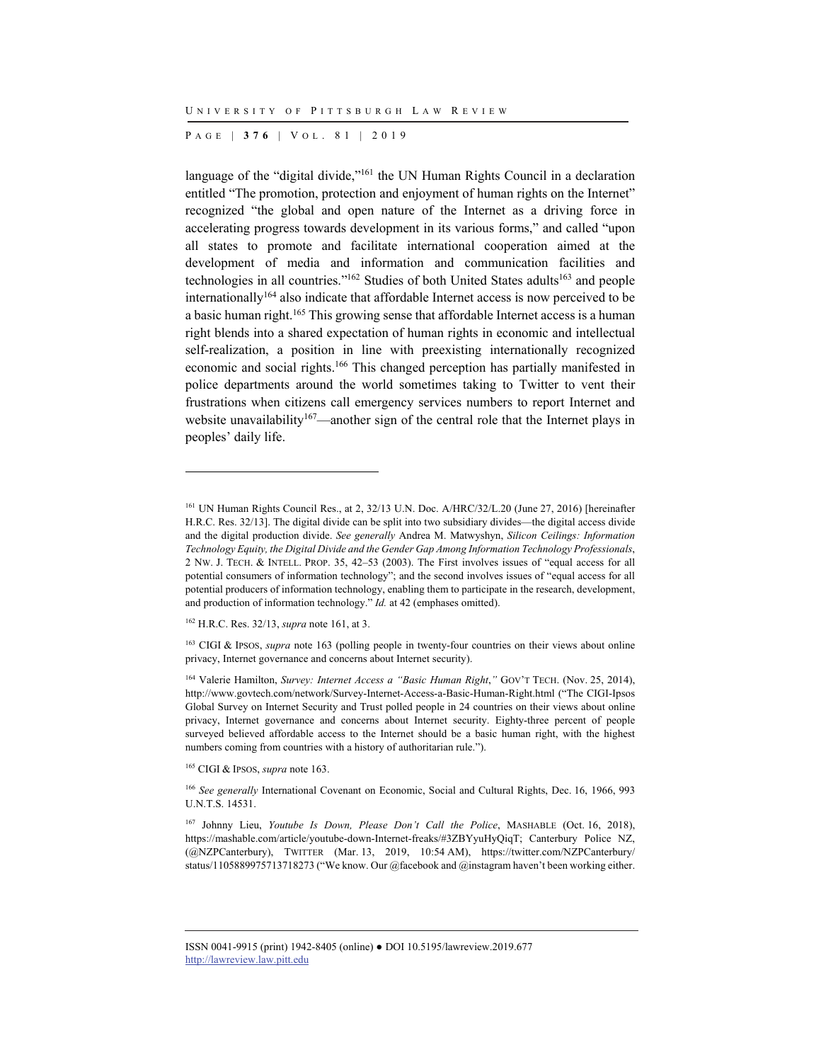language of the "digital divide,"[161] the UN Human Rights Council in a declaration entitled "The promotion, protection and enjoyment of human rights on the Internet" recognized "the global and open nature of the Internet as a driving force in accelerating progress towards development in its various forms," and called "upon all states to promote and facilitate international cooperation aimed at the development of media and information and communication facilities and technologies in all countries."[162] Studies of both United States adults[163] and people internationally[164] also indicate that affordable Internet access is now perceived to be a basic human right.[165] This growing sense that affordable Internet access is a human right blends into a shared expectation of human rights in economic and intellectual self-realization, a position in line with preexisting internationally recognized economic and social rights.[166] This changed perception has partially manifested in police departments around the world sometimes taking to Twitter to vent their frustrations when citizens call emergency services numbers to report Internet and website unavailability[167]—another sign of the central role that the Internet plays in peoples' daily life.

---

[161] UN Human Rights Council Res., at 2, 32/13 U.N. Doc. A/HRC/32/L.20 (June 27, 2016) [hereinafter H.R.C. Res. 32/13]. The digital divide can be split into two subsidiary divides—the digital access divide and the digital production divide. *See generally* Andrea M. Matwyshyn, *Silicon Ceilings: Information Technology Equity, the Digital Divide and the Gender Gap Among Information Technology Professionals*, 2 NW. J. TECH. & INTELL. PROP. 35, 42–53 (2003). The First involves issues of "equal access for all potential consumers of information technology"; and the second involves issues of "equal access for all potential producers of information technology, enabling them to participate in the research, development, and production of information technology." *Id.* at 42 (emphases omitted).

[162] H.R.C. Res. 32/13, *supra* note 161, at 3.

[163] CIGI & IPSOS, *supra* note 163 (polling people in twenty-four countries on their views about online privacy, Internet governance and concerns about Internet security).

[164] Valerie Hamilton, *Survey: Internet Access a "Basic Human Right*,*"* GOV'T TECH. (Nov. 25, 2014), http://www.govtech.com/network/Survey-Internet-Access-a-Basic-Human-Right.html ("The CIGI-Ipsos Global Survey on Internet Security and Trust polled people in 24 countries on their views about online privacy, Internet governance and concerns about Internet security. Eighty-three percent of people surveyed believed affordable access to the Internet should be a basic human right, with the highest numbers coming from countries with a history of authoritarian rule.").

[165] CIGI & IPSOS, *supra* note 163.

[166] *See generally* International Covenant on Economic, Social and Cultural Rights, Dec. 16, 1966, 993 U.N.T.S. 14531.

[167] Johnny Lieu, *Youtube Is Down, Please Don't Call the Police*, MASHABLE (Oct. 16, 2018), https://mashable.com/article/youtube-down-Internet-freaks/#3ZBYyuHyQiqT; Canterbury Police NZ, (@NZPCanterbury), TWITTER (Mar. 13, 2019, 10:54 AM), https://twitter.com/NZPCanterbury/status/1105889975713718273 ("We know. Our @facebook and @instagram haven't been working either.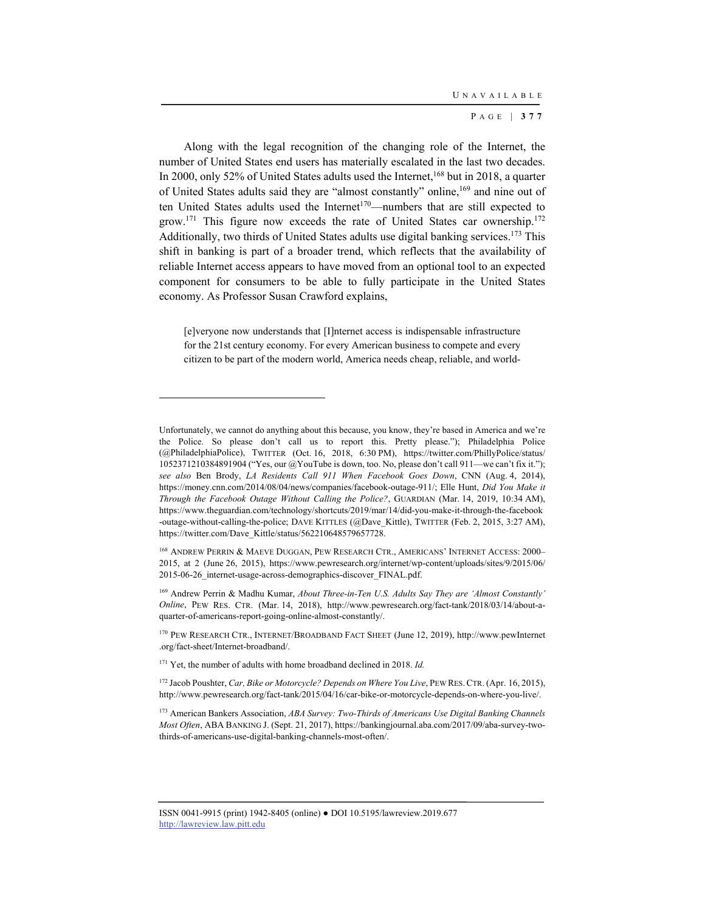Along with the legal recognition of the changing role of the Internet, the number of United States end users has materially escalated in the last two decades. In 2000, only 52% of United States adults used the Internet,[168] but in 2018, a quarter of United States adults said they are "almost constantly" online,[169] and nine out of ten United States adults used the Internet[170]—numbers that are still expected to grow.[171] This figure now exceeds the rate of United States car ownership.[172] Additionally, two thirds of United States adults use digital banking services.[173] This shift in banking is part of a broader trend, which reflects that the availability of reliable Internet access appears to have moved from an optional tool to an expected component for consumers to be able to fully participate in the United States economy. As Professor Susan Crawford explains,

> [e]veryone now understands that [I]nternet access is indispensable infrastructure for the 21st century economy. For every American business to compete and every citizen to be part of the modern world, America needs cheap, reliable, and world-

---

Unfortunately, we cannot do anything about this because, you know, they're based in America and we're the Police. So please don't call us to report this. Pretty please."); Philadelphia Police (@PhiladelphiaPolice), TWITTER (Oct. 16, 2018, 6:30 PM), https://twitter.com/PhillyPolice/status/1052371210384891904 ("Yes, our @YouTube is down, too. No, please don't call 911—we can't fix it."); *see also* Ben Brody, *LA Residents Call 911 When Facebook Goes Down*, CNN (Aug. 4, 2014), https://money.cnn.com/2014/08/04/news/companies/facebook-outage-911/; Elle Hunt, *Did You Make it Through the Facebook Outage Without Calling the Police?*, GUARDIAN (Mar. 14, 2019, 10:34 AM), https://www.theguardian.com/technology/shortcuts/2019/mar/14/did-you-make-it-through-the-facebook-outage-without-calling-the-police; DAVE KITTLES (@Dave_Kittle), TWITTER (Feb. 2, 2015, 3:27 AM), https://twitter.com/Dave_Kittle/status/562210648579657728.

[168] ANDREW PERRIN & MAEVE DUGGAN, PEW RESEARCH CTR., AMERICANS' INTERNET ACCESS: 2000–2015, at 2 (June 26, 2015), https://www.pewresearch.org/internet/wp-content/uploads/sites/9/2015/06/2015-06-26_internet-usage-across-demographics-discover_FINAL.pdf.

[169] Andrew Perrin & Madhu Kumar, *About Three-in-Ten U.S. Adults Say They are 'Almost Constantly' Online*, PEW RES. CTR. (Mar. 14, 2018), http://www.pewresearch.org/fact-tank/2018/03/14/about-a-quarter-of-americans-report-going-online-almost-constantly/.

[170] PEW RESEARCH CTR., INTERNET/BROADBAND FACT SHEET (June 12, 2019), http://www.pewInternet.org/fact-sheet/Internet-broadband/.

[171] Yet, the number of adults with home broadband declined in 2018. *Id.*

[172] Jacob Poushter, *Car, Bike or Motorcycle? Depends on Where You Live*, PEW RES. CTR. (Apr. 16, 2015), http://www.pewresearch.org/fact-tank/2015/04/16/car-bike-or-motorcycle-depends-on-where-you-live/.

[173] American Bankers Association, *ABA Survey: Two-Thirds of Americans Use Digital Banking Channels Most Often*, ABA BANKING J. (Sept. 21, 2017), https://bankingjournal.aba.com/2017/09/aba-survey-two-thirds-of-americans-use-digital-banking-channels-most-often/.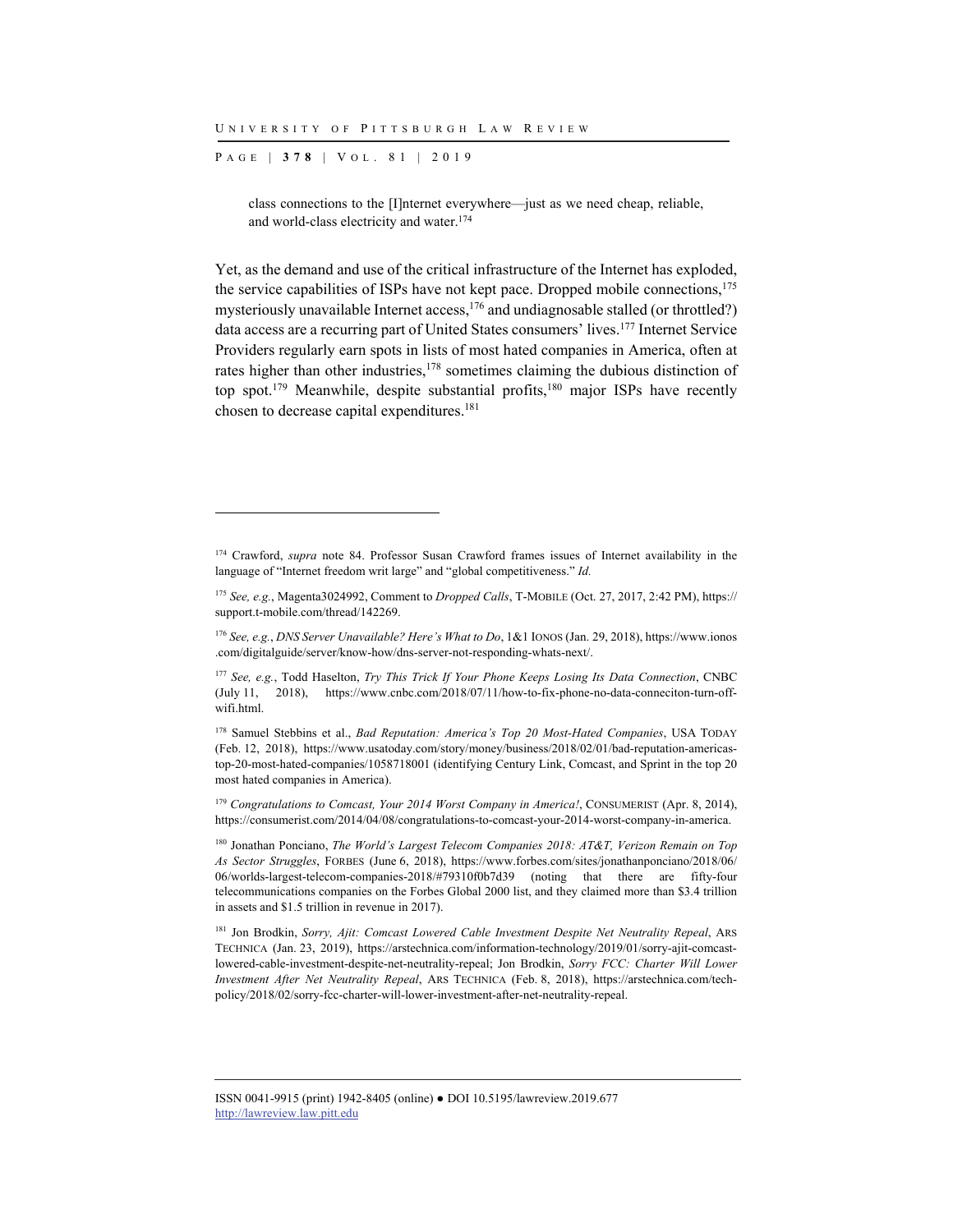> class connections to the [I]nternet everywhere—just as we need cheap, reliable, and world-class electricity and water.[174]

Yet, as the demand and use of the critical infrastructure of the Internet has exploded, the service capabilities of ISPs have not kept pace. Dropped mobile connections,[175] mysteriously unavailable Internet access,[176] and undiagnosable stalled (or throttled?) data access are a recurring part of United States consumers' lives.[177] Internet Service Providers regularly earn spots in lists of most hated companies in America, often at rates higher than other industries,[178] sometimes claiming the dubious distinction of top spot.[179] Meanwhile, despite substantial profits,[180] major ISPs have recently chosen to decrease capital expenditures.[181]

---

[174] Crawford, *supra* note 84. Professor Susan Crawford frames issues of Internet availability in the language of "Internet freedom writ large" and "global competitiveness." *Id.*

[175] *See, e.g.*, Magenta3024992, Comment to *Dropped Calls*, T-MOBILE (Oct. 27, 2017, 2:42 PM), https://support.t-mobile.com/thread/142269.

[176] *See, e.g.*, *DNS Server Unavailable? Here's What to Do*, 1&1 IONOS (Jan. 29, 2018), https://www.ionos.com/digitalguide/server/know-how/dns-server-not-responding-whats-next/.

[177] *See, e.g.*, Todd Haselton, *Try This Trick If Your Phone Keeps Losing Its Data Connection*, CNBC (July 11, 2018), https://www.cnbc.com/2018/07/11/how-to-fix-phone-no-data-conneciton-turn-off-wifi.html.

[178] Samuel Stebbins et al., *Bad Reputation: America's Top 20 Most-Hated Companies*, USA TODAY (Feb. 12, 2018), https://www.usatoday.com/story/money/business/2018/02/01/bad-reputation-americas-top-20-most-hated-companies/1058718001 (identifying Century Link, Comcast, and Sprint in the top 20 most hated companies in America).

[179] *Congratulations to Comcast, Your 2014 Worst Company in America!*, CONSUMERIST (Apr. 8, 2014), https://consumerist.com/2014/04/08/congratulations-to-comcast-your-2014-worst-company-in-america.

[180] Jonathan Ponciano, *The World's Largest Telecom Companies 2018: AT&T, Verizon Remain on Top As Sector Struggles*, FORBES (June 6, 2018), https://www.forbes.com/sites/jonathanponciano/2018/06/06/worlds-largest-telecom-companies-2018/#79310f0b7d39 (noting that there are fifty-four telecommunications companies on the Forbes Global 2000 list, and they claimed more than $3.4 trillion in assets and $1.5 trillion in revenue in 2017).

[181] Jon Brodkin, *Sorry, Ajit: Comcast Lowered Cable Investment Despite Net Neutrality Repeal*, ARS TECHNICA (Jan. 23, 2019), https://arstechnica.com/information-technology/2019/01/sorry-ajit-comcast-lowered-cable-investment-despite-net-neutrality-repeal; Jon Brodkin, *Sorry FCC: Charter Will Lower Investment After Net Neutrality Repeal*, ARS TECHNICA (Feb. 8, 2018), https://arstechnica.com/tech-policy/2018/02/sorry-fcc-charter-will-lower-investment-after-net-neutrality-repeal.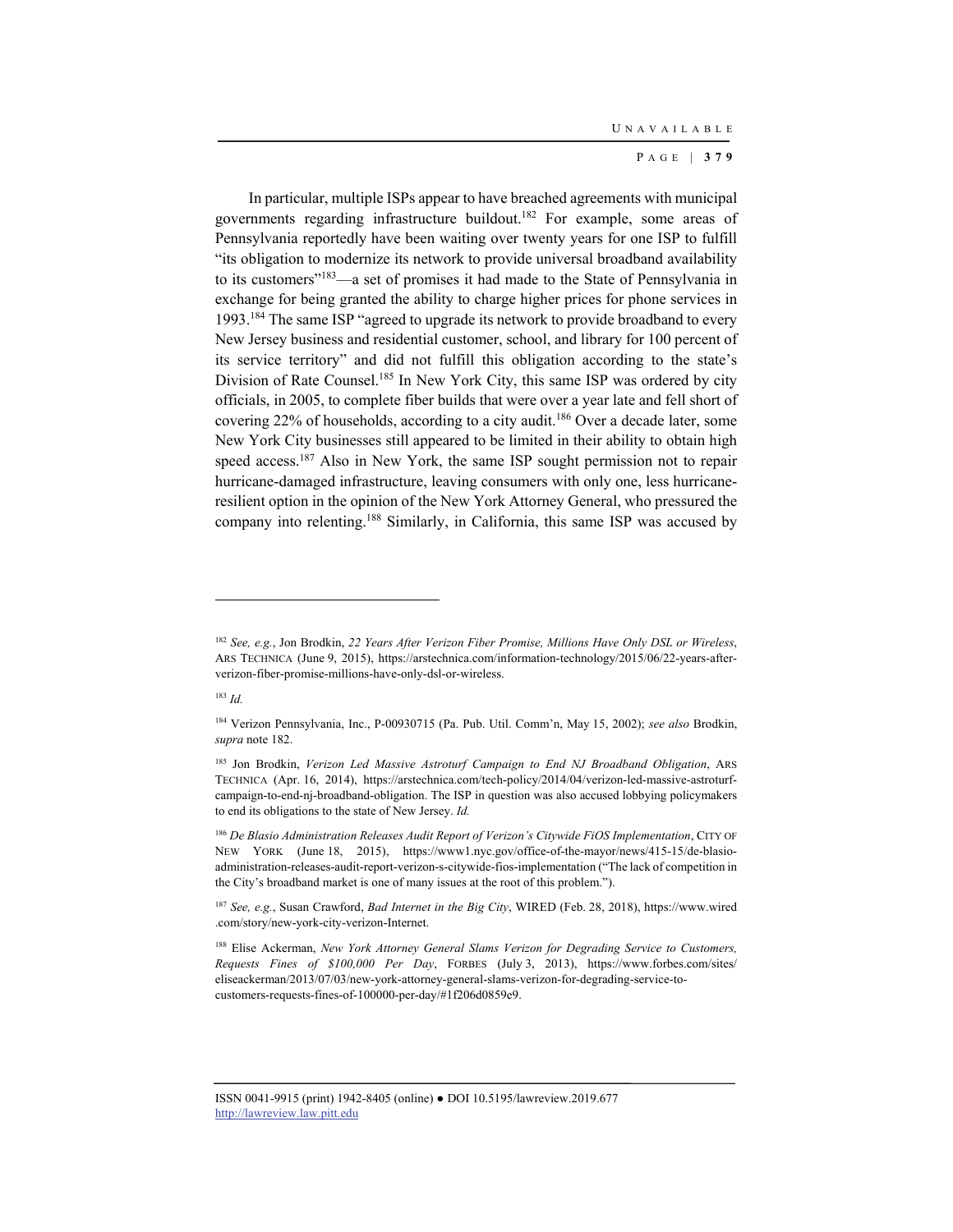In particular, multiple ISPs appear to have breached agreements with municipal governments regarding infrastructure buildout.[182] For example, some areas of Pennsylvania reportedly have been waiting over twenty years for one ISP to fulfill "its obligation to modernize its network to provide universal broadband availability to its customers"[183]—a set of promises it had made to the State of Pennsylvania in exchange for being granted the ability to charge higher prices for phone services in 1993.[184] The same ISP "agreed to upgrade its network to provide broadband to every New Jersey business and residential customer, school, and library for 100 percent of its service territory" and did not fulfill this obligation according to the state's Division of Rate Counsel.[185] In New York City, this same ISP was ordered by city officials, in 2005, to complete fiber builds that were over a year late and fell short of covering 22% of households, according to a city audit.[186] Over a decade later, some New York City businesses still appeared to be limited in their ability to obtain high speed access.[187] Also in New York, the same ISP sought permission not to repair hurricane-damaged infrastructure, leaving consumers with only one, less hurricane-resilient option in the opinion of the New York Attorney General, who pressured the company into relenting.[188] Similarly, in California, this same ISP was accused by

---

[182] *See, e.g.*, Jon Brodkin, *22 Years After Verizon Fiber Promise, Millions Have Only DSL or Wireless*, ARS TECHNICA (June 9, 2015), https://arstechnica.com/information-technology/2015/06/22-years-after-verizon-fiber-promise-millions-have-only-dsl-or-wireless.

[183] *Id.*

[184] Verizon Pennsylvania, Inc., P-00930715 (Pa. Pub. Util. Comm'n, May 15, 2002); *see also* Brodkin, *supra* note 182.

[185] Jon Brodkin, *Verizon Led Massive Astroturf Campaign to End NJ Broadband Obligation*, ARS TECHNICA (Apr. 16, 2014), https://arstechnica.com/tech-policy/2014/04/verizon-led-massive-astroturf-campaign-to-end-nj-broadband-obligation. The ISP in question was also accused lobbying policymakers to end its obligations to the state of New Jersey. *Id.*

[186] *De Blasio Administration Releases Audit Report of Verizon's Citywide FiOS Implementation*, CITY OF NEW YORK (June 18, 2015), https://www1.nyc.gov/office-of-the-mayor/news/415-15/de-blasio-administration-releases-audit-report-verizon-s-citywide-fios-implementation ("The lack of competition in the City's broadband market is one of many issues at the root of this problem.").

[187] *See, e.g.*, Susan Crawford, *Bad Internet in the Big City*, WIRED (Feb. 28, 2018), https://www.wired.com/story/new-york-city-verizon-Internet.

[188] Elise Ackerman, *New York Attorney General Slams Verizon for Degrading Service to Customers, Requests Fines of $100,000 Per Day*, FORBES (July 3, 2013), https://www.forbes.com/sites/eliseackerman/2013/07/03/new-york-attorney-general-slams-verizon-for-degrading-service-to-customers-requests-fines-of-100000-per-day/#1f206d0859e9.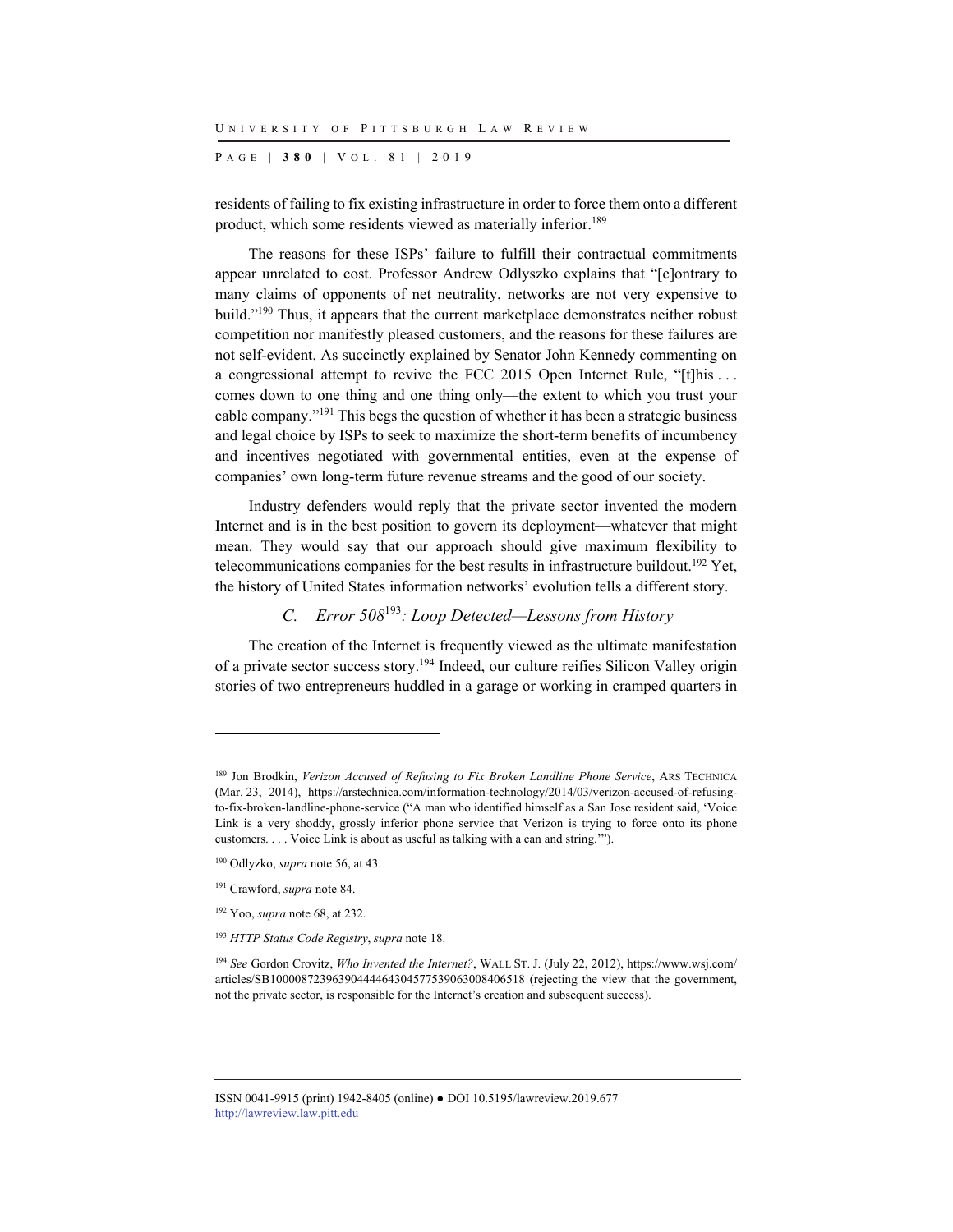residents of failing to fix existing infrastructure in order to force them onto a different product, which some residents viewed as materially inferior.[189]

The reasons for these ISPs' failure to fulfill their contractual commitments appear unrelated to cost. Professor Andrew Odlyszko explains that "[c]ontrary to many claims of opponents of net neutrality, networks are not very expensive to build."[190] Thus, it appears that the current marketplace demonstrates neither robust competition nor manifestly pleased customers, and the reasons for these failures are not self-evident. As succinctly explained by Senator John Kennedy commenting on a congressional attempt to revive the FCC 2015 Open Internet Rule, "[t]his . . . comes down to one thing and one thing only—the extent to which you trust your cable company."[191] This begs the question of whether it has been a strategic business and legal choice by ISPs to seek to maximize the short-term benefits of incumbency and incentives negotiated with governmental entities, even at the expense of companies' own long-term future revenue streams and the good of our society.

Industry defenders would reply that the private sector invented the modern Internet and is in the best position to govern its deployment—whatever that might mean. They would say that our approach should give maximum flexibility to telecommunications companies for the best results in infrastructure buildout.[192] Yet, the history of United States information networks' evolution tells a different story.

### C. *Error 508*[193]*: Loop Detected—Lessons from History*

The creation of the Internet is frequently viewed as the ultimate manifestation of a private sector success story.[194] Indeed, our culture reifies Silicon Valley origin stories of two entrepreneurs huddled in a garage or working in cramped quarters in

---

[189] Jon Brodkin, *Verizon Accused of Refusing to Fix Broken Landline Phone Service*, ARS TECHNICA (Mar. 23, 2014), https://arstechnica.com/information-technology/2014/03/verizon-accused-of-refusing-to-fix-broken-landline-phone-service ("A man who identified himself as a San Jose resident said, 'Voice Link is a very shoddy, grossly inferior phone service that Verizon is trying to force onto its phone customers. . . . Voice Link is about as useful as talking with a can and string.'").

[190] Odlyzko, *supra* note 56, at 43.

[191] Crawford, *supra* note 84.

[192] Yoo, *supra* note 68, at 232.

[193] *HTTP Status Code Registry*, *supra* note 18.

[194] *See* Gordon Crovitz, *Who Invented the Internet?*, WALL ST. J. (July 22, 2012), https://www.wsj.com/articles/SB10000872396390444464304577539063008406518 (rejecting the view that the government, not the private sector, is responsible for the Internet's creation and subsequent success).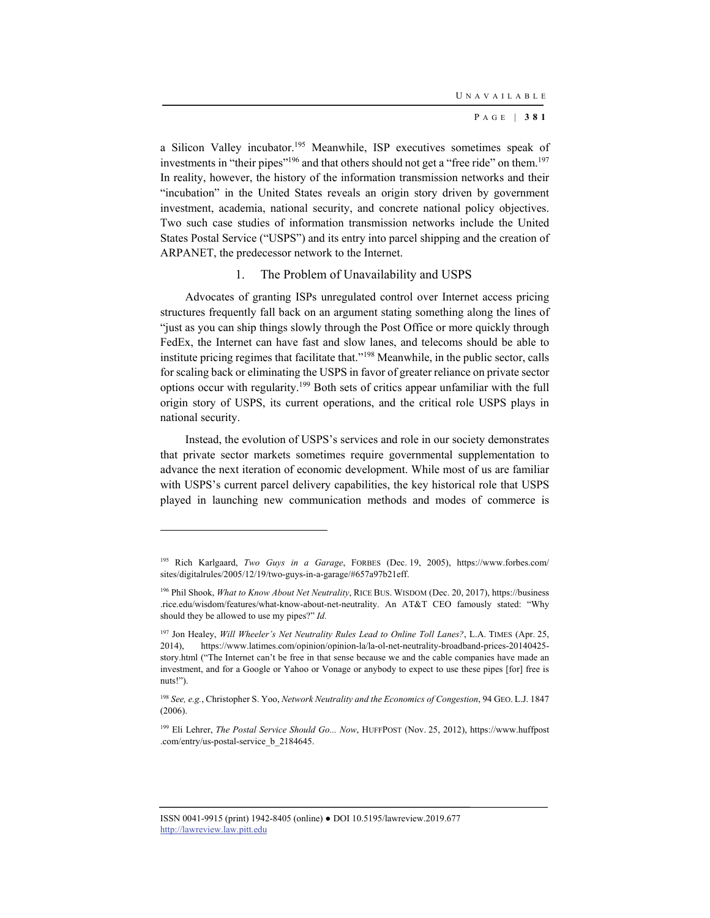a Silicon Valley incubator.[195] Meanwhile, ISP executives sometimes speak of investments in "their pipes"[196] and that others should not get a "free ride" on them.[197] In reality, however, the history of the information transmission networks and their "incubation" in the United States reveals an origin story driven by government investment, academia, national security, and concrete national policy objectives. Two such case studies of information transmission networks include the United States Postal Service ("USPS") and its entry into parcel shipping and the creation of ARPANET, the predecessor network to the Internet.

### 1. The Problem of Unavailability and USPS

Advocates of granting ISPs unregulated control over Internet access pricing structures frequently fall back on an argument stating something along the lines of "just as you can ship things slowly through the Post Office or more quickly through FedEx, the Internet can have fast and slow lanes, and telecoms should be able to institute pricing regimes that facilitate that."[198] Meanwhile, in the public sector, calls for scaling back or eliminating the USPS in favor of greater reliance on private sector options occur with regularity.[199] Both sets of critics appear unfamiliar with the full origin story of USPS, its current operations, and the critical role USPS plays in national security.

Instead, the evolution of USPS's services and role in our society demonstrates that private sector markets sometimes require governmental supplementation to advance the next iteration of economic development. While most of us are familiar with USPS's current parcel delivery capabilities, the key historical role that USPS played in launching new communication methods and modes of commerce is

---

[195] Rich Karlgaard, *Two Guys in a Garage*, FORBES (Dec. 19, 2005), https://www.forbes.com/sites/digitalrules/2005/12/19/two-guys-in-a-garage/#657a97b21eff.

[196] Phil Shook, *What to Know About Net Neutrality*, RICE BUS. WISDOM (Dec. 20, 2017), https://business.rice.edu/wisdom/features/what-know-about-net-neutrality. An AT&T CEO famously stated: "Why should they be allowed to use my pipes?" *Id.*

[197] Jon Healey, *Will Wheeler's Net Neutrality Rules Lead to Online Toll Lanes?*, L.A. TIMES (Apr. 25, 2014), https://www.latimes.com/opinion/opinion-la/la-ol-net-neutrality-broadband-prices-20140425-story.html ("The Internet can't be free in that sense because we and the cable companies have made an investment, and for a Google or Yahoo or Vonage or anybody to expect to use these pipes [for] free is nuts!").

[198] *See, e.g.*, Christopher S. Yoo, *Network Neutrality and the Economics of Congestion*, 94 GEO. L.J. 1847 (2006).

[199] Eli Lehrer, *The Postal Service Should Go... Now*, HUFFPOST (Nov. 25, 2012), https://www.huffpost.com/entry/us-postal-service_b_2184645.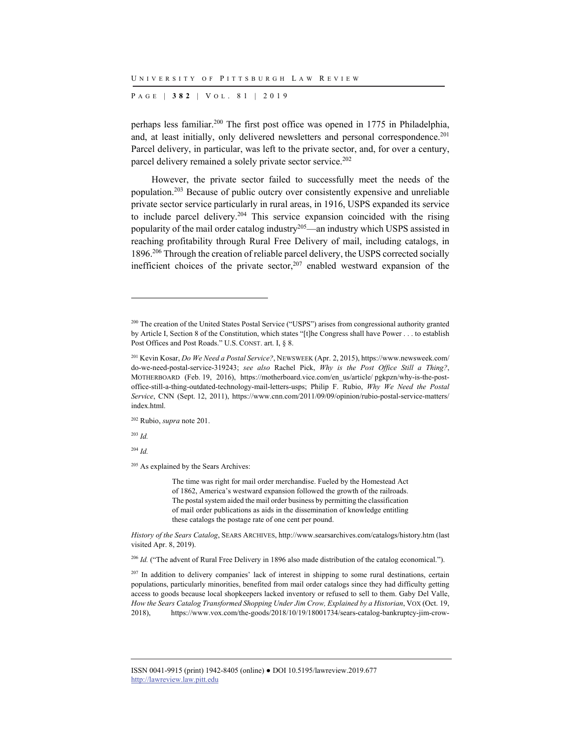perhaps less familiar.[200] The first post office was opened in 1775 in Philadelphia, and, at least initially, only delivered newsletters and personal correspondence.[201] Parcel delivery, in particular, was left to the private sector, and, for over a century, parcel delivery remained a solely private sector service.[202]

However, the private sector failed to successfully meet the needs of the population.[203] Because of public outcry over consistently expensive and unreliable private sector service particularly in rural areas, in 1916, USPS expanded its service to include parcel delivery.[204] This service expansion coincided with the rising popularity of the mail order catalog industry[205]—an industry which USPS assisted in reaching profitability through Rural Free Delivery of mail, including catalogs, in 1896.[206] Through the creation of reliable parcel delivery, the USPS corrected socially inefficient choices of the private sector,[207] enabled westward expansion of the

---

[200] The creation of the United States Postal Service ("USPS") arises from congressional authority granted by Article I, Section 8 of the Constitution, which states "[t]he Congress shall have Power . . . to establish Post Offices and Post Roads." U.S. CONST. art. I, § 8.

[201] Kevin Kosar, *Do We Need a Postal Service?*, NEWSWEEK (Apr. 2, 2015), https://www.newsweek.com/do-we-need-postal-service-319243; *see also* Rachel Pick, *Why is the Post Office Still a Thing?*, MOTHERBOARD (Feb. 19, 2016), https://motherboard.vice.com/en_us/article/ pgkpzn/why-is-the-post-office-still-a-thing-outdated-technology-mail-letters-usps; Philip F. Rubio, *Why We Need the Postal Service*, CNN (Sept. 12, 2011), https://www.cnn.com/2011/09/09/opinion/rubio-postal-service-matters/index.html.

[202] Rubio, *supra* note 201.

[203] *Id.*

[204] *Id.*

[205] As explained by the Sears Archives:

> The time was right for mail order merchandise. Fueled by the Homestead Act of 1862, America's westward expansion followed the growth of the railroads. The postal system aided the mail order business by permitting the classification of mail order publications as aids in the dissemination of knowledge entitling these catalogs the postage rate of one cent per pound.

*History of the Sears Catalog*, SEARS ARCHIVES, http://www.searsarchives.com/catalogs/history.htm (last visited Apr. 8, 2019).

[206] *Id.* ("The advent of Rural Free Delivery in 1896 also made distribution of the catalog economical.").

[207] In addition to delivery companies' lack of interest in shipping to some rural destinations, certain populations, particularly minorities, benefited from mail order catalogs since they had difficulty getting access to goods because local shopkeepers lacked inventory or refused to sell to them. Gaby Del Valle, *How the Sears Catalog Transformed Shopping Under Jim Crow, Explained by a Historian*, VOX (Oct. 19, 2018), https://www.vox.com/the-goods/2018/10/19/18001734/sears-catalog-bankruptcy-jim-crow-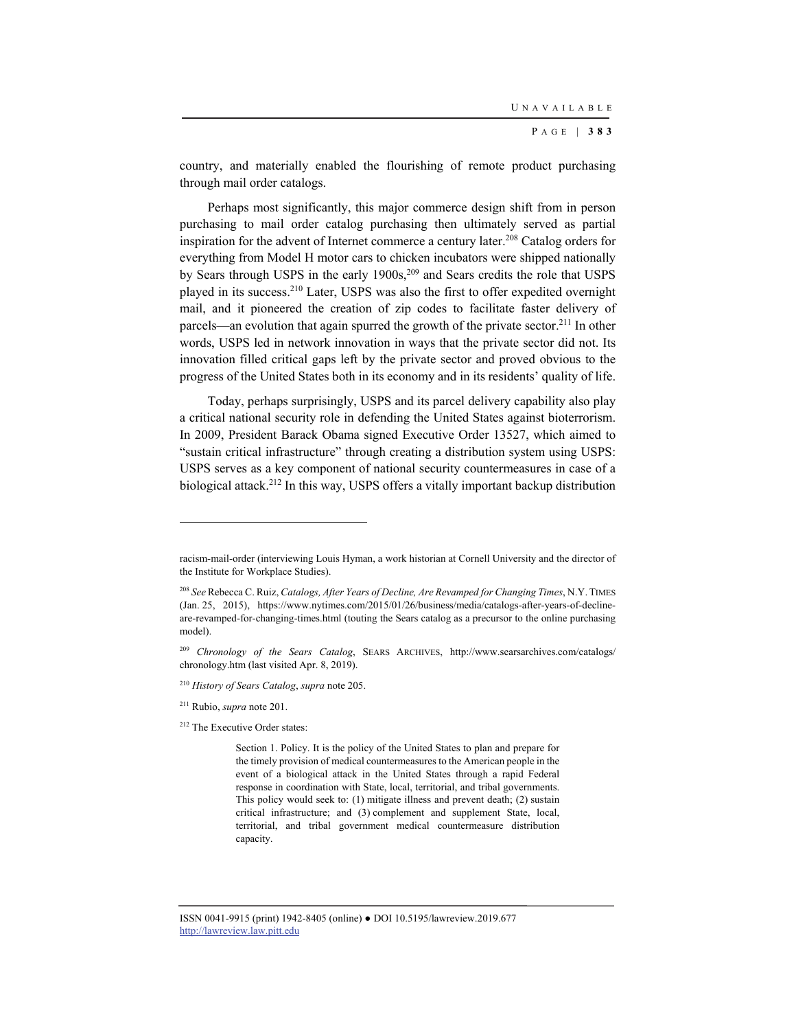country, and materially enabled the flourishing of remote product purchasing through mail order catalogs.

Perhaps most significantly, this major commerce design shift from in person purchasing to mail order catalog purchasing then ultimately served as partial inspiration for the advent of Internet commerce a century later.[208] Catalog orders for everything from Model H motor cars to chicken incubators were shipped nationally by Sears through USPS in the early 1900s,[209] and Sears credits the role that USPS played in its success.[210] Later, USPS was also the first to offer expedited overnight mail, and it pioneered the creation of zip codes to facilitate faster delivery of parcels—an evolution that again spurred the growth of the private sector.[211] In other words, USPS led in network innovation in ways that the private sector did not. Its innovation filled critical gaps left by the private sector and proved obvious to the progress of the United States both in its economy and in its residents' quality of life.

Today, perhaps surprisingly, USPS and its parcel delivery capability also play a critical national security role in defending the United States against bioterrorism. In 2009, President Barack Obama signed Executive Order 13527, which aimed to "sustain critical infrastructure" through creating a distribution system using USPS: USPS serves as a key component of national security countermeasures in case of a biological attack.[212] In this way, USPS offers a vitally important backup distribution

---

racism-mail-order (interviewing Louis Hyman, a work historian at Cornell University and the director of the Institute for Workplace Studies).

[208] *See* Rebecca C. Ruiz, *Catalogs, After Years of Decline, Are Revamped for Changing Times*, N.Y. TIMES (Jan. 25, 2015), https://www.nytimes.com/2015/01/26/business/media/catalogs-after-years-of-decline-are-revamped-for-changing-times.html (touting the Sears catalog as a precursor to the online purchasing model).

[209] *Chronology of the Sears Catalog*, SEARS ARCHIVES, http://www.searsarchives.com/catalogs/chronology.htm (last visited Apr. 8, 2019).

[210] *History of Sears Catalog*, *supra* note 205.

[211] Rubio, *supra* note 201.

[212] The Executive Order states:

> Section 1. Policy. It is the policy of the United States to plan and prepare for the timely provision of medical countermeasures to the American people in the event of a biological attack in the United States through a rapid Federal response in coordination with State, local, territorial, and tribal governments. This policy would seek to: (1) mitigate illness and prevent death; (2) sustain critical infrastructure; and (3) complement and supplement State, local, territorial, and tribal government medical countermeasure distribution capacity.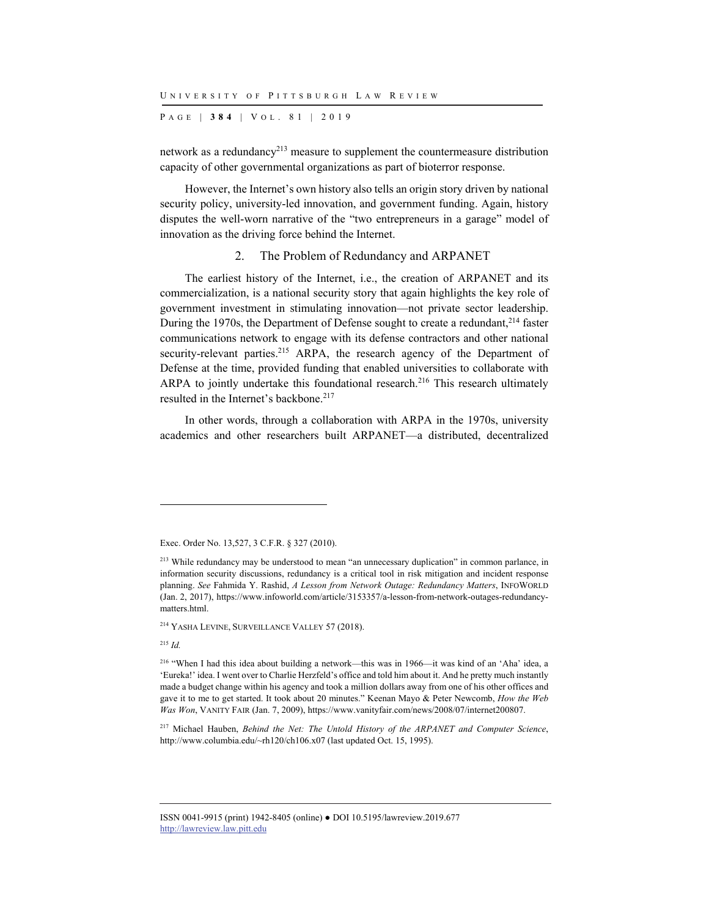network as a redundancy[213] measure to supplement the countermeasure distribution capacity of other governmental organizations as part of bioterror response.

However, the Internet's own history also tells an origin story driven by national security policy, university-led innovation, and government funding. Again, history disputes the well-worn narrative of the "two entrepreneurs in a garage" model of innovation as the driving force behind the Internet.

### 2. The Problem of Redundancy and ARPANET

The earliest history of the Internet, i.e., the creation of ARPANET and its commercialization, is a national security story that again highlights the key role of government investment in stimulating innovation—not private sector leadership. During the 1970s, the Department of Defense sought to create a redundant,[214] faster communications network to engage with its defense contractors and other national security-relevant parties.[215] ARPA, the research agency of the Department of Defense at the time, provided funding that enabled universities to collaborate with ARPA to jointly undertake this foundational research.[216] This research ultimately resulted in the Internet's backbone.[217]

In other words, through a collaboration with ARPA in the 1970s, university academics and other researchers built ARPANET—a distributed, decentralized

---

Exec. Order No. 13,527, 3 C.F.R. § 327 (2010).

[213] While redundancy may be understood to mean "an unnecessary duplication" in common parlance, in information security discussions, redundancy is a critical tool in risk mitigation and incident response planning. *See* Fahmida Y. Rashid, *A Lesson from Network Outage: Redundancy Matters*, INFOWORLD (Jan. 2, 2017), https://www.infoworld.com/article/3153357/a-lesson-from-network-outages-redundancy-matters.html.

[214] YASHA LEVINE, SURVEILLANCE VALLEY 57 (2018).

[215] *Id.*

[216] "When I had this idea about building a network—this was in 1966—it was kind of an 'Aha' idea, a 'Eureka!' idea. I went over to Charlie Herzfeld's office and told him about it. And he pretty much instantly made a budget change within his agency and took a million dollars away from one of his other offices and gave it to me to get started. It took about 20 minutes." Keenan Mayo & Peter Newcomb, *How the Web Was Won*, VANITY FAIR (Jan. 7, 2009), https://www.vanityfair.com/news/2008/07/internet200807.

[217] Michael Hauben, *Behind the Net: The Untold History of the ARPANET and Computer Science*, http://www.columbia.edu/~rh120/ch106.x07 (last updated Oct. 15, 1995).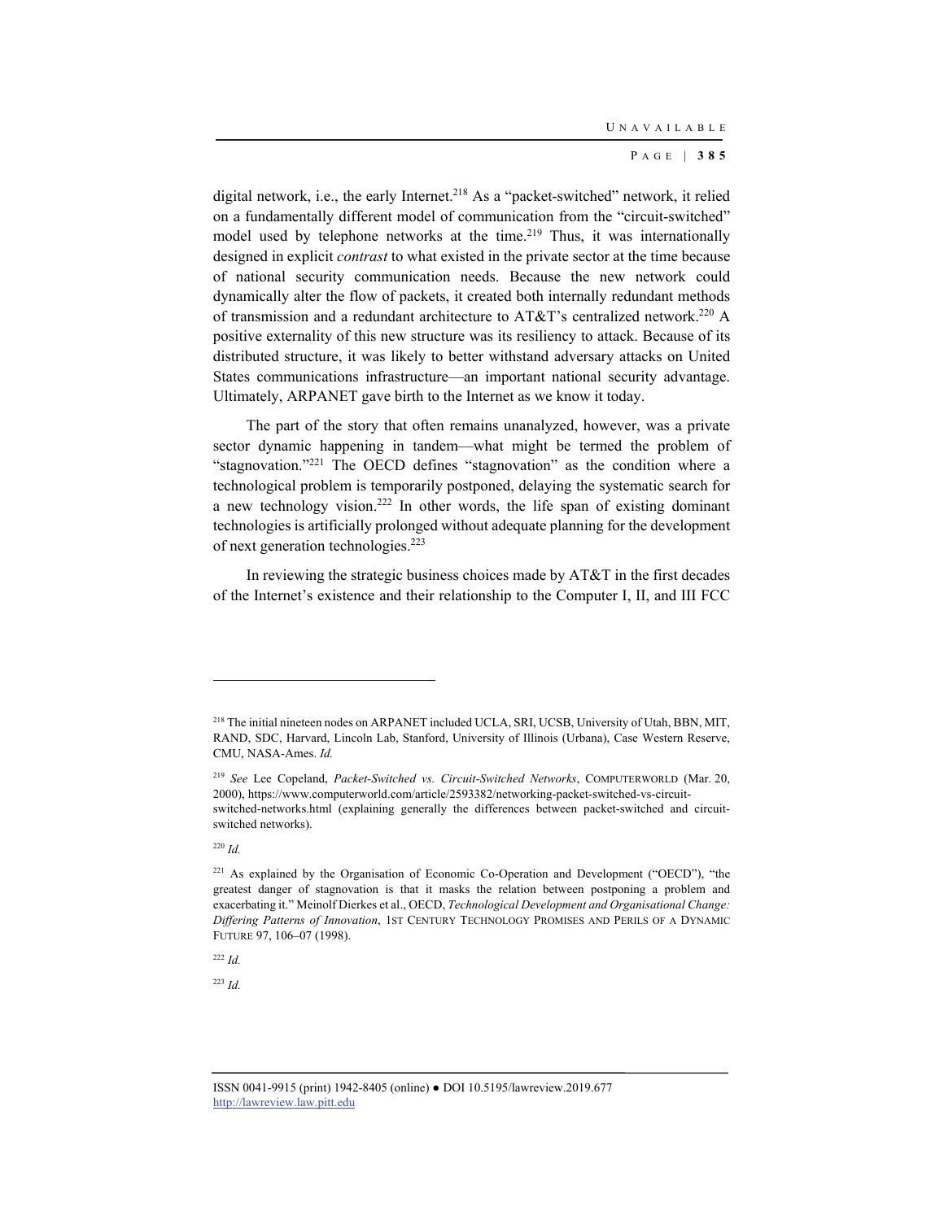digital network, i.e., the early Internet.[218] As a "packet-switched" network, it relied on a fundamentally different model of communication from the "circuit-switched" model used by telephone networks at the time.[219] Thus, it was internationally designed in explicit *contrast* to what existed in the private sector at the time because of national security communication needs. Because the new network could dynamically alter the flow of packets, it created both internally redundant methods of transmission and a redundant architecture to AT&T's centralized network.[220] A positive externality of this new structure was its resiliency to attack. Because of its distributed structure, it was likely to better withstand adversary attacks on United States communications infrastructure—an important national security advantage. Ultimately, ARPANET gave birth to the Internet as we know it today.

The part of the story that often remains unanalyzed, however, was a private sector dynamic happening in tandem—what might be termed the problem of "stagnovation."[221] The OECD defines "stagnovation" as the condition where a technological problem is temporarily postponed, delaying the systematic search for a new technology vision.[222] In other words, the life span of existing dominant technologies is artificially prolonged without adequate planning for the development of next generation technologies.[223]

In reviewing the strategic business choices made by AT&T in the first decades of the Internet's existence and their relationship to the Computer I, II, and III FCC

---

[218] The initial nineteen nodes on ARPANET included UCLA, SRI, UCSB, University of Utah, BBN, MIT, RAND, SDC, Harvard, Lincoln Lab, Stanford, University of Illinois (Urbana), Case Western Reserve, CMU, NASA-Ames. *Id.*

[219] *See* Lee Copeland, *Packet-Switched vs. Circuit-Switched Networks*, COMPUTERWORLD (Mar. 20, 2000), https://www.computerworld.com/article/2593382/networking-packet-switched-vs-circuit-switched-networks.html (explaining generally the differences between packet-switched and circuit-switched networks).

[220] *Id.*

[221] As explained by the Organisation of Economic Co-Operation and Development ("OECD"), "the greatest danger of stagnovation is that it masks the relation between postponing a problem and exacerbating it." Meinolf Dierkes et al., OECD, *Technological Development and Organisational Change: Differing Patterns of Innovation*, 1ST CENTURY TECHNOLOGY PROMISES AND PERILS OF A DYNAMIC FUTURE 97, 106–07 (1998).

[222] *Id.*

[223] *Id.*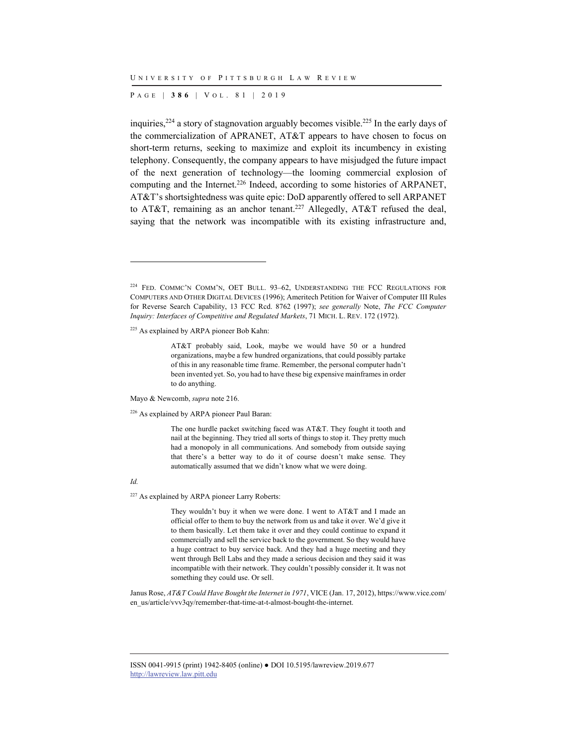inquiries,[224] a story of stagnovation arguably becomes visible.[225] In the early days of the commercialization of APRANET, AT&T appears to have chosen to focus on short-term returns, seeking to maximize and exploit its incumbency in existing telephony. Consequently, the company appears to have misjudged the future impact of the next generation of technology—the looming commercial explosion of computing and the Internet.[226] Indeed, according to some histories of ARPANET, AT&T's shortsightedness was quite epic: DoD apparently offered to sell ARPANET to AT&T, remaining as an anchor tenant.[227] Allegedly, AT&T refused the deal, saying that the network was incompatible with its existing infrastructure and,

---

[224] FED. COMMC'N COMM'N, OET BULL. 93–62, UNDERSTANDING THE FCC REGULATIONS FOR COMPUTERS AND OTHER DIGITAL DEVICES (1996); Ameritech Petition for Waiver of Computer III Rules for Reverse Search Capability, 13 FCC Rcd. 8762 (1997); *see generally* Note, *The FCC Computer Inquiry: Interfaces of Competitive and Regulated Markets*, 71 MICH. L. REV. 172 (1972).

[225] As explained by ARPA pioneer Bob Kahn:

> AT&T probably said, Look, maybe we would have 50 or a hundred organizations, maybe a few hundred organizations, that could possibly partake of this in any reasonable time frame. Remember, the personal computer hadn't been invented yet. So, you had to have these big expensive mainframes in order to do anything.

Mayo & Newcomb, *supra* note 216.

[226] As explained by ARPA pioneer Paul Baran:

> The one hurdle packet switching faced was AT&T. They fought it tooth and nail at the beginning. They tried all sorts of things to stop it. They pretty much had a monopoly in all communications. And somebody from outside saying that there's a better way to do it of course doesn't make sense. They automatically assumed that we didn't know what we were doing.

*Id.*

[227] As explained by ARPA pioneer Larry Roberts:

> They wouldn't buy it when we were done. I went to AT&T and I made an official offer to them to buy the network from us and take it over. We'd give it to them basically. Let them take it over and they could continue to expand it commercially and sell the service back to the government. So they would have a huge contract to buy service back. And they had a huge meeting and they went through Bell Labs and they made a serious decision and they said it was incompatible with their network. They couldn't possibly consider it. It was not something they could use. Or sell.

Janus Rose, *AT&T Could Have Bought the Internet in 1971*, VICE (Jan. 17, 2012), https://www.vice.com/en_us/article/vvv3qy/remember-that-time-at-t-almost-bought-the-internet.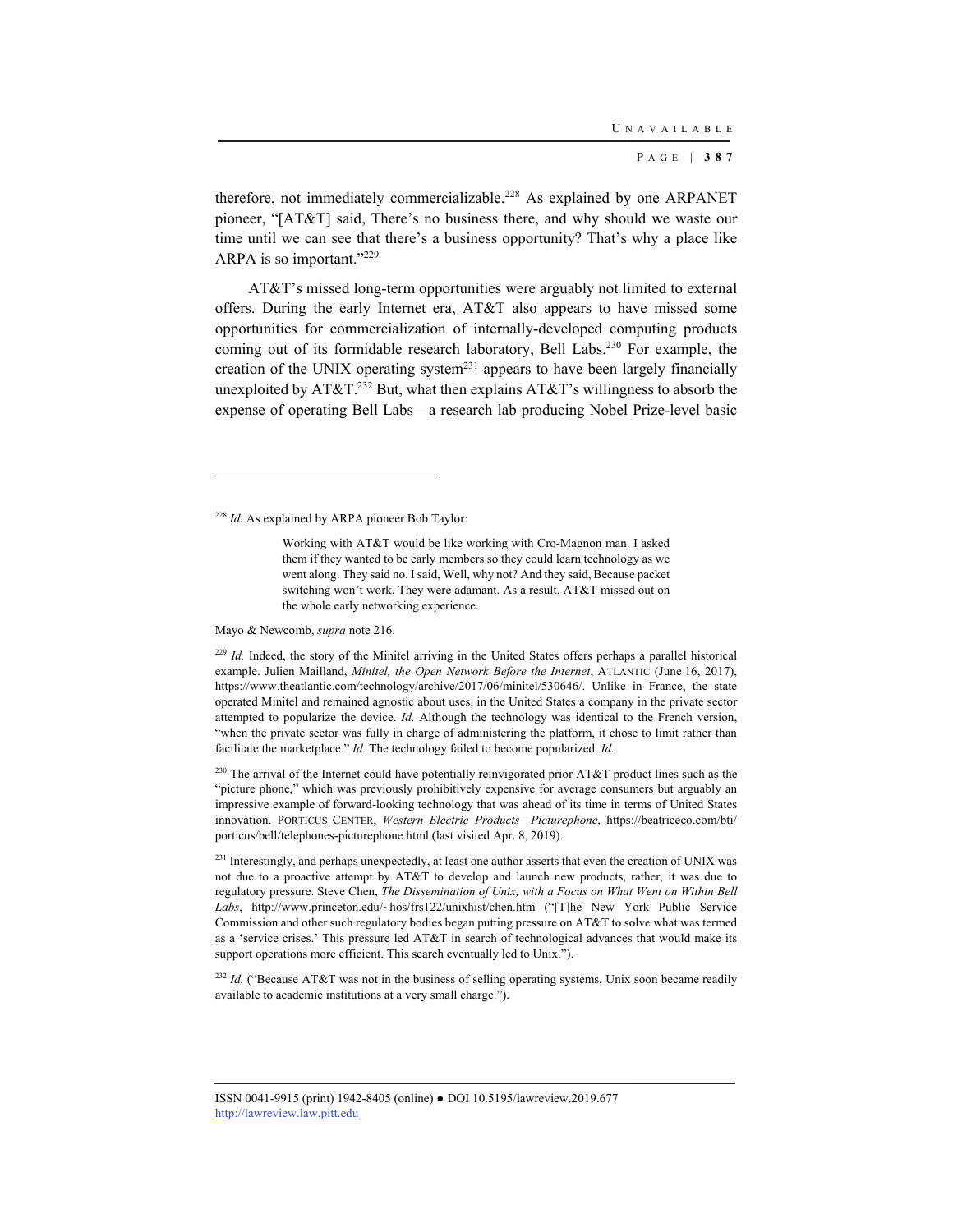therefore, not immediately commercializable.[228] As explained by one ARPANET pioneer, "[AT&T] said, There's no business there, and why should we waste our time until we can see that there's a business opportunity? That's why a place like ARPA is so important."[229]

AT&T's missed long-term opportunities were arguably not limited to external offers. During the early Internet era, AT&T also appears to have missed some opportunities for commercialization of internally-developed computing products coming out of its formidable research laboratory, Bell Labs.[230] For example, the creation of the UNIX operating system[231] appears to have been largely financially unexploited by AT&T.[232] But, what then explains AT&T's willingness to absorb the expense of operating Bell Labs—a research lab producing Nobel Prize-level basic

---

[228] *Id.* As explained by ARPA pioneer Bob Taylor:

> Working with AT&T would be like working with Cro-Magnon man. I asked them if they wanted to be early members so they could learn technology as we went along. They said no. I said, Well, why not? And they said, Because packet switching won't work. They were adamant. As a result, AT&T missed out on the whole early networking experience.

Mayo & Newcomb, *supra* note 216.

[229] *Id.* Indeed, the story of the Minitel arriving in the United States offers perhaps a parallel historical example. Julien Mailland, *Minitel, the Open Network Before the Internet*, ATLANTIC (June 16, 2017), https://www.theatlantic.com/technology/archive/2017/06/minitel/530646/. Unlike in France, the state operated Minitel and remained agnostic about uses, in the United States a company in the private sector attempted to popularize the device. *Id.* Although the technology was identical to the French version, "when the private sector was fully in charge of administering the platform, it chose to limit rather than facilitate the marketplace." *Id.* The technology failed to become popularized. *Id.*

[230] The arrival of the Internet could have potentially reinvigorated prior AT&T product lines such as the "picture phone," which was previously prohibitively expensive for average consumers but arguably an impressive example of forward-looking technology that was ahead of its time in terms of United States innovation. PORTICUS CENTER, *Western Electric Products—Picturephone*, https://beatriceco.com/bti/porticus/bell/telephones-picturephone.html (last visited Apr. 8, 2019).

[231] Interestingly, and perhaps unexpectedly, at least one author asserts that even the creation of UNIX was not due to a proactive attempt by AT&T to develop and launch new products, rather, it was due to regulatory pressure. Steve Chen, *The Dissemination of Unix, with a Focus on What Went on Within Bell Labs*, http://www.princeton.edu/~hos/frs122/unixhist/chen.htm ("[T]he New York Public Service Commission and other such regulatory bodies began putting pressure on AT&T to solve what was termed as a 'service crises.' This pressure led AT&T in search of technological advances that would make its support operations more efficient. This search eventually led to Unix.").

[232] *Id.* ("Because AT&T was not in the business of selling operating systems, Unix soon became readily available to academic institutions at a very small charge.").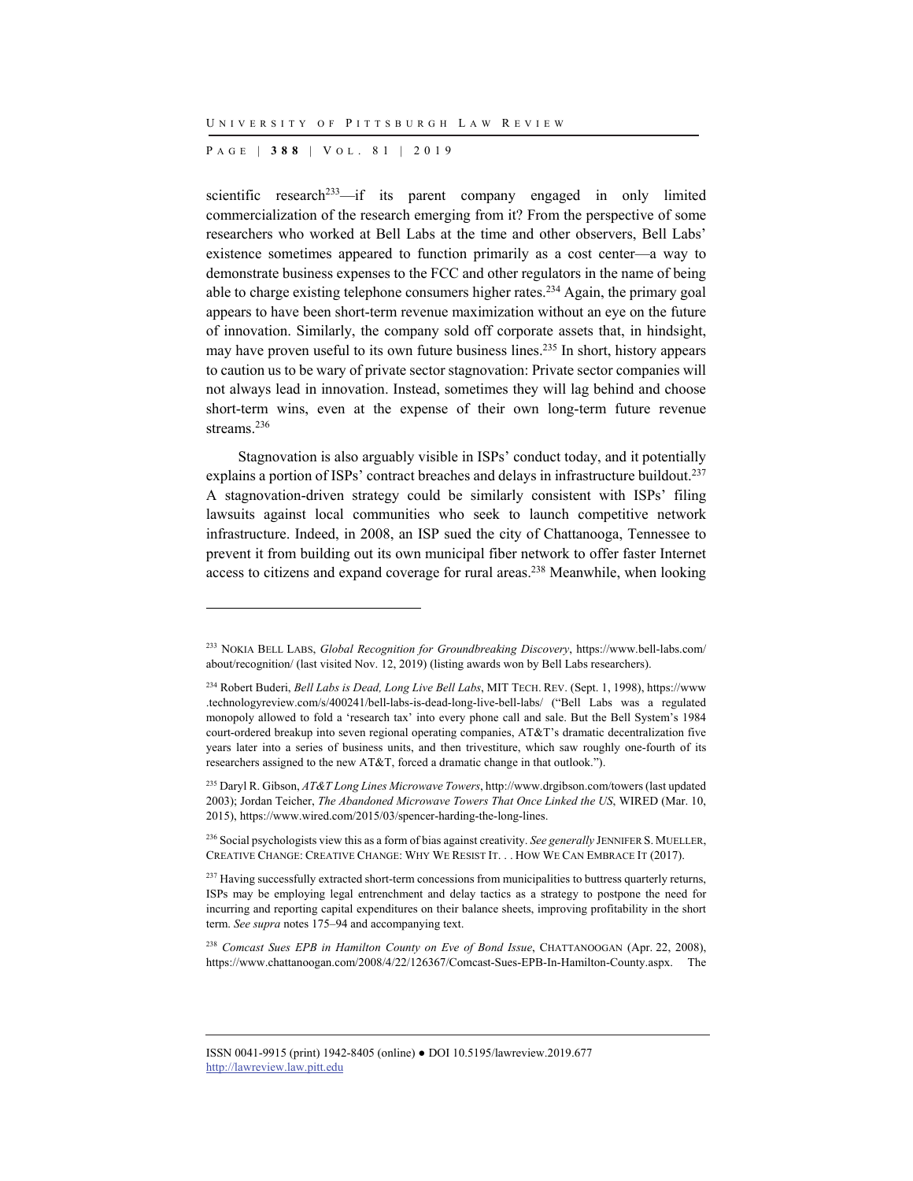scientific research[233]—if its parent company engaged in only limited commercialization of the research emerging from it? From the perspective of some researchers who worked at Bell Labs at the time and other observers, Bell Labs' existence sometimes appeared to function primarily as a cost center—a way to demonstrate business expenses to the FCC and other regulators in the name of being able to charge existing telephone consumers higher rates.[234] Again, the primary goal appears to have been short-term revenue maximization without an eye on the future of innovation. Similarly, the company sold off corporate assets that, in hindsight, may have proven useful to its own future business lines.[235] In short, history appears to caution us to be wary of private sector stagnovation: Private sector companies will not always lead in innovation. Instead, sometimes they will lag behind and choose short-term wins, even at the expense of their own long-term future revenue streams.[236]

Stagnovation is also arguably visible in ISPs' conduct today, and it potentially explains a portion of ISPs' contract breaches and delays in infrastructure buildout.[237] A stagnovation-driven strategy could be similarly consistent with ISPs' filing lawsuits against local communities who seek to launch competitive network infrastructure. Indeed, in 2008, an ISP sued the city of Chattanooga, Tennessee to prevent it from building out its own municipal fiber network to offer faster Internet access to citizens and expand coverage for rural areas.[238] Meanwhile, when looking

---

[233] NOKIA BELL LABS, *Global Recognition for Groundbreaking Discovery*, https://www.bell-labs.com/about/recognition/ (last visited Nov. 12, 2019) (listing awards won by Bell Labs researchers).

[234] Robert Buderi, *Bell Labs is Dead, Long Live Bell Labs*, MIT TECH. REV. (Sept. 1, 1998), https://www.technologyreview.com/s/400241/bell-labs-is-dead-long-live-bell-labs/ ("Bell Labs was a regulated monopoly allowed to fold a 'research tax' into every phone call and sale. But the Bell System's 1984 court-ordered breakup into seven regional operating companies, AT&T's dramatic decentralization five years later into a series of business units, and then trivestiture, which saw roughly one-fourth of its researchers assigned to the new AT&T, forced a dramatic change in that outlook.").

[235] Daryl R. Gibson, *AT&T Long Lines Microwave Towers*, http://www.drgibson.com/towers (last updated 2003); Jordan Teicher, *The Abandoned Microwave Towers That Once Linked the US*, WIRED (Mar. 10, 2015), https://www.wired.com/2015/03/spencer-harding-the-long-lines.

[236] Social psychologists view this as a form of bias against creativity. *See generally* JENNIFER S. MUELLER, CREATIVE CHANGE: CREATIVE CHANGE: WHY WE RESIST IT. . . HOW WE CAN EMBRACE IT (2017).

[237] Having successfully extracted short-term concessions from municipalities to buttress quarterly returns, ISPs may be employing legal entrenchment and delay tactics as a strategy to postpone the need for incurring and reporting capital expenditures on their balance sheets, improving profitability in the short term. *See supra* notes 175–94 and accompanying text.

[238] *Comcast Sues EPB in Hamilton County on Eve of Bond Issue*, CHATTANOOGAN (Apr. 22, 2008), https://www.chattanoogan.com/2008/4/22/126367/Comcast-Sues-EPB-In-Hamilton-County.aspx. The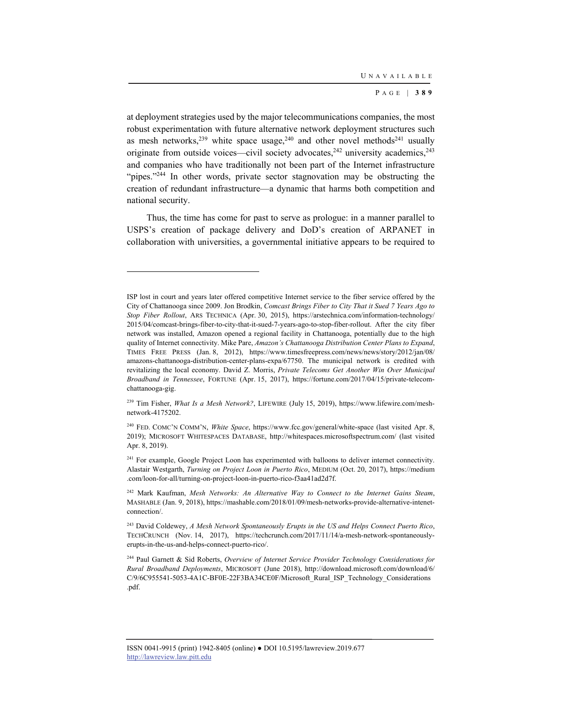at deployment strategies used by the major telecommunications companies, the most robust experimentation with future alternative network deployment structures such as mesh networks,[239] white space usage,[240] and other novel methods[241] usually originate from outside voices—civil society advocates,[242] university academics,[243] and companies who have traditionally not been part of the Internet infrastructure "pipes."[244] In other words, private sector stagnovation may be obstructing the creation of redundant infrastructure—a dynamic that harms both competition and national security.

Thus, the time has come for past to serve as prologue: in a manner parallel to USPS's creation of package delivery and DoD's creation of ARPANET in collaboration with universities, a governmental initiative appears to be required to

---

ISP lost in court and years later offered competitive Internet service to the fiber service offered by the City of Chattanooga since 2009. Jon Brodkin, *Comcast Brings Fiber to City That it Sued 7 Years Ago to Stop Fiber Rollout*, ARS TECHNICA (Apr. 30, 2015), https://arstechnica.com/information-technology/2015/04/comcast-brings-fiber-to-city-that-it-sued-7-years-ago-to-stop-fiber-rollout. After the city fiber network was installed, Amazon opened a regional facility in Chattanooga, potentially due to the high quality of Internet connectivity. Mike Pare, *Amazon's Chattanooga Distribution Center Plans to Expand*, TIMES FREE PRESS (Jan. 8, 2012), https://www.timesfreepress.com/news/news/story/2012/jan/08/amazons-chattanooga-distribution-center-plans-expa/67750. The municipal network is credited with revitalizing the local economy. David Z. Morris, *Private Telecoms Get Another Win Over Municipal Broadband in Tennessee*, FORTUNE (Apr. 15, 2017), https://fortune.com/2017/04/15/private-telecom-chattanooga-gig.

[239] Tim Fisher, *What Is a Mesh Network?*, LIFEWIRE (July 15, 2019), https://www.lifewire.com/mesh-network-4175202.

[240] FED. COMC'N COMM'N, *White Space*, https://www.fcc.gov/general/white-space (last visited Apr. 8, 2019); MICROSOFT WHITESPACES DATABASE, http://whitespaces.microsoftspectrum.com/ (last visited Apr. 8, 2019).

[241] For example, Google Project Loon has experimented with balloons to deliver internet connectivity. Alastair Westgarth, *Turning on Project Loon in Puerto Rico*, MEDIUM (Oct. 20, 2017), https://medium.com/loon-for-all/turning-on-project-loon-in-puerto-rico-f3aa41ad2d7f.

[242] Mark Kaufman, *Mesh Networks: An Alternative Way to Connect to the Internet Gains Steam*, MASHABLE (Jan. 9, 2018), https://mashable.com/2018/01/09/mesh-networks-provide-alternative-intenet-connection/.

[243] David Coldewey, *A Mesh Network Spontaneously Erupts in the US and Helps Connect Puerto Rico*, TECHCRUNCH (Nov. 14, 2017), https://techcrunch.com/2017/11/14/a-mesh-network-spontaneously-erupts-in-the-us-and-helps-connect-puerto-rico/.

[244] Paul Garnett & Sid Roberts, *Overview of Internet Service Provider Technology Considerations for Rural Broadband Deployments*, MICROSOFT (June 2018), http://download.microsoft.com/download/6/C/9/6C955541-5053-4A1C-BF0E-22F3BA34CE0F/Microsoft_Rural_ISP_Technology_Considerations.pdf.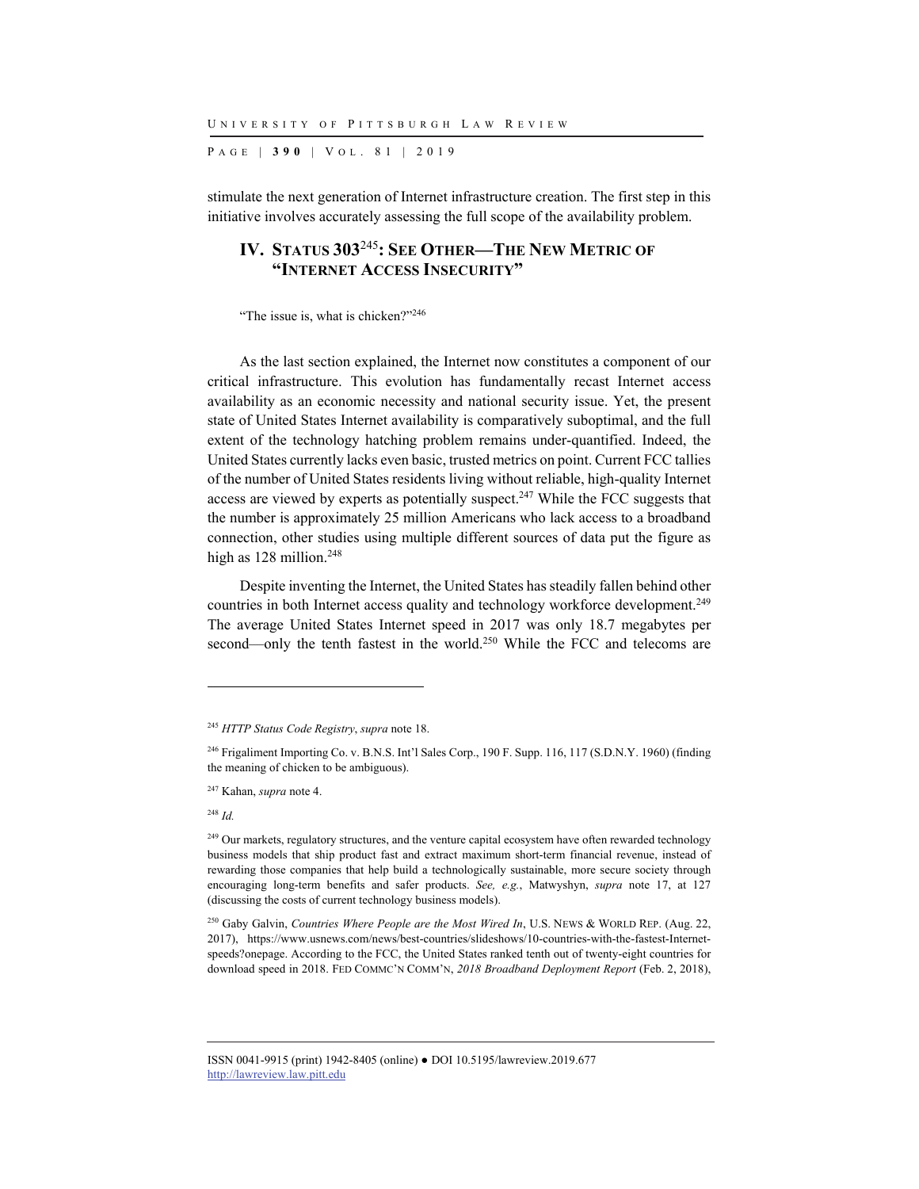stimulate the next generation of Internet infrastructure creation. The first step in this initiative involves accurately assessing the full scope of the availability problem.

## IV. Status 303[245]: See Other—The New Metric of "Internet Access Insecurity"

"The issue is, what is chicken?"[246]

As the last section explained, the Internet now constitutes a component of our critical infrastructure. This evolution has fundamentally recast Internet access availability as an economic necessity and national security issue. Yet, the present state of United States Internet availability is comparatively suboptimal, and the full extent of the technology hatching problem remains under-quantified. Indeed, the United States currently lacks even basic, trusted metrics on point. Current FCC tallies of the number of United States residents living without reliable, high-quality Internet access are viewed by experts as potentially suspect.[247] While the FCC suggests that the number is approximately 25 million Americans who lack access to a broadband connection, other studies using multiple different sources of data put the figure as high as 128 million.[248]

Despite inventing the Internet, the United States has steadily fallen behind other countries in both Internet access quality and technology workforce development.[249] The average United States Internet speed in 2017 was only 18.7 megabytes per second—only the tenth fastest in the world.[250] While the FCC and telecoms are

---

[245] *HTTP Status Code Registry*, *supra* note 18.

[246] Frigaliment Importing Co. v. B.N.S. Int'l Sales Corp., 190 F. Supp. 116, 117 (S.D.N.Y. 1960) (finding the meaning of chicken to be ambiguous).

[247] Kahan, *supra* note 4.

[248] *Id.*

[249] Our markets, regulatory structures, and the venture capital ecosystem have often rewarded technology business models that ship product fast and extract maximum short-term financial revenue, instead of rewarding those companies that help build a technologically sustainable, more secure society through encouraging long-term benefits and safer products. *See, e.g.*, Matwyshyn, *supra* note 17, at 127 (discussing the costs of current technology business models).

[250] Gaby Galvin, *Countries Where People are the Most Wired In*, U.S. NEWS & WORLD REP. (Aug. 22, 2017), https://www.usnews.com/news/best-countries/slideshows/10-countries-with-the-fastest-Internet-speeds?onepage. According to the FCC, the United States ranked tenth out of twenty-eight countries for download speed in 2018. FED COMMC'N COMM'N, *2018 Broadband Deployment Report* (Feb. 2, 2018),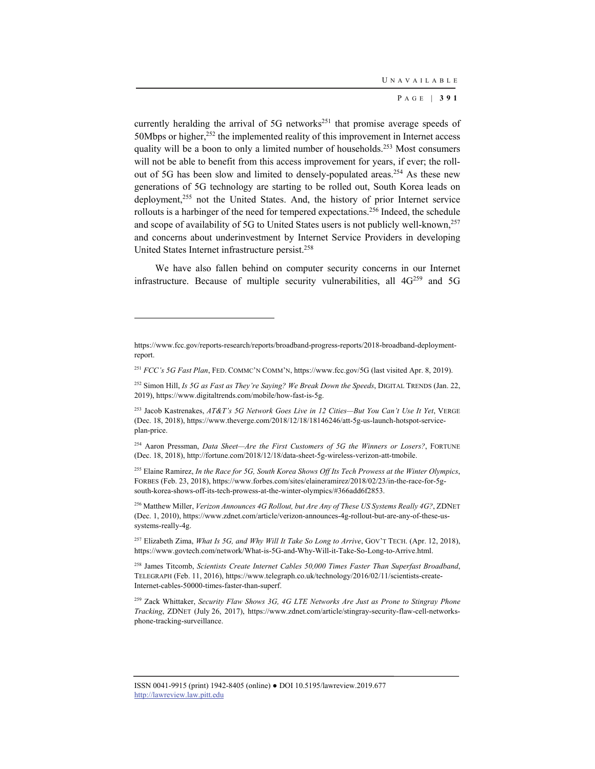currently heralding the arrival of 5G networks[251] that promise average speeds of 50Mbps or higher,[252] the implemented reality of this improvement in Internet access quality will be a boon to only a limited number of households.[253] Most consumers will not be able to benefit from this access improvement for years, if ever; the roll-out of 5G has been slow and limited to densely-populated areas.[254] As these new generations of 5G technology are starting to be rolled out, South Korea leads on deployment,[255] not the United States. And, the history of prior Internet service rollouts is a harbinger of the need for tempered expectations.[256] Indeed, the schedule and scope of availability of 5G to United States users is not publicly well-known,[257] and concerns about underinvestment by Internet Service Providers in developing United States Internet infrastructure persist.[258]

We have also fallen behind on computer security concerns in our Internet infrastructure. Because of multiple security vulnerabilities, all 4G[259] and 5G

---

https://www.fcc.gov/reports-research/reports/broadband-progress-reports/2018-broadband-deployment-report.

[251] *FCC's 5G Fast Plan*, FED. COMMC'N COMM'N, https://www.fcc.gov/5G (last visited Apr. 8, 2019).

[252] Simon Hill, *Is 5G as Fast as They're Saying? We Break Down the Speeds*, DIGITAL TRENDS (Jan. 22, 2019), https://www.digitaltrends.com/mobile/how-fast-is-5g.

[253] Jacob Kastrenakes, *AT&T's 5G Network Goes Live in 12 Cities—But You Can't Use It Yet*, VERGE (Dec. 18, 2018), https://www.theverge.com/2018/12/18/18146246/att-5g-us-launch-hotspot-service-plan-price.

[254] Aaron Pressman, *Data Sheet—Are the First Customers of 5G the Winners or Losers?*, FORTUNE (Dec. 18, 2018), http://fortune.com/2018/12/18/data-sheet-5g-wireless-verizon-att-tmobile.

[255] Elaine Ramirez, *In the Race for 5G, South Korea Shows Off Its Tech Prowess at the Winter Olympics*, FORBES (Feb. 23, 2018), https://www.forbes.com/sites/elaineramirez/2018/02/23/in-the-race-for-5g-south-korea-shows-off-its-tech-prowess-at-the-winter-olympics/#366add6f2853.

[256] Matthew Miller, *Verizon Announces 4G Rollout, but Are Any of These US Systems Really 4G?*, ZDNET (Dec. 1, 2010), https://www.zdnet.com/article/verizon-announces-4g-rollout-but-are-any-of-these-us-systems-really-4g.

[257] Elizabeth Zima, *What Is 5G, and Why Will It Take So Long to Arrive*, GOV'T TECH. (Apr. 12, 2018), https://www.govtech.com/network/What-is-5G-and-Why-Will-it-Take-So-Long-to-Arrive.html.

[258] James Titcomb, *Scientists Create Internet Cables 50,000 Times Faster Than Superfast Broadband*, TELEGRAPH (Feb. 11, 2016), https://www.telegraph.co.uk/technology/2016/02/11/scientists-create-Internet-cables-50000-times-faster-than-superf.

[259] Zack Whittaker, *Security Flaw Shows 3G, 4G LTE Networks Are Just as Prone to Stingray Phone Tracking*, ZDNET (July 26, 2017), https://www.zdnet.com/article/stingray-security-flaw-cell-networks-phone-tracking-surveillance.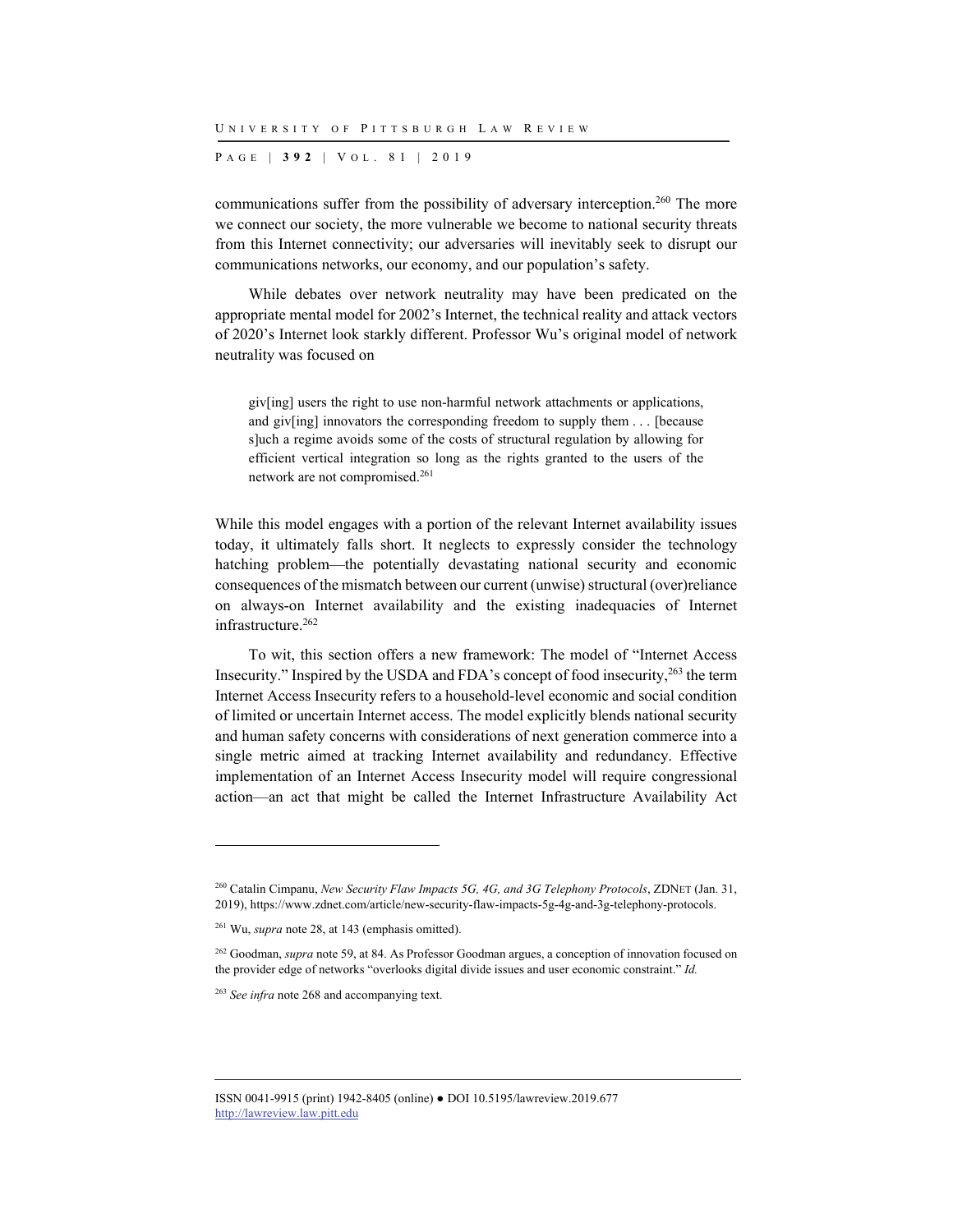communications suffer from the possibility of adversary interception.[260] The more we connect our society, the more vulnerable we become to national security threats from this Internet connectivity; our adversaries will inevitably seek to disrupt our communications networks, our economy, and our population's safety.

While debates over network neutrality may have been predicated on the appropriate mental model for 2002's Internet, the technical reality and attack vectors of 2020's Internet look starkly different. Professor Wu's original model of network neutrality was focused on

> giv[ing] users the right to use non-harmful network attachments or applications, and giv[ing] innovators the corresponding freedom to supply them . . . [because s]uch a regime avoids some of the costs of structural regulation by allowing for efficient vertical integration so long as the rights granted to the users of the network are not compromised.[261]

While this model engages with a portion of the relevant Internet availability issues today, it ultimately falls short. It neglects to expressly consider the technology hatching problem—the potentially devastating national security and economic consequences of the mismatch between our current (unwise) structural (over)reliance on always-on Internet availability and the existing inadequacies of Internet infrastructure.[262]

To wit, this section offers a new framework: The model of "Internet Access Insecurity." Inspired by the USDA and FDA's concept of food insecurity,[263] the term Internet Access Insecurity refers to a household-level economic and social condition of limited or uncertain Internet access. The model explicitly blends national security and human safety concerns with considerations of next generation commerce into a single metric aimed at tracking Internet availability and redundancy. Effective implementation of an Internet Access Insecurity model will require congressional action—an act that might be called the Internet Infrastructure Availability Act

---

[260] Catalin Cimpanu, *New Security Flaw Impacts 5G, 4G, and 3G Telephony Protocols*, ZDNET (Jan. 31, 2019), https://www.zdnet.com/article/new-security-flaw-impacts-5g-4g-and-3g-telephony-protocols.

[261] Wu, *supra* note 28, at 143 (emphasis omitted).

[262] Goodman, *supra* note 59, at 84. As Professor Goodman argues, a conception of innovation focused on the provider edge of networks "overlooks digital divide issues and user economic constraint." *Id.*

[263] *See infra* note 268 and accompanying text.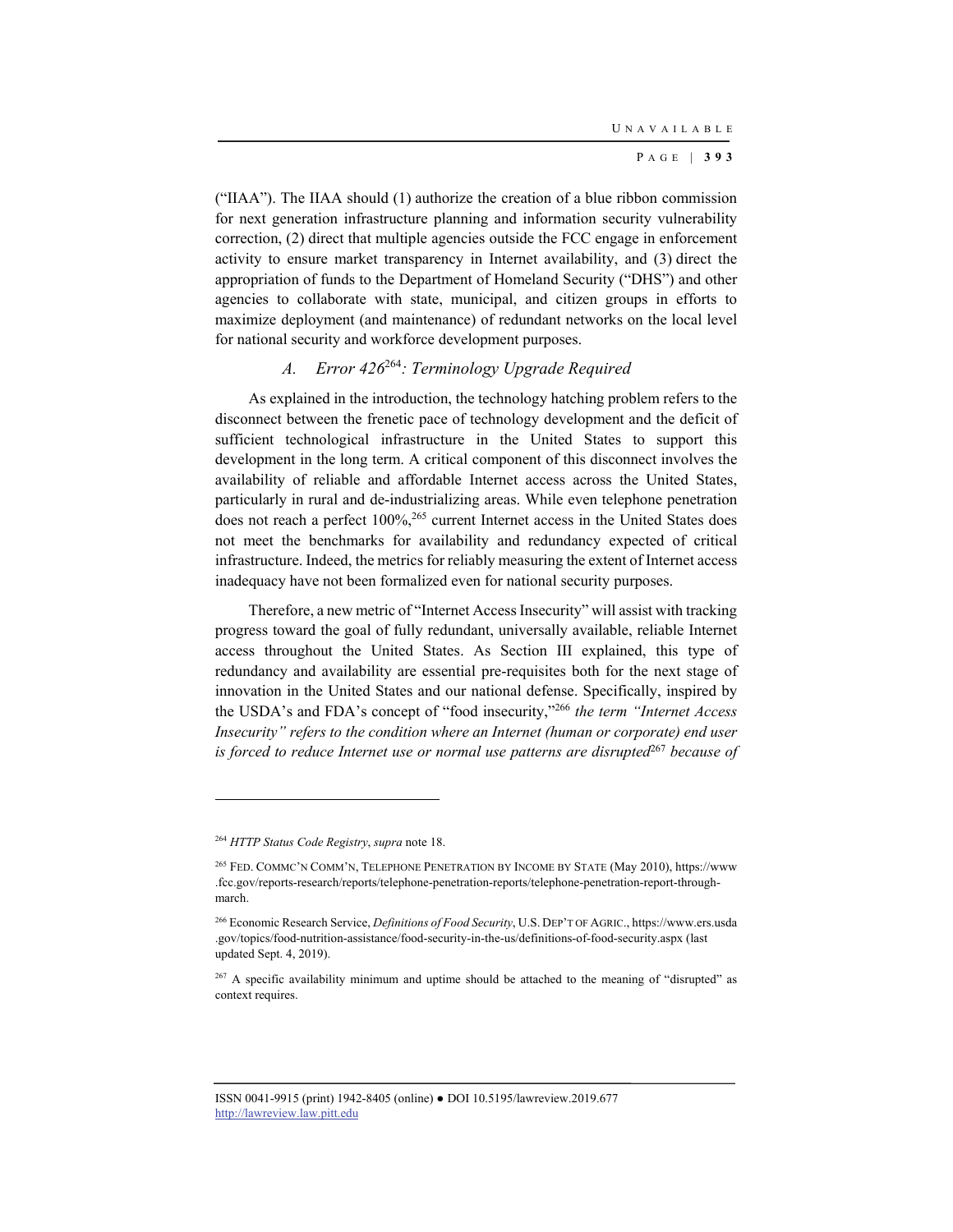("IIAA"). The IIAA should (1) authorize the creation of a blue ribbon commission for next generation infrastructure planning and information security vulnerability correction, (2) direct that multiple agencies outside the FCC engage in enforcement activity to ensure market transparency in Internet availability, and (3) direct the appropriation of funds to the Department of Homeland Security ("DHS") and other agencies to collaborate with state, municipal, and citizen groups in efforts to maximize deployment (and maintenance) of redundant networks on the local level for national security and workforce development purposes.

### *A. Error 426*[264]*: Terminology Upgrade Required*

As explained in the introduction, the technology hatching problem refers to the disconnect between the frenetic pace of technology development and the deficit of sufficient technological infrastructure in the United States to support this development in the long term. A critical component of this disconnect involves the availability of reliable and affordable Internet access across the United States, particularly in rural and de-industrializing areas. While even telephone penetration does not reach a perfect 100%,[265] current Internet access in the United States does not meet the benchmarks for availability and redundancy expected of critical infrastructure. Indeed, the metrics for reliably measuring the extent of Internet access inadequacy have not been formalized even for national security purposes.

Therefore, a new metric of "Internet Access Insecurity" will assist with tracking progress toward the goal of fully redundant, universally available, reliable Internet access throughout the United States. As Section III explained, this type of redundancy and availability are essential pre-requisites both for the next stage of innovation in the United States and our national defense. Specifically, inspired by the USDA's and FDA's concept of "food insecurity,"[266] *the term "Internet Access Insecurity" refers to the condition where an Internet (human or corporate) end user is forced to reduce Internet use or normal use patterns are disrupted*[267] *because of*

---

[264] *HTTP Status Code Registry*, *supra* note 18.

[265] FED. COMMC'N COMM'N, TELEPHONE PENETRATION BY INCOME BY STATE (May 2010), https://www.fcc.gov/reports-research/reports/telephone-penetration-reports/telephone-penetration-report-through-march.

[266] Economic Research Service, *Definitions of Food Security*, U.S. DEP'T OF AGRIC., https://www.ers.usda.gov/topics/food-nutrition-assistance/food-security-in-the-us/definitions-of-food-security.aspx (last updated Sept. 4, 2019).

[267] A specific availability minimum and uptime should be attached to the meaning of "disrupted" as context requires.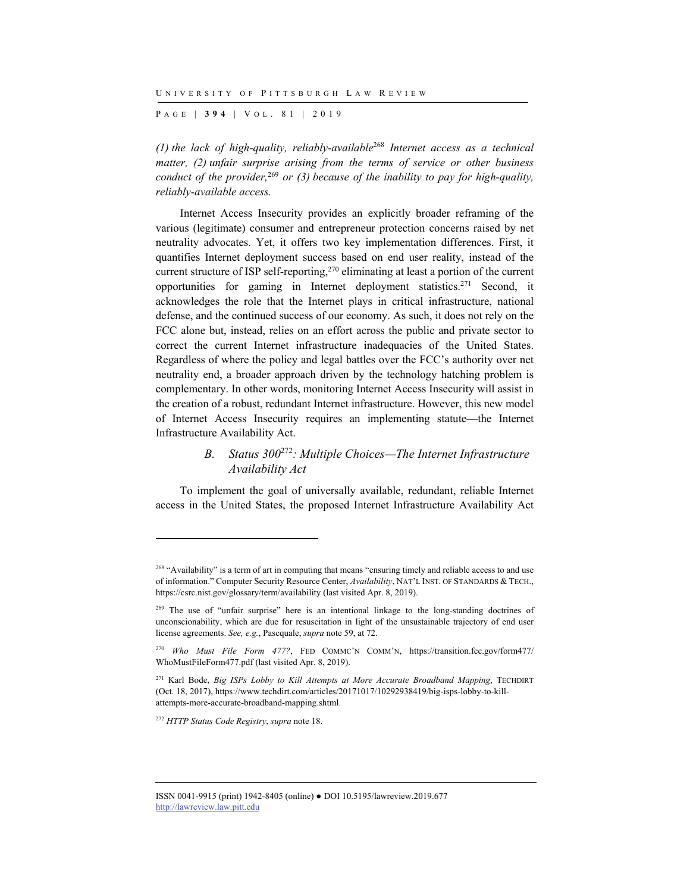*(1) the lack of high-quality, reliably-available*[268] *Internet access as a technical matter, (2) unfair surprise arising from the terms of service or other business conduct of the provider,*[269] *or (3) because of the inability to pay for high-quality, reliably-available access.*

Internet Access Insecurity provides an explicitly broader reframing of the various (legitimate) consumer and entrepreneur protection concerns raised by net neutrality advocates. Yet, it offers two key implementation differences. First, it quantifies Internet deployment success based on end user reality, instead of the current structure of ISP self-reporting,[270] eliminating at least a portion of the current opportunities for gaming in Internet deployment statistics.[271] Second, it acknowledges the role that the Internet plays in critical infrastructure, national defense, and the continued success of our economy. As such, it does not rely on the FCC alone but, instead, relies on an effort across the public and private sector to correct the current Internet infrastructure inadequacies of the United States. Regardless of where the policy and legal battles over the FCC's authority over net neutrality end, a broader approach driven by the technology hatching problem is complementary. In other words, monitoring Internet Access Insecurity will assist in the creation of a robust, redundant Internet infrastructure. However, this new model of Internet Access Insecurity requires an implementing statute—the Internet Infrastructure Availability Act.

### B. *Status 300*[272]*: Multiple Choices—The Internet Infrastructure Availability Act*

To implement the goal of universally available, redundant, reliable Internet access in the United States, the proposed Internet Infrastructure Availability Act

---

[268] "Availability" is a term of art in computing that means "ensuring timely and reliable access to and use of information." Computer Security Resource Center, *Availability*, NAT'L INST. OF STANDARDS & TECH., https://csrc.nist.gov/glossary/term/availability (last visited Apr. 8, 2019).

[269] The use of "unfair surprise" here is an intentional linkage to the long-standing doctrines of unconscionability, which are due for resuscitation in light of the unsustainable trajectory of end user license agreements. *See, e.g.*, Pascquale, *supra* note 59, at 72.

[270] *Who Must File Form 477?*, FED COMMC'N COMM'N, https://transition.fcc.gov/form477/WhoMustFileForm477.pdf (last visited Apr. 8, 2019).

[271] Karl Bode, *Big ISPs Lobby to Kill Attempts at More Accurate Broadband Mapping*, TECHDIRT (Oct. 18, 2017), https://www.techdirt.com/articles/20171017/10292938419/big-isps-lobby-to-kill-attempts-more-accurate-broadband-mapping.shtml.

[272] *HTTP Status Code Registry*, *supra* note 18.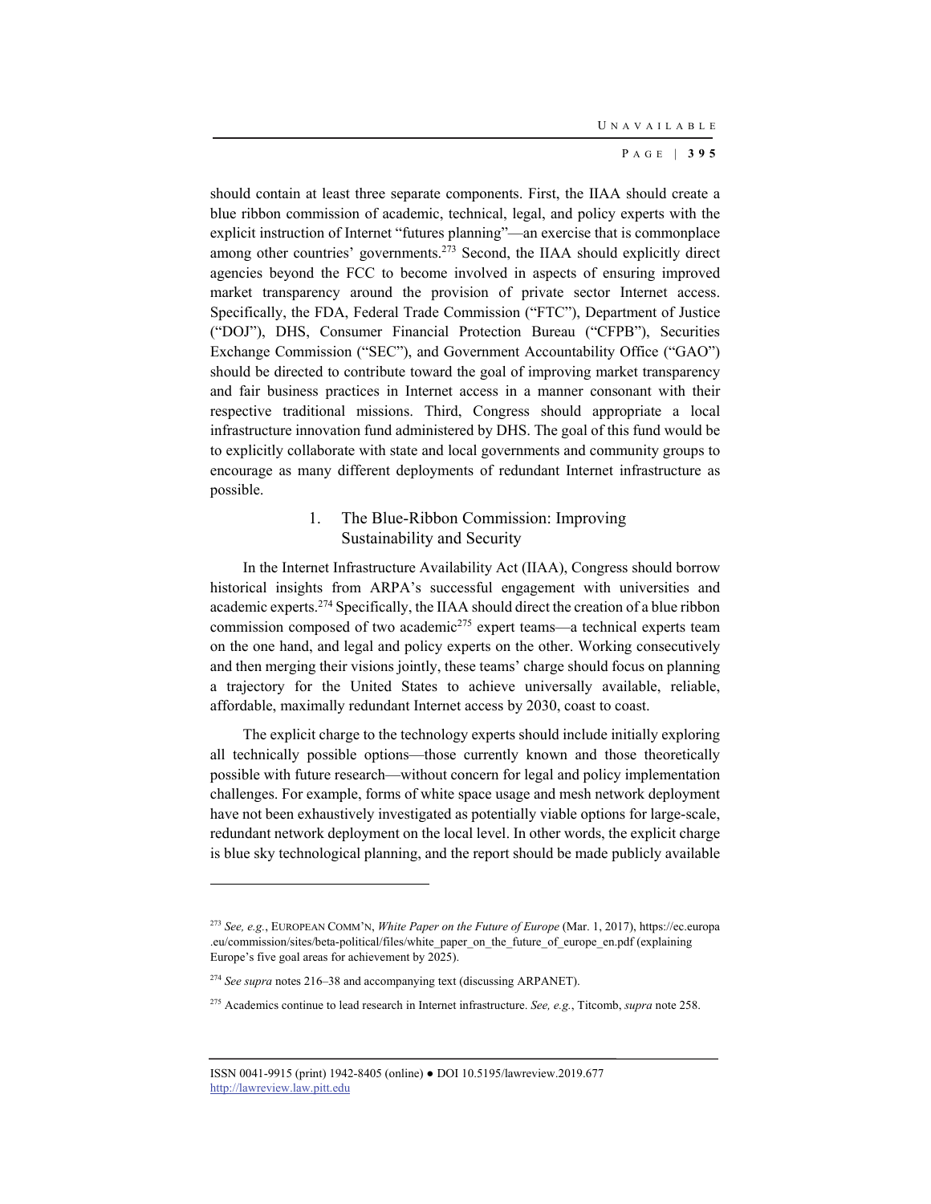should contain at least three separate components. First, the IIAA should create a blue ribbon commission of academic, technical, legal, and policy experts with the explicit instruction of Internet "futures planning"—an exercise that is commonplace among other countries' governments.[273] Second, the IIAA should explicitly direct agencies beyond the FCC to become involved in aspects of ensuring improved market transparency around the provision of private sector Internet access. Specifically, the FDA, Federal Trade Commission ("FTC"), Department of Justice ("DOJ"), DHS, Consumer Financial Protection Bureau ("CFPB"), Securities Exchange Commission ("SEC"), and Government Accountability Office ("GAO") should be directed to contribute toward the goal of improving market transparency and fair business practices in Internet access in a manner consonant with their respective traditional missions. Third, Congress should appropriate a local infrastructure innovation fund administered by DHS. The goal of this fund would be to explicitly collaborate with state and local governments and community groups to encourage as many different deployments of redundant Internet infrastructure as possible.

### 1. The Blue-Ribbon Commission: Improving Sustainability and Security

In the Internet Infrastructure Availability Act (IIAA), Congress should borrow historical insights from ARPA's successful engagement with universities and academic experts.[274] Specifically, the IIAA should direct the creation of a blue ribbon commission composed of two academic[275] expert teams—a technical experts team on the one hand, and legal and policy experts on the other. Working consecutively and then merging their visions jointly, these teams' charge should focus on planning a trajectory for the United States to achieve universally available, reliable, affordable, maximally redundant Internet access by 2030, coast to coast.

The explicit charge to the technology experts should include initially exploring all technically possible options—those currently known and those theoretically possible with future research—without concern for legal and policy implementation challenges. For example, forms of white space usage and mesh network deployment have not been exhaustively investigated as potentially viable options for large-scale, redundant network deployment on the local level. In other words, the explicit charge is blue sky technological planning, and the report should be made publicly available

---

[273] *See, e.g.*, EUROPEAN COMM'N, *White Paper on the Future of Europe* (Mar. 1, 2017), https://ec.europa.eu/commission/sites/beta-political/files/white_paper_on_the_future_of_europe_en.pdf (explaining Europe's five goal areas for achievement by 2025).

[274] *See supra* notes 216–38 and accompanying text (discussing ARPANET).

[275] Academics continue to lead research in Internet infrastructure. *See, e.g.*, Titcomb, *supra* note 258.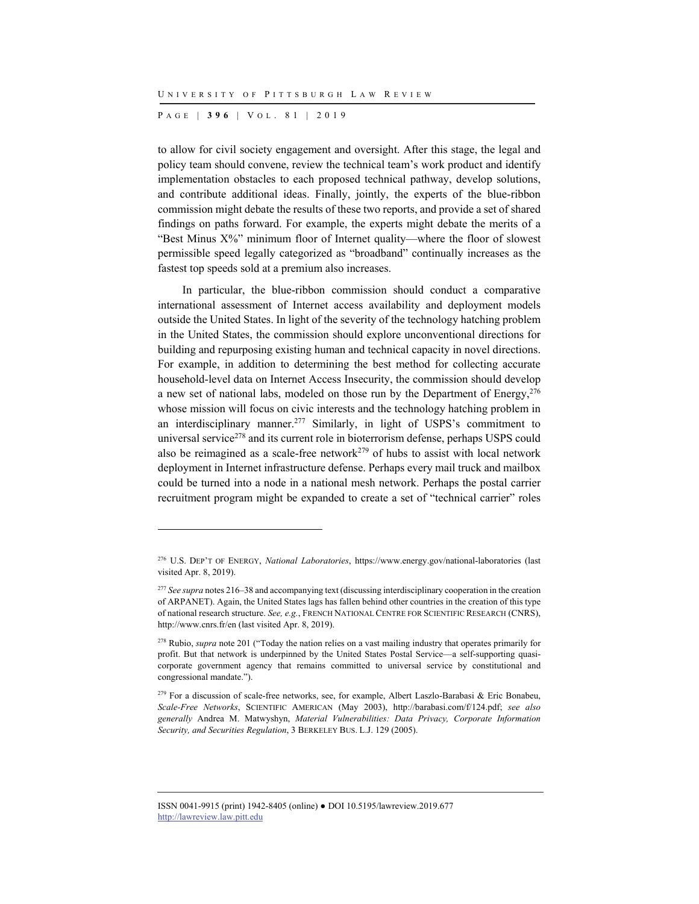to allow for civil society engagement and oversight. After this stage, the legal and policy team should convene, review the technical team's work product and identify implementation obstacles to each proposed technical pathway, develop solutions, and contribute additional ideas. Finally, jointly, the experts of the blue-ribbon commission might debate the results of these two reports, and provide a set of shared findings on paths forward. For example, the experts might debate the merits of a "Best Minus X%" minimum floor of Internet quality—where the floor of slowest permissible speed legally categorized as "broadband" continually increases as the fastest top speeds sold at a premium also increases.

In particular, the blue-ribbon commission should conduct a comparative international assessment of Internet access availability and deployment models outside the United States. In light of the severity of the technology hatching problem in the United States, the commission should explore unconventional directions for building and repurposing existing human and technical capacity in novel directions. For example, in addition to determining the best method for collecting accurate household-level data on Internet Access Insecurity, the commission should develop a new set of national labs, modeled on those run by the Department of Energy,[276] whose mission will focus on civic interests and the technology hatching problem in an interdisciplinary manner.[277] Similarly, in light of USPS's commitment to universal service[278] and its current role in bioterrorism defense, perhaps USPS could also be reimagined as a scale-free network[279] of hubs to assist with local network deployment in Internet infrastructure defense. Perhaps every mail truck and mailbox could be turned into a node in a national mesh network. Perhaps the postal carrier recruitment program might be expanded to create a set of "technical carrier" roles

---

[276] U.S. DEP'T OF ENERGY, *National Laboratories*, https://www.energy.gov/national-laboratories (last visited Apr. 8, 2019).

[277] *See supra* notes 216–38 and accompanying text (discussing interdisciplinary cooperation in the creation of ARPANET). Again, the United States lags has fallen behind other countries in the creation of this type of national research structure. *See, e.g.*, FRENCH NATIONAL CENTRE FOR SCIENTIFIC RESEARCH (CNRS), http://www.cnrs.fr/en (last visited Apr. 8, 2019).

[278] Rubio, *supra* note 201 ("Today the nation relies on a vast mailing industry that operates primarily for profit. But that network is underpinned by the United States Postal Service—a self-supporting quasi-corporate government agency that remains committed to universal service by constitutional and congressional mandate.").

[279] For a discussion of scale-free networks, see, for example, Albert Laszlo-Barabasi & Eric Bonabeu, *Scale-Free Networks*, SCIENTIFIC AMERICAN (May 2003), http://barabasi.com/f/124.pdf; *see also generally* Andrea M. Matwyshyn, *Material Vulnerabilities: Data Privacy, Corporate Information Security, and Securities Regulation*, 3 BERKELEY BUS. L.J. 129 (2005).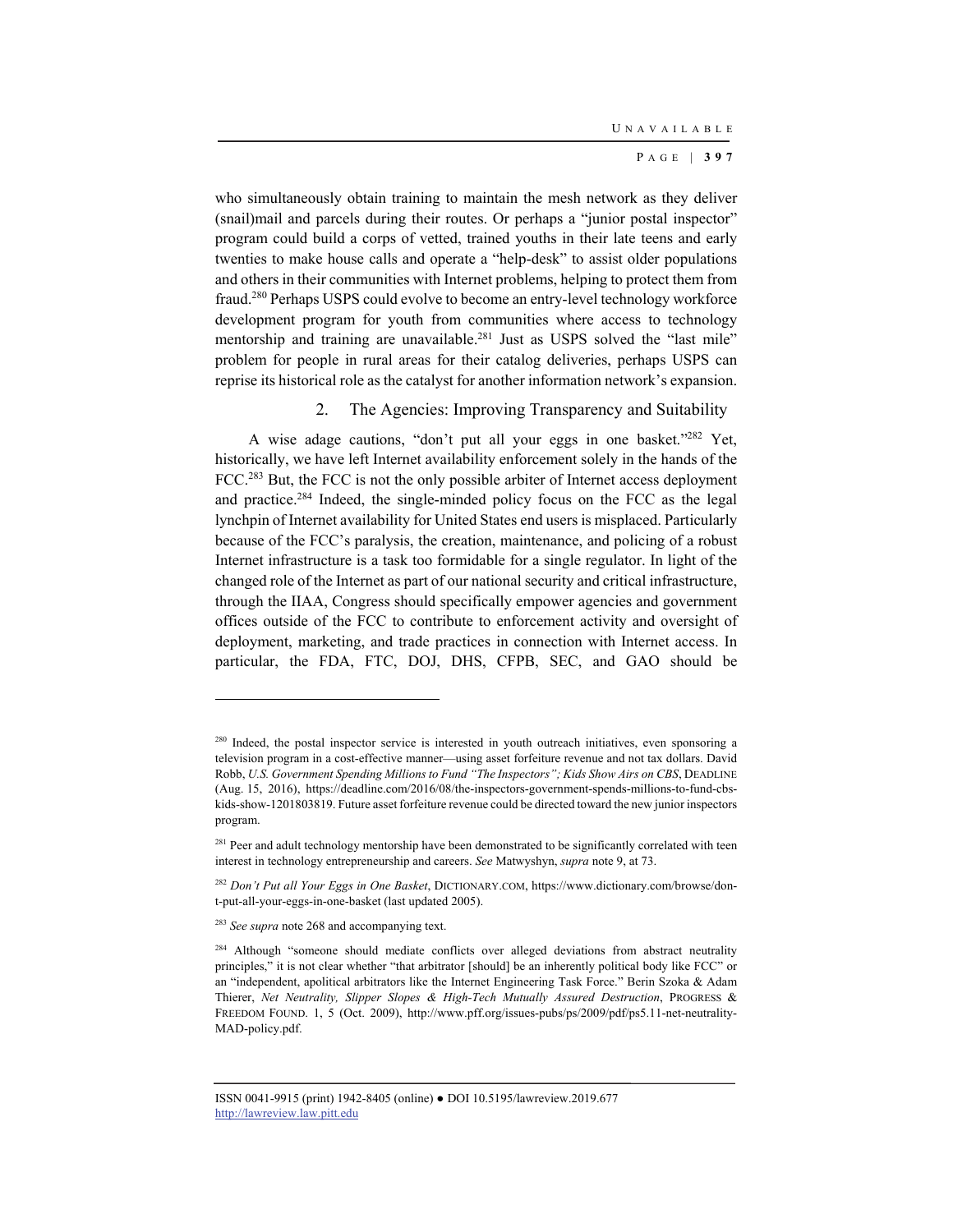who simultaneously obtain training to maintain the mesh network as they deliver (snail)mail and parcels during their routes. Or perhaps a "junior postal inspector" program could build a corps of vetted, trained youths in their late teens and early twenties to make house calls and operate a "help-desk" to assist older populations and others in their communities with Internet problems, helping to protect them from fraud.[280] Perhaps USPS could evolve to become an entry-level technology workforce development program for youth from communities where access to technology mentorship and training are unavailable.[281] Just as USPS solved the "last mile" problem for people in rural areas for their catalog deliveries, perhaps USPS can reprise its historical role as the catalyst for another information network's expansion.

### 2. The Agencies: Improving Transparency and Suitability

A wise adage cautions, "don't put all your eggs in one basket."[282] Yet, historically, we have left Internet availability enforcement solely in the hands of the FCC.[283] But, the FCC is not the only possible arbiter of Internet access deployment and practice.[284] Indeed, the single-minded policy focus on the FCC as the legal lynchpin of Internet availability for United States end users is misplaced. Particularly because of the FCC's paralysis, the creation, maintenance, and policing of a robust Internet infrastructure is a task too formidable for a single regulator. In light of the changed role of the Internet as part of our national security and critical infrastructure, through the IIAA, Congress should specifically empower agencies and government offices outside of the FCC to contribute to enforcement activity and oversight of deployment, marketing, and trade practices in connection with Internet access. In particular, the FDA, FTC, DOJ, DHS, CFPB, SEC, and GAO should be

---

[280] Indeed, the postal inspector service is interested in youth outreach initiatives, even sponsoring a television program in a cost-effective manner—using asset forfeiture revenue and not tax dollars. David Robb, *U.S. Government Spending Millions to Fund "The Inspectors"; Kids Show Airs on CBS*, DEADLINE (Aug. 15, 2016), https://deadline.com/2016/08/the-inspectors-government-spends-millions-to-fund-cbs-kids-show-1201803819. Future asset forfeiture revenue could be directed toward the new junior inspectors program.

[281] Peer and adult technology mentorship have been demonstrated to be significantly correlated with teen interest in technology entrepreneurship and careers. *See* Matwyshyn, *supra* note 9, at 73.

[282] *Don't Put all Your Eggs in One Basket*, DICTIONARY.COM, https://www.dictionary.com/browse/don-t-put-all-your-eggs-in-one-basket (last updated 2005).

[283] *See supra* note 268 and accompanying text.

[284] Although "someone should mediate conflicts over alleged deviations from abstract neutrality principles," it is not clear whether "that arbitrator [should] be an inherently political body like FCC" or an "independent, apolitical arbitrators like the Internet Engineering Task Force." Berin Szoka & Adam Thierer, *Net Neutrality, Slipper Slopes & High-Tech Mutually Assured Destruction*, PROGRESS & FREEDOM FOUND. 1, 5 (Oct. 2009), http://www.pff.org/issues-pubs/ps/2009/pdf/ps5.11-net-neutrality-MAD-policy.pdf.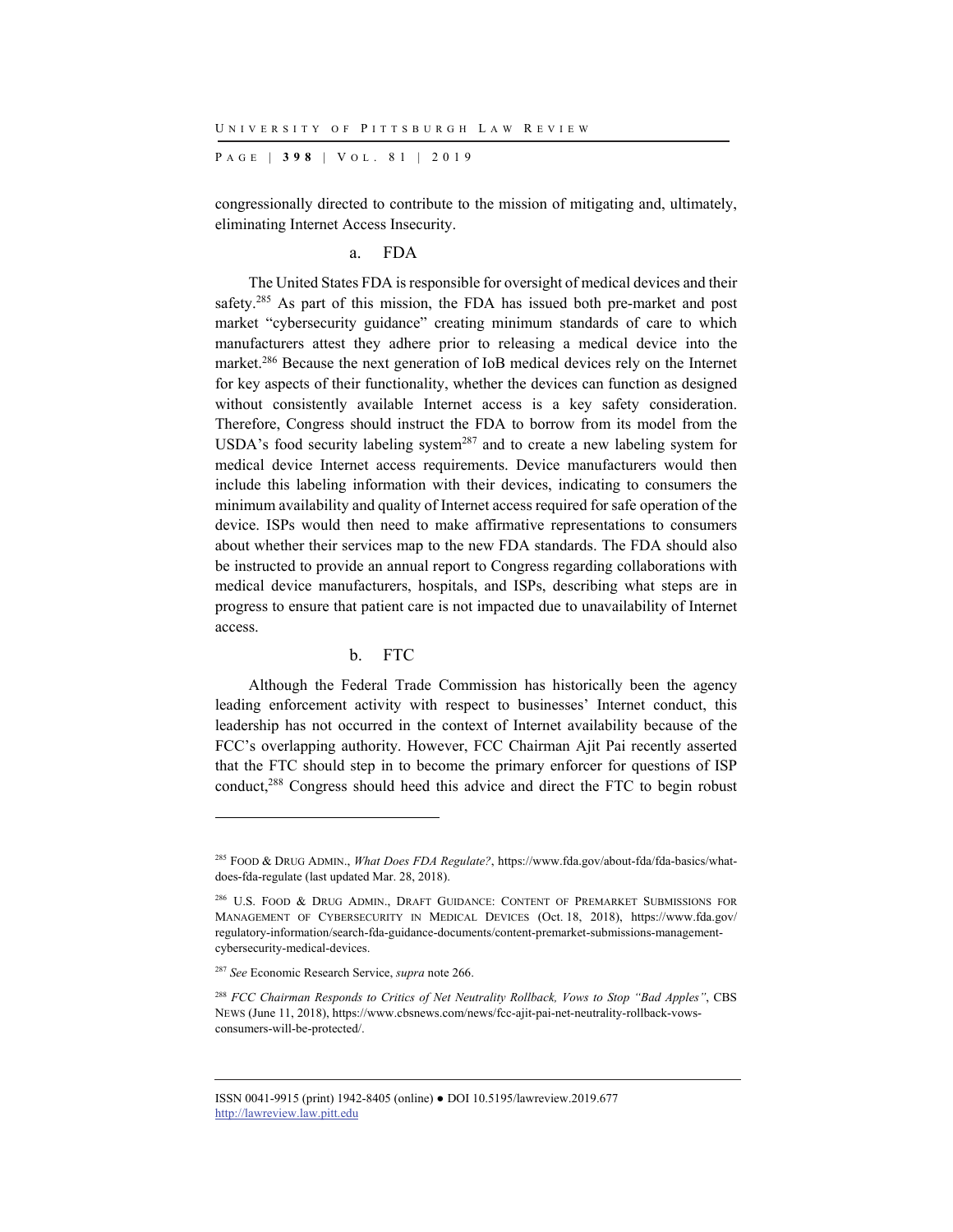congressionally directed to contribute to the mission of mitigating and, ultimately, eliminating Internet Access Insecurity.

#### a. FDA

The United States FDA is responsible for oversight of medical devices and their safety.[285] As part of this mission, the FDA has issued both pre-market and post market "cybersecurity guidance" creating minimum standards of care to which manufacturers attest they adhere prior to releasing a medical device into the market.[286] Because the next generation of IoB medical devices rely on the Internet for key aspects of their functionality, whether the devices can function as designed without consistently available Internet access is a key safety consideration. Therefore, Congress should instruct the FDA to borrow from its model from the USDA's food security labeling system[287] and to create a new labeling system for medical device Internet access requirements. Device manufacturers would then include this labeling information with their devices, indicating to consumers the minimum availability and quality of Internet access required for safe operation of the device. ISPs would then need to make affirmative representations to consumers about whether their services map to the new FDA standards. The FDA should also be instructed to provide an annual report to Congress regarding collaborations with medical device manufacturers, hospitals, and ISPs, describing what steps are in progress to ensure that patient care is not impacted due to unavailability of Internet access.

#### b. FTC

Although the Federal Trade Commission has historically been the agency leading enforcement activity with respect to businesses' Internet conduct, this leadership has not occurred in the context of Internet availability because of the FCC's overlapping authority. However, FCC Chairman Ajit Pai recently asserted that the FTC should step in to become the primary enforcer for questions of ISP conduct,[288] Congress should heed this advice and direct the FTC to begin robust

---

[285] FOOD & DRUG ADMIN., *What Does FDA Regulate?*, https://www.fda.gov/about-fda/fda-basics/what-does-fda-regulate (last updated Mar. 28, 2018).

[286] U.S. FOOD & DRUG ADMIN., DRAFT GUIDANCE: CONTENT OF PREMARKET SUBMISSIONS FOR MANAGEMENT OF CYBERSECURITY IN MEDICAL DEVICES (Oct. 18, 2018), https://www.fda.gov/regulatory-information/search-fda-guidance-documents/content-premarket-submissions-management-cybersecurity-medical-devices.

[287] *See* Economic Research Service, *supra* note 266.

[288] *FCC Chairman Responds to Critics of Net Neutrality Rollback, Vows to Stop "Bad Apples"*, CBS NEWS (June 11, 2018), https://www.cbsnews.com/news/fcc-ajit-pai-net-neutrality-rollback-vows-consumers-will-be-protected/.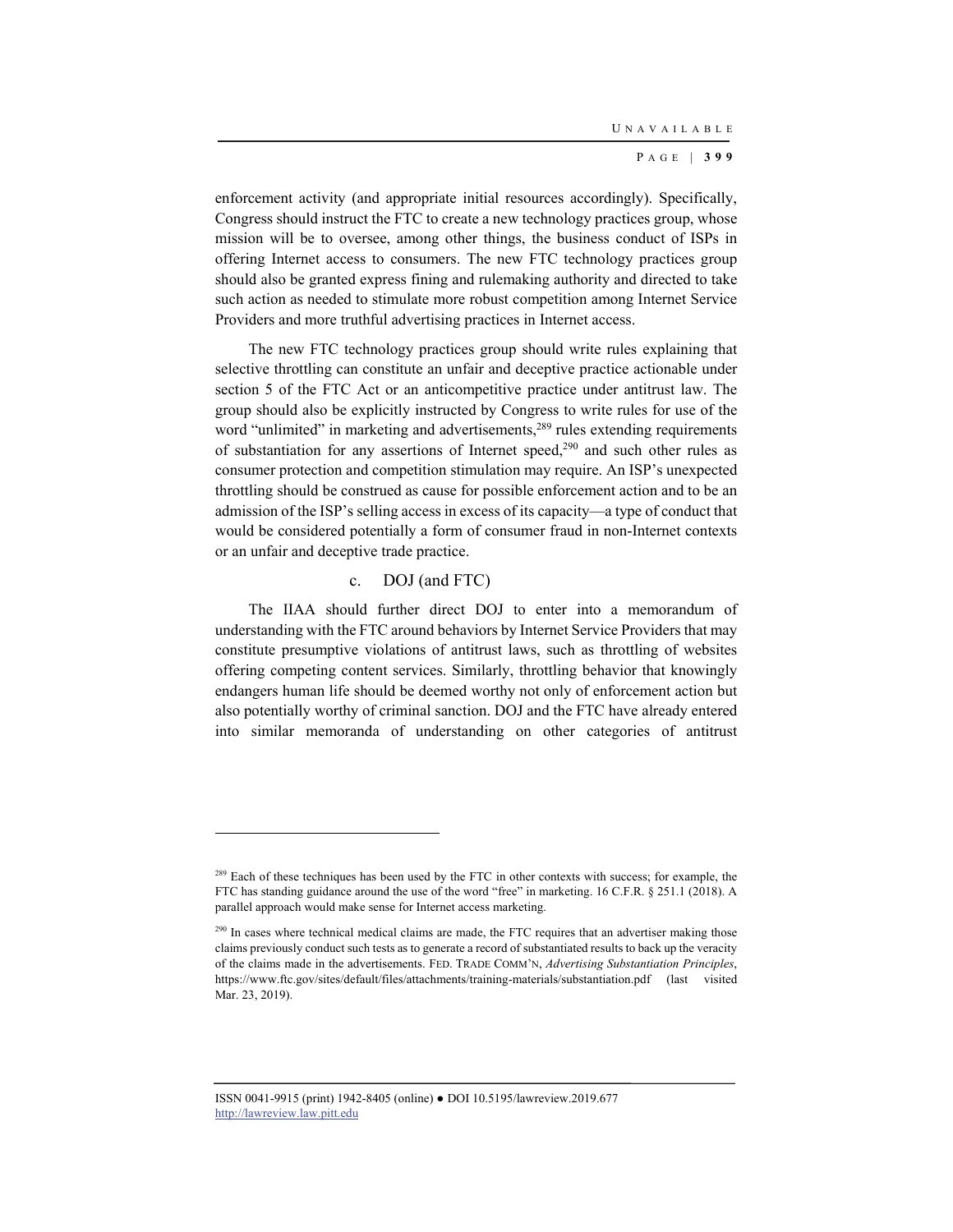enforcement activity (and appropriate initial resources accordingly). Specifically, Congress should instruct the FTC to create a new technology practices group, whose mission will be to oversee, among other things, the business conduct of ISPs in offering Internet access to consumers. The new FTC technology practices group should also be granted express fining and rulemaking authority and directed to take such action as needed to stimulate more robust competition among Internet Service Providers and more truthful advertising practices in Internet access.

The new FTC technology practices group should write rules explaining that selective throttling can constitute an unfair and deceptive practice actionable under section 5 of the FTC Act or an anticompetitive practice under antitrust law. The group should also be explicitly instructed by Congress to write rules for use of the word "unlimited" in marketing and advertisements,[289] rules extending requirements of substantiation for any assertions of Internet speed,[290] and such other rules as consumer protection and competition stimulation may require. An ISP's unexpected throttling should be construed as cause for possible enforcement action and to be an admission of the ISP's selling access in excess of its capacity—a type of conduct that would be considered potentially a form of consumer fraud in non-Internet contexts or an unfair and deceptive trade practice.

#### c. DOJ (and FTC)

The IIAA should further direct DOJ to enter into a memorandum of understanding with the FTC around behaviors by Internet Service Providers that may constitute presumptive violations of antitrust laws, such as throttling of websites offering competing content services. Similarly, throttling behavior that knowingly endangers human life should be deemed worthy not only of enforcement action but also potentially worthy of criminal sanction. DOJ and the FTC have already entered into similar memoranda of understanding on other categories of antitrust

---

[289] Each of these techniques has been used by the FTC in other contexts with success; for example, the FTC has standing guidance around the use of the word "free" in marketing. 16 C.F.R. § 251.1 (2018). A parallel approach would make sense for Internet access marketing.

[290] In cases where technical medical claims are made, the FTC requires that an advertiser making those claims previously conduct such tests as to generate a record of substantiated results to back up the veracity of the claims made in the advertisements. FED. TRADE COMM'N, *Advertising Substantiation Principles*, https://www.ftc.gov/sites/default/files/attachments/training-materials/substantiation.pdf (last visited Mar. 23, 2019).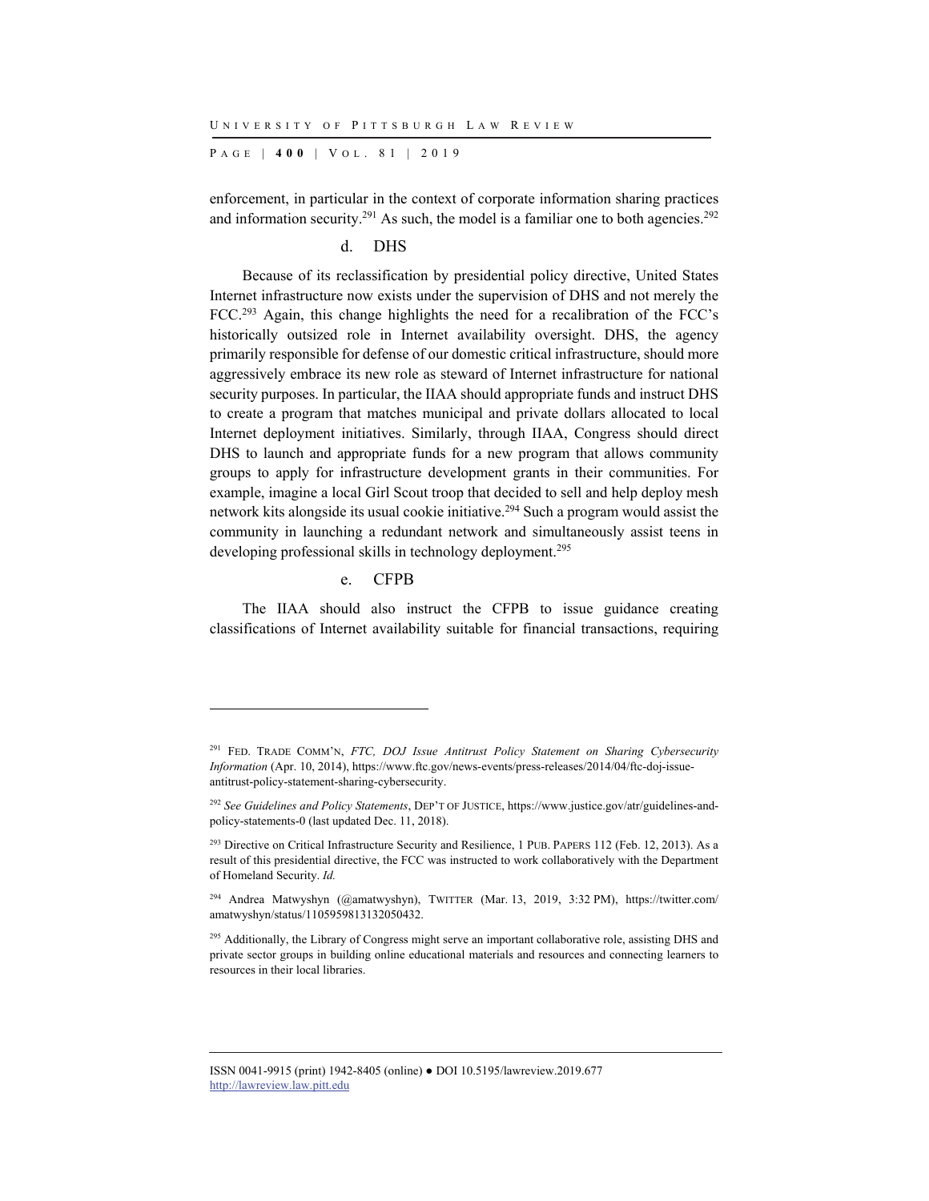enforcement, in particular in the context of corporate information sharing practices and information security.[291] As such, the model is a familiar one to both agencies.[292]

#### d. DHS

Because of its reclassification by presidential policy directive, United States Internet infrastructure now exists under the supervision of DHS and not merely the FCC.[293] Again, this change highlights the need for a recalibration of the FCC's historically outsized role in Internet availability oversight. DHS, the agency primarily responsible for defense of our domestic critical infrastructure, should more aggressively embrace its new role as steward of Internet infrastructure for national security purposes. In particular, the IIAA should appropriate funds and instruct DHS to create a program that matches municipal and private dollars allocated to local Internet deployment initiatives. Similarly, through IIAA, Congress should direct DHS to launch and appropriate funds for a new program that allows community groups to apply for infrastructure development grants in their communities. For example, imagine a local Girl Scout troop that decided to sell and help deploy mesh network kits alongside its usual cookie initiative.[294] Such a program would assist the community in launching a redundant network and simultaneously assist teens in developing professional skills in technology deployment.[295]

#### e. CFPB

The IIAA should also instruct the CFPB to issue guidance creating classifications of Internet availability suitable for financial transactions, requiring

---

[291] FED. TRADE COMM'N, *FTC, DOJ Issue Antitrust Policy Statement on Sharing Cybersecurity Information* (Apr. 10, 2014), https://www.ftc.gov/news-events/press-releases/2014/04/ftc-doj-issue-antitrust-policy-statement-sharing-cybersecurity.

[292] *See Guidelines and Policy Statements*, DEP'T OF JUSTICE, https://www.justice.gov/atr/guidelines-and-policy-statements-0 (last updated Dec. 11, 2018).

[293] Directive on Critical Infrastructure Security and Resilience, 1 PUB. PAPERS 112 (Feb. 12, 2013). As a result of this presidential directive, the FCC was instructed to work collaboratively with the Department of Homeland Security. *Id.*

[294] Andrea Matwyshyn (@amatwyshyn), TWITTER (Mar. 13, 2019, 3:32 PM), https://twitter.com/amatwyshyn/status/1105959813132050432.

[295] Additionally, the Library of Congress might serve an important collaborative role, assisting DHS and private sector groups in building online educational materials and resources and connecting learners to resources in their local libraries.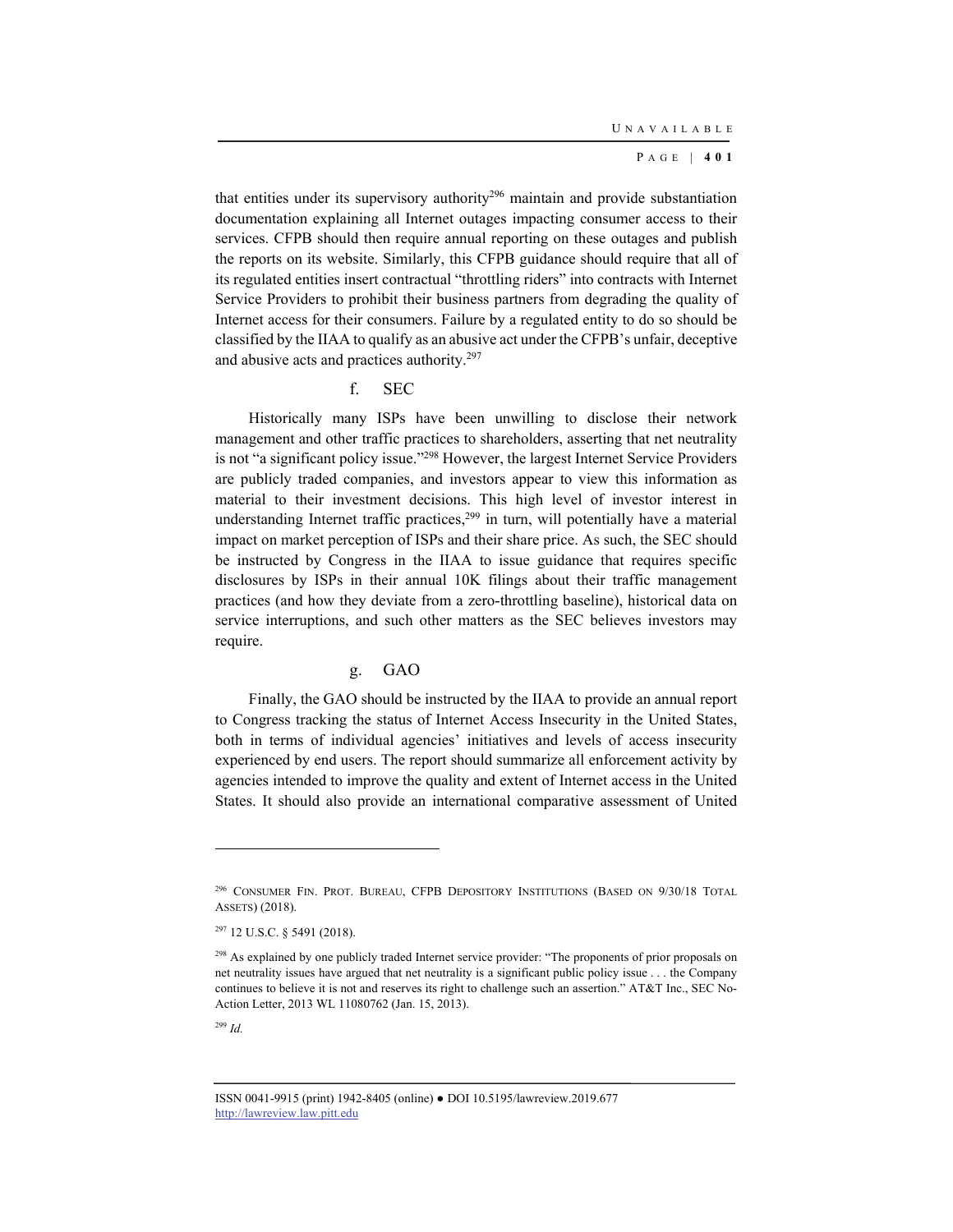that entities under its supervisory authority[296] maintain and provide substantiation documentation explaining all Internet outages impacting consumer access to their services. CFPB should then require annual reporting on these outages and publish the reports on its website. Similarly, this CFPB guidance should require that all of its regulated entities insert contractual "throttling riders" into contracts with Internet Service Providers to prohibit their business partners from degrading the quality of Internet access for their consumers. Failure by a regulated entity to do so should be classified by the IIAA to qualify as an abusive act under the CFPB's unfair, deceptive and abusive acts and practices authority.[297]

#### f. SEC

Historically many ISPs have been unwilling to disclose their network management and other traffic practices to shareholders, asserting that net neutrality is not "a significant policy issue."[298] However, the largest Internet Service Providers are publicly traded companies, and investors appear to view this information as material to their investment decisions. This high level of investor interest in understanding Internet traffic practices,[299] in turn, will potentially have a material impact on market perception of ISPs and their share price. As such, the SEC should be instructed by Congress in the IIAA to issue guidance that requires specific disclosures by ISPs in their annual 10K filings about their traffic management practices (and how they deviate from a zero-throttling baseline), historical data on service interruptions, and such other matters as the SEC believes investors may require.

#### g. GAO

Finally, the GAO should be instructed by the IIAA to provide an annual report to Congress tracking the status of Internet Access Insecurity in the United States, both in terms of individual agencies' initiatives and levels of access insecurity experienced by end users. The report should summarize all enforcement activity by agencies intended to improve the quality and extent of Internet access in the United States. It should also provide an international comparative assessment of United

---

[296] Consumer Fin. Prot. Bureau, CFPB Depository Institutions (Based on 9/30/18 Total Assets) (2018).

[297] 12 U.S.C. § 5491 (2018).

[298] As explained by one publicly traded Internet service provider: "The proponents of prior proposals on net neutrality issues have argued that net neutrality is a significant public policy issue . . . the Company continues to believe it is not and reserves its right to challenge such an assertion." AT&T Inc., SEC No-Action Letter, 2013 WL 11080762 (Jan. 15, 2013).

[299] *Id.*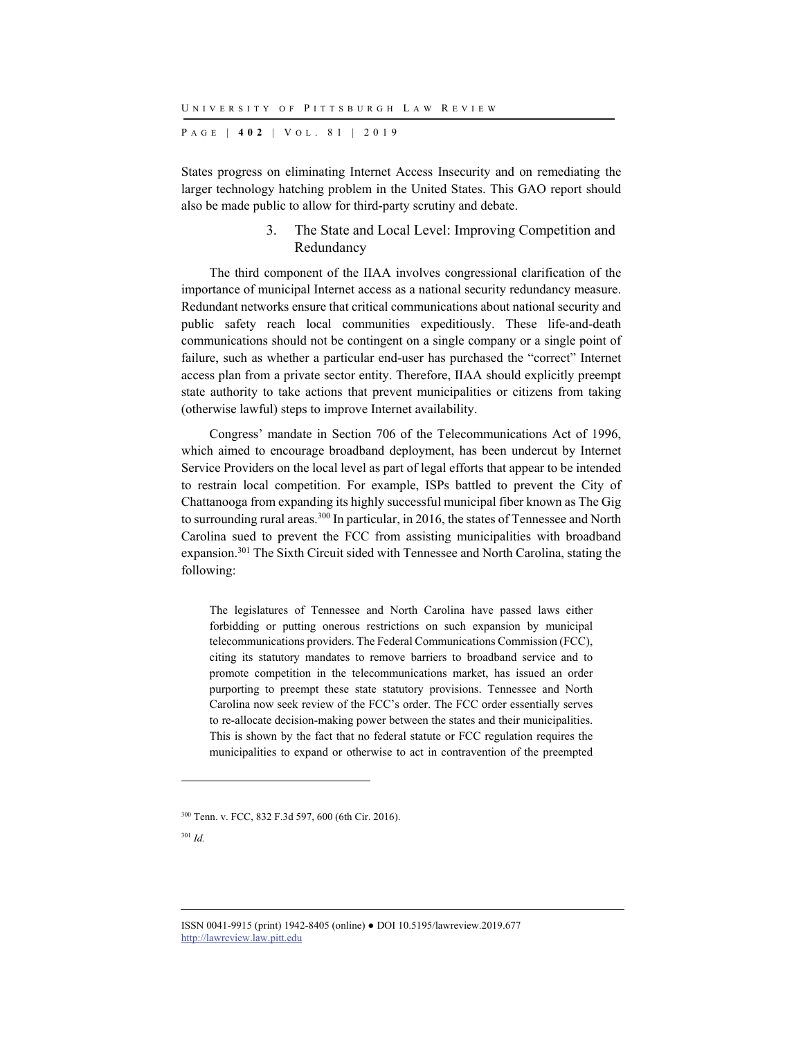States progress on eliminating Internet Access Insecurity and on remediating the larger technology hatching problem in the United States. This GAO report should also be made public to allow for third-party scrutiny and debate.

### 3. The State and Local Level: Improving Competition and Redundancy

The third component of the IIAA involves congressional clarification of the importance of municipal Internet access as a national security redundancy measure. Redundant networks ensure that critical communications about national security and public safety reach local communities expeditiously. These life-and-death communications should not be contingent on a single company or a single point of failure, such as whether a particular end-user has purchased the "correct" Internet access plan from a private sector entity. Therefore, IIAA should explicitly preempt state authority to take actions that prevent municipalities or citizens from taking (otherwise lawful) steps to improve Internet availability.

Congress' mandate in Section 706 of the Telecommunications Act of 1996, which aimed to encourage broadband deployment, has been undercut by Internet Service Providers on the local level as part of legal efforts that appear to be intended to restrain local competition. For example, ISPs battled to prevent the City of Chattanooga from expanding its highly successful municipal fiber known as The Gig to surrounding rural areas.[300] In particular, in 2016, the states of Tennessee and North Carolina sued to prevent the FCC from assisting municipalities with broadband expansion.[301] The Sixth Circuit sided with Tennessee and North Carolina, stating the following:

> The legislatures of Tennessee and North Carolina have passed laws either forbidding or putting onerous restrictions on such expansion by municipal telecommunications providers. The Federal Communications Commission (FCC), citing its statutory mandates to remove barriers to broadband service and to promote competition in the telecommunications market, has issued an order purporting to preempt these state statutory provisions. Tennessee and North Carolina now seek review of the FCC's order. The FCC order essentially serves to re-allocate decision-making power between the states and their municipalities. This is shown by the fact that no federal statute or FCC regulation requires the municipalities to expand or otherwise to act in contravention of the preempted

---

[300] Tenn. v. FCC, 832 F.3d 597, 600 (6th Cir. 2016).

[301] *Id.*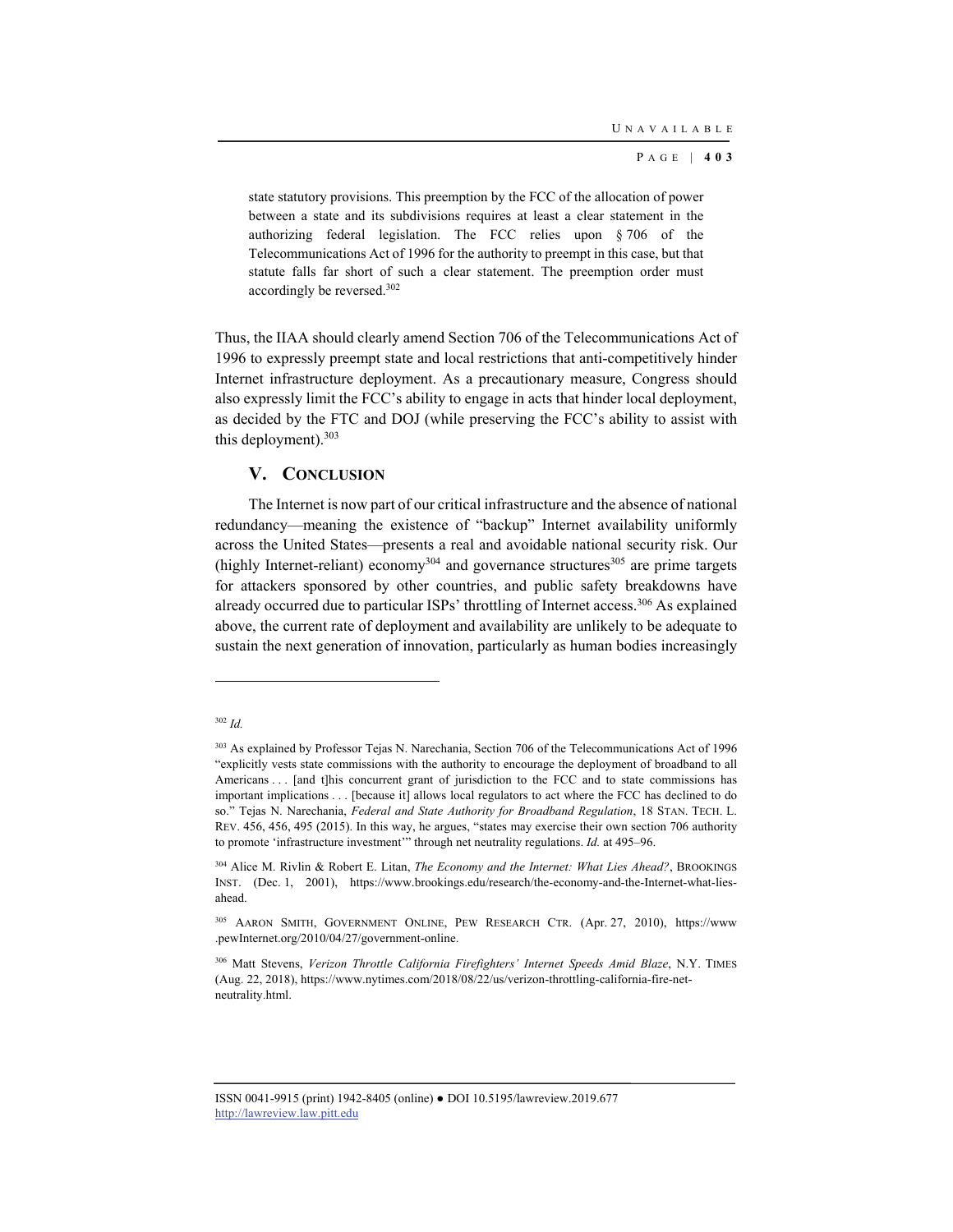> state statutory provisions. This preemption by the FCC of the allocation of power between a state and its subdivisions requires at least a clear statement in the authorizing federal legislation. The FCC relies upon § 706 of the Telecommunications Act of 1996 for the authority to preempt in this case, but that statute falls far short of such a clear statement. The preemption order must accordingly be reversed.[302]

Thus, the IIAA should clearly amend Section 706 of the Telecommunications Act of 1996 to expressly preempt state and local restrictions that anti-competitively hinder Internet infrastructure deployment. As a precautionary measure, Congress should also expressly limit the FCC's ability to engage in acts that hinder local deployment, as decided by the FTC and DOJ (while preserving the FCC's ability to assist with this deployment).[303]

## V. CONCLUSION

The Internet is now part of our critical infrastructure and the absence of national redundancy—meaning the existence of "backup" Internet availability uniformly across the United States—presents a real and avoidable national security risk. Our (highly Internet-reliant) economy[304] and governance structures[305] are prime targets for attackers sponsored by other countries, and public safety breakdowns have already occurred due to particular ISPs' throttling of Internet access.[306] As explained above, the current rate of deployment and availability are unlikely to be adequate to sustain the next generation of innovation, particularly as human bodies increasingly

---

[302] *Id.*

[303] As explained by Professor Tejas N. Narechania, Section 706 of the Telecommunications Act of 1996 "explicitly vests state commissions with the authority to encourage the deployment of broadband to all Americans . . . [and t]his concurrent grant of jurisdiction to the FCC and to state commissions has important implications . . . [because it] allows local regulators to act where the FCC has declined to do so." Tejas N. Narechania, *Federal and State Authority for Broadband Regulation*, 18 STAN. TECH. L. REV. 456, 456, 495 (2015). In this way, he argues, "states may exercise their own section 706 authority to promote 'infrastructure investment'" through net neutrality regulations. *Id.* at 495–96.

[304] Alice M. Rivlin & Robert E. Litan, *The Economy and the Internet: What Lies Ahead?*, BROOKINGS INST. (Dec. 1, 2001), https://www.brookings.edu/research/the-economy-and-the-Internet-what-lies-ahead.

[305] AARON SMITH, GOVERNMENT ONLINE, PEW RESEARCH CTR. (Apr. 27, 2010), https://www.pewInternet.org/2010/04/27/government-online.

[306] Matt Stevens, *Verizon Throttle California Firefighters' Internet Speeds Amid Blaze*, N.Y. TIMES (Aug. 22, 2018), https://www.nytimes.com/2018/08/22/us/verizon-throttling-california-fire-net-neutrality.html.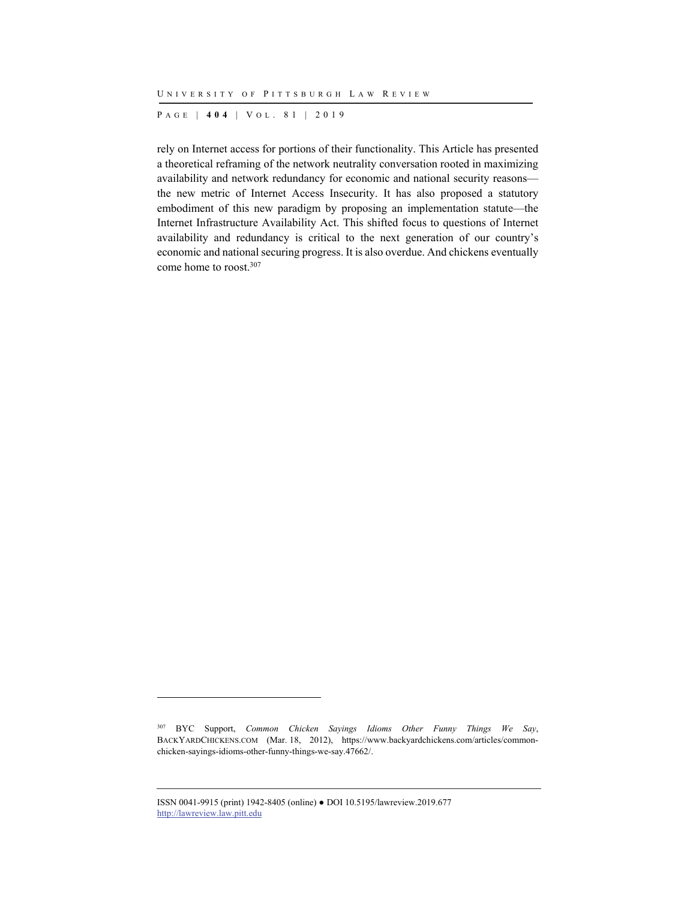rely on Internet access for portions of their functionality. This Article has presented a theoretical reframing of the network neutrality conversation rooted in maximizing availability and network redundancy for economic and national security reasons—the new metric of Internet Access Insecurity. It has also proposed a statutory embodiment of this new paradigm by proposing an implementation statute—the Internet Infrastructure Availability Act. This shifted focus to questions of Internet availability and redundancy is critical to the next generation of our country's economic and national securing progress. It is also overdue. And chickens eventually come home to roost.[307]

---

[307] BYC Support, *Common Chicken Sayings Idioms Other Funny Things We Say*, BACKYARDCHICKENS.COM (Mar. 18, 2012), https://www.backyardchickens.com/articles/common-chicken-sayings-idioms-other-funny-things-we-say.47662/.